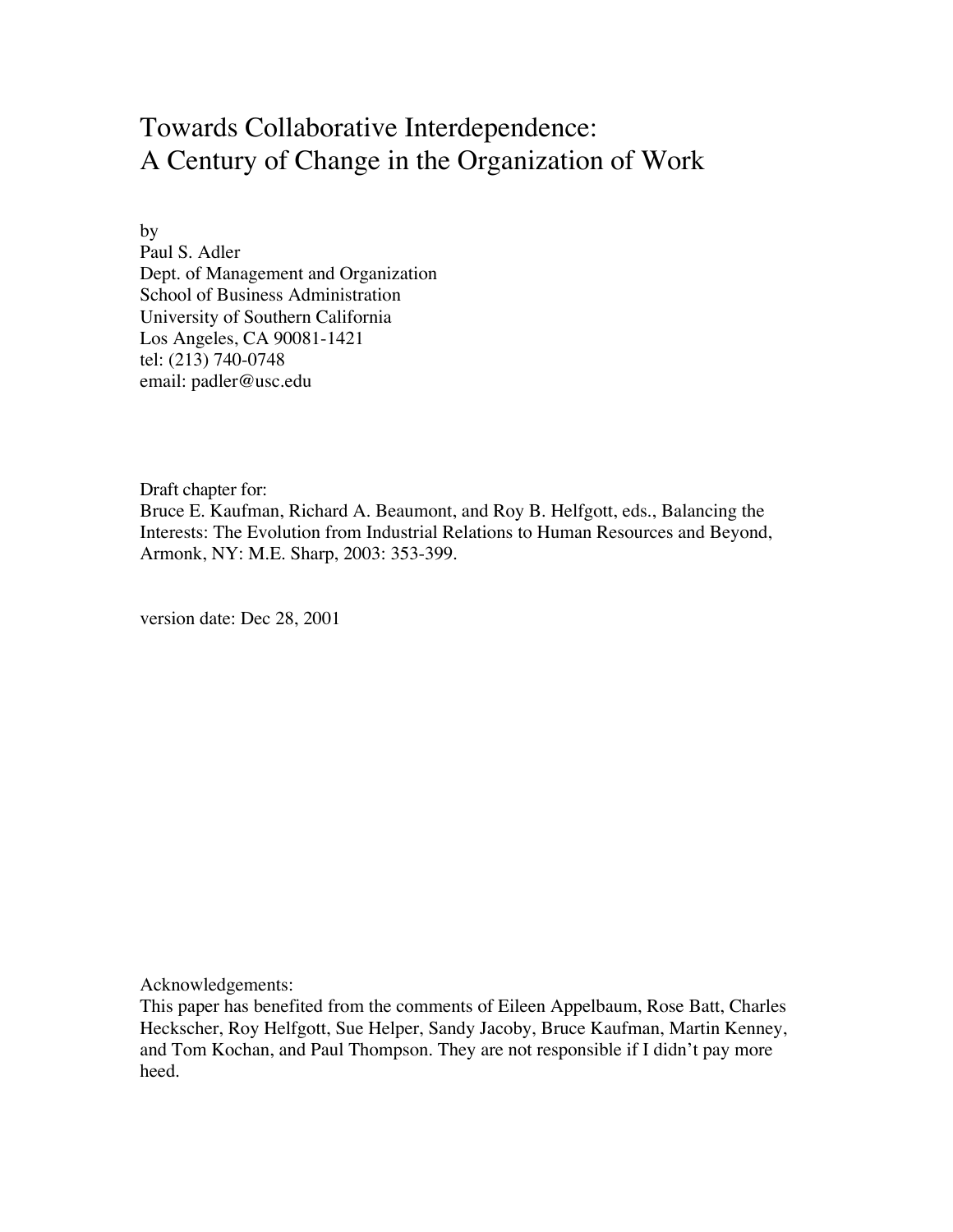# Towards Collaborative Interdependence:
# A Century of Change in the Organization of Work

by
Paul S. Adler
Dept. of Management and Organization
School of Business Administration
University of Southern California
Los Angeles, CA 90081-1421
tel: (213) 740-0748
email: padler@usc.edu

Draft chapter for:
Bruce E. Kaufman, Richard A. Beaumont, and Roy B. Helfgott, eds., Balancing the Interests: The Evolution from Industrial Relations to Human Resources and Beyond, Armonk, NY: M.E. Sharp, 2003: 353-399.

version date: Dec 28, 2001

Acknowledgements:
This paper has benefited from the comments of Eileen Appelbaum, Rose Batt, Charles Heckscher, Roy Helfgott, Sue Helper, Sandy Jacoby, Bruce Kaufman, Martin Kenney, and Tom Kochan, and Paul Thompson. They are not responsible if I didn't pay more heed.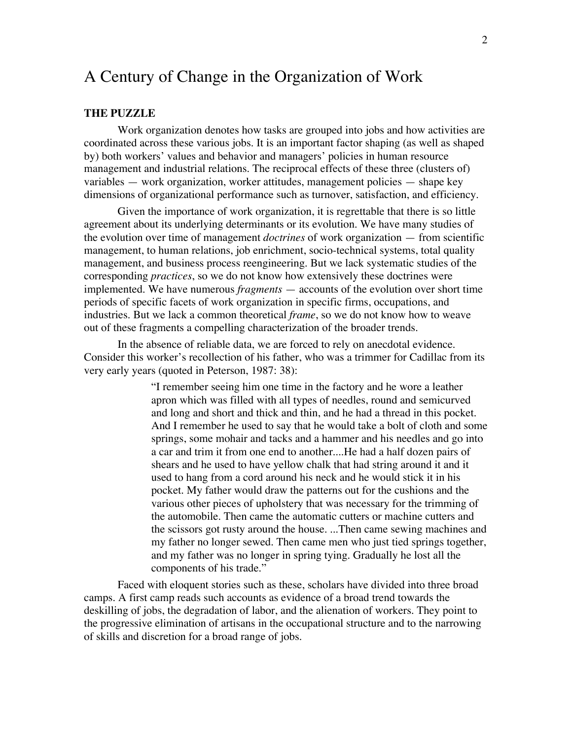# A Century of Change in the Organization of Work

## THE PUZZLE

Work organization denotes how tasks are grouped into jobs and how activities are coordinated across these various jobs. It is an important factor shaping (as well as shaped by) both workers' values and behavior and managers' policies in human resource management and industrial relations. The reciprocal effects of these three (clusters of) variables — work organization, worker attitudes, management policies — shape key dimensions of organizational performance such as turnover, satisfaction, and efficiency.

Given the importance of work organization, it is regrettable that there is so little agreement about its underlying determinants or its evolution. We have many studies of the evolution over time of management *doctrines* of work organization — from scientific management, to human relations, job enrichment, socio-technical systems, total quality management, and business process reengineering. But we lack systematic studies of the corresponding *practices*, so we do not know how extensively these doctrines were implemented. We have numerous *fragments* — accounts of the evolution over short time periods of specific facets of work organization in specific firms, occupations, and industries. But we lack a common theoretical *frame*, so we do not know how to weave out of these fragments a compelling characterization of the broader trends.

In the absence of reliable data, we are forced to rely on anecdotal evidence. Consider this worker's recollection of his father, who was a trimmer for Cadillac from its very early years (quoted in Peterson, 1987: 38):

> "I remember seeing him one time in the factory and he wore a leather apron which was filled with all types of needles, round and semicurved and long and short and thick and thin, and he had a thread in this pocket. And I remember he used to say that he would take a bolt of cloth and some springs, some mohair and tacks and a hammer and his needles and go into a car and trim it from one end to another....He had a half dozen pairs of shears and he used to have yellow chalk that had string around it and it used to hang from a cord around his neck and he would stick it in his pocket. My father would draw the patterns out for the cushions and the various other pieces of upholstery that was necessary for the trimming of the automobile. Then came the automatic cutters or machine cutters and the scissors got rusty around the house. ...Then came sewing machines and my father no longer sewed. Then came men who just tied springs together, and my father was no longer in spring tying. Gradually he lost all the components of his trade."

Faced with eloquent stories such as these, scholars have divided into three broad camps. A first camp reads such accounts as evidence of a broad trend towards the deskilling of jobs, the degradation of labor, and the alienation of workers. They point to the progressive elimination of artisans in the occupational structure and to the narrowing of skills and discretion for a broad range of jobs.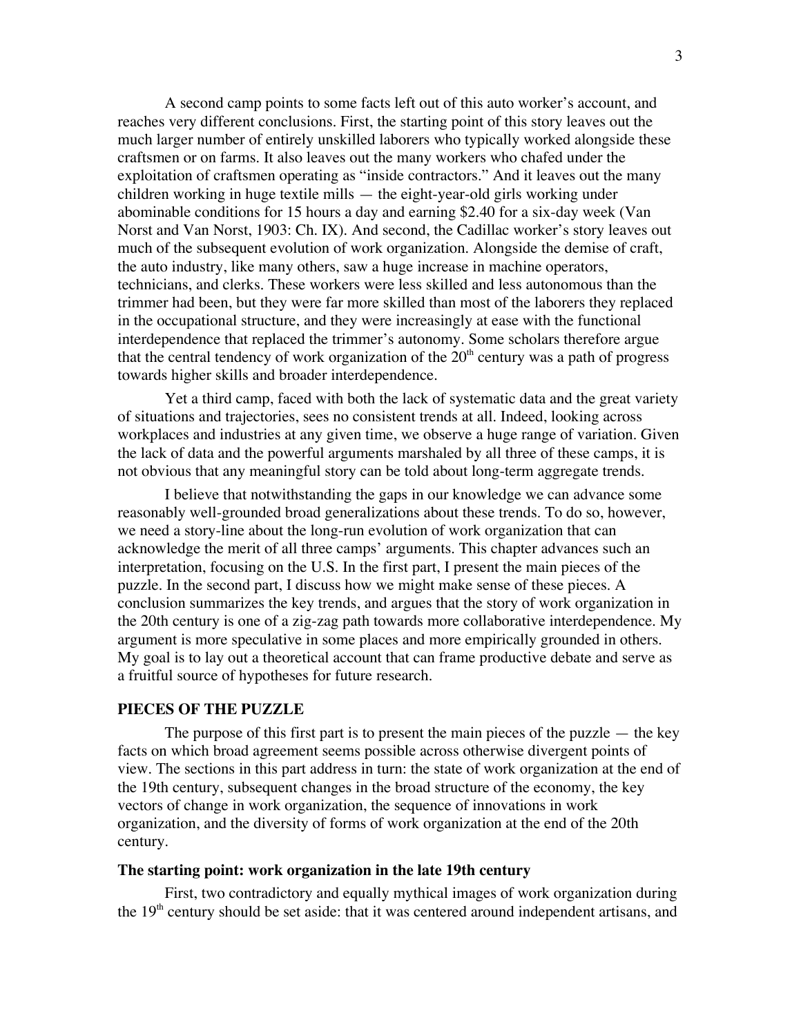A second camp points to some facts left out of this auto worker's account, and reaches very different conclusions. First, the starting point of this story leaves out the much larger number of entirely unskilled laborers who typically worked alongside these craftsmen or on farms. It also leaves out the many workers who chafed under the exploitation of craftsmen operating as "inside contractors." And it leaves out the many children working in huge textile mills — the eight-year-old girls working under abominable conditions for 15 hours a day and earning $2.40 for a six-day week (Van Norst and Van Norst, 1903: Ch. IX). And second, the Cadillac worker's story leaves out much of the subsequent evolution of work organization. Alongside the demise of craft, the auto industry, like many others, saw a huge increase in machine operators, technicians, and clerks. These workers were less skilled and less autonomous than the trimmer had been, but they were far more skilled than most of the laborers they replaced in the occupational structure, and they were increasingly at ease with the functional interdependence that replaced the trimmer's autonomy. Some scholars therefore argue that the central tendency of work organization of the 20th century was a path of progress towards higher skills and broader interdependence.

Yet a third camp, faced with both the lack of systematic data and the great variety of situations and trajectories, sees no consistent trends at all. Indeed, looking across workplaces and industries at any given time, we observe a huge range of variation. Given the lack of data and the powerful arguments marshaled by all three of these camps, it is not obvious that any meaningful story can be told about long-term aggregate trends.

I believe that notwithstanding the gaps in our knowledge we can advance some reasonably well-grounded broad generalizations about these trends. To do so, however, we need a story-line about the long-run evolution of work organization that can acknowledge the merit of all three camps' arguments. This chapter advances such an interpretation, focusing on the U.S. In the first part, I present the main pieces of the puzzle. In the second part, I discuss how we might make sense of these pieces. A conclusion summarizes the key trends, and argues that the story of work organization in the 20th century is one of a zig-zag path towards more collaborative interdependence. My argument is more speculative in some places and more empirically grounded in others. My goal is to lay out a theoretical account that can frame productive debate and serve as a fruitful source of hypotheses for future research.

## PIECES OF THE PUZZLE

The purpose of this first part is to present the main pieces of the puzzle — the key facts on which broad agreement seems possible across otherwise divergent points of view. The sections in this part address in turn: the state of work organization at the end of the 19th century, subsequent changes in the broad structure of the economy, the key vectors of change in work organization, the sequence of innovations in work organization, and the diversity of forms of work organization at the end of the 20th century.

### The starting point: work organization in the late 19th century

First, two contradictory and equally mythical images of work organization during the 19th century should be set aside: that it was centered around independent artisans, and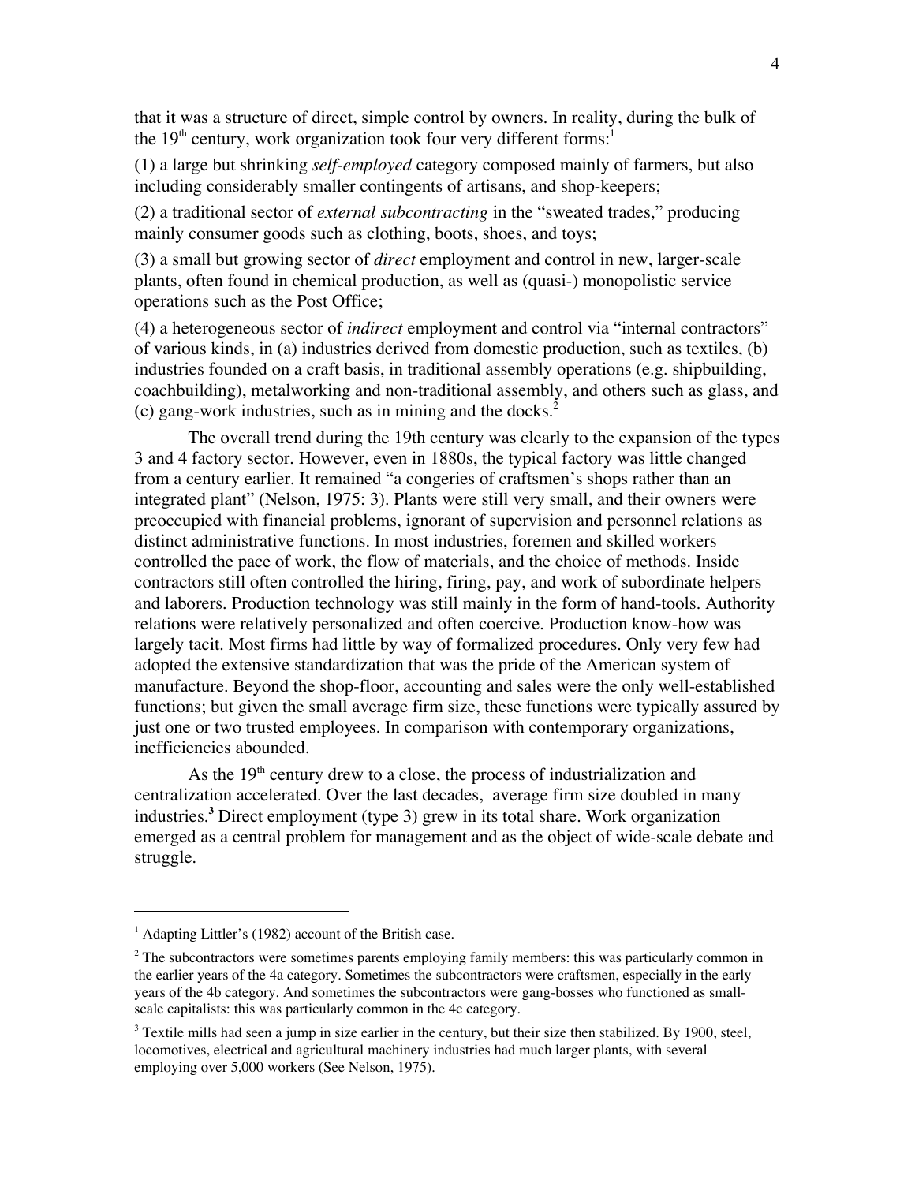that it was a structure of direct, simple control by owners. In reality, during the bulk of the 19th century, work organization took four very different forms:[1]

(1) a large but shrinking *self-employed* category composed mainly of farmers, but also including considerably smaller contingents of artisans, and shop-keepers;

(2) a traditional sector of *external subcontracting* in the "sweated trades," producing mainly consumer goods such as clothing, boots, shoes, and toys;

(3) a small but growing sector of *direct* employment and control in new, larger-scale plants, often found in chemical production, as well as (quasi-) monopolistic service operations such as the Post Office;

(4) a heterogeneous sector of *indirect* employment and control via "internal contractors" of various kinds, in (a) industries derived from domestic production, such as textiles, (b) industries founded on a craft basis, in traditional assembly operations (e.g. shipbuilding, coachbuilding), metalworking and non-traditional assembly, and others such as glass, and (c) gang-work industries, such as in mining and the docks.[2]

The overall trend during the 19th century was clearly to the expansion of the types 3 and 4 factory sector. However, even in 1880s, the typical factory was little changed from a century earlier. It remained "a congeries of craftsmen's shops rather than an integrated plant" (Nelson, 1975: 3). Plants were still very small, and their owners were preoccupied with financial problems, ignorant of supervision and personnel relations as distinct administrative functions. In most industries, foremen and skilled workers controlled the pace of work, the flow of materials, and the choice of methods. Inside contractors still often controlled the hiring, firing, pay, and work of subordinate helpers and laborers. Production technology was still mainly in the form of hand-tools. Authority relations were relatively personalized and often coercive. Production know-how was largely tacit. Most firms had little by way of formalized procedures. Only very few had adopted the extensive standardization that was the pride of the American system of manufacture. Beyond the shop-floor, accounting and sales were the only well-established functions; but given the small average firm size, these functions were typically assured by just one or two trusted employees. In comparison with contemporary organizations, inefficiencies abounded.

As the 19th century drew to a close, the process of industrialization and centralization accelerated. Over the last decades, average firm size doubled in many industries.[3] Direct employment (type 3) grew in its total share. Work organization emerged as a central problem for management and as the object of wide-scale debate and struggle.

---

[1] Adapting Littler's (1982) account of the British case.

[2] The subcontractors were sometimes parents employing family members: this was particularly common in the earlier years of the 4a category. Sometimes the subcontractors were craftsmen, especially in the early years of the 4b category. And sometimes the subcontractors were gang-bosses who functioned as small-scale capitalists: this was particularly common in the 4c category.

[3] Textile mills had seen a jump in size earlier in the century, but their size then stabilized. By 1900, steel, locomotives, electrical and agricultural machinery industries had much larger plants, with several employing over 5,000 workers (See Nelson, 1975).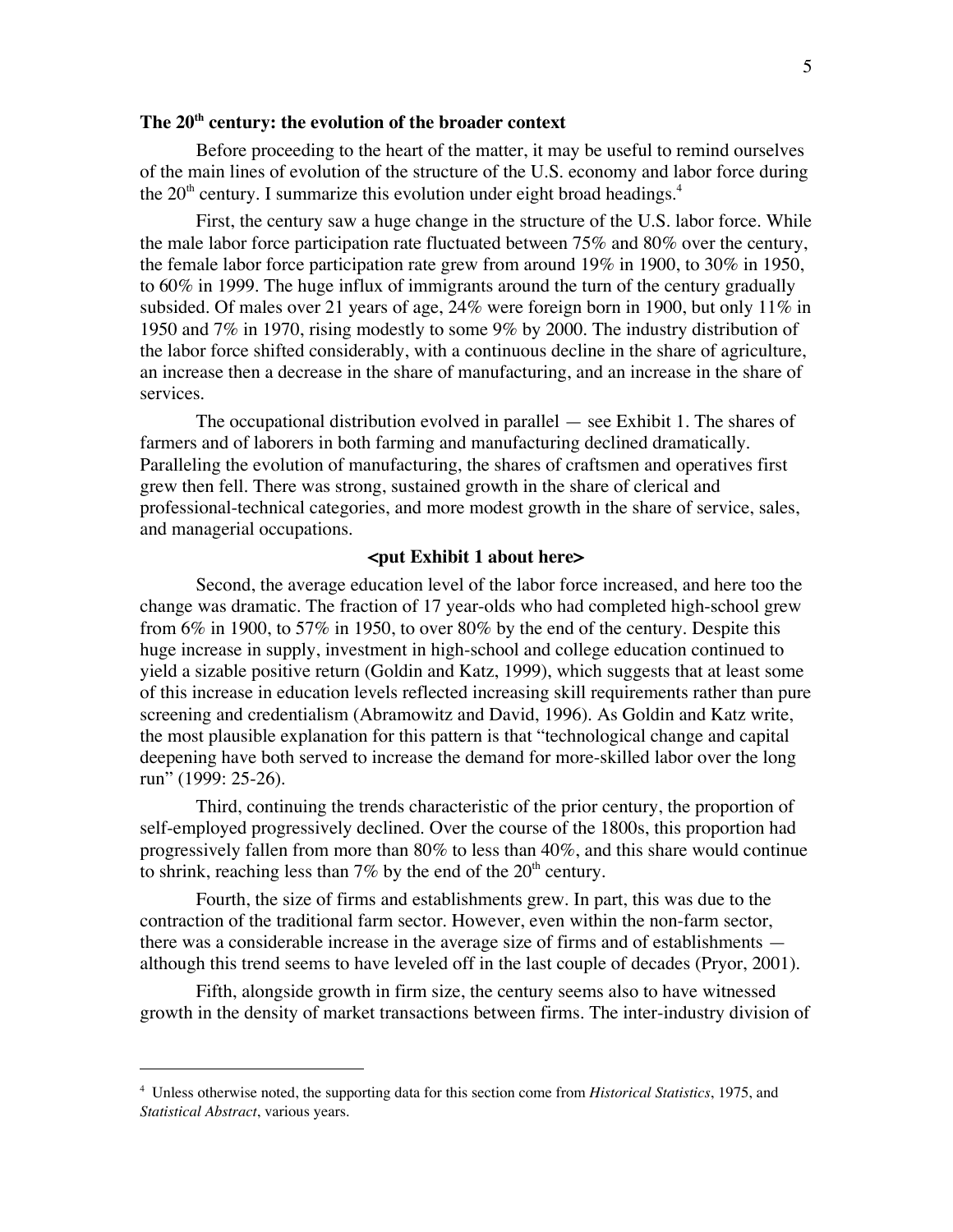### The 20th century: the evolution of the broader context

Before proceeding to the heart of the matter, it may be useful to remind ourselves of the main lines of evolution of the structure of the U.S. economy and labor force during the 20th century. I summarize this evolution under eight broad headings.[4]

First, the century saw a huge change in the structure of the U.S. labor force. While the male labor force participation rate fluctuated between 75% and 80% over the century, the female labor force participation rate grew from around 19% in 1900, to 30% in 1950, to 60% in 1999. The huge influx of immigrants around the turn of the century gradually subsided. Of males over 21 years of age, 24% were foreign born in 1900, but only 11% in 1950 and 7% in 1970, rising modestly to some 9% by 2000. The industry distribution of the labor force shifted considerably, with a continuous decline in the share of agriculture, an increase then a decrease in the share of manufacturing, and an increase in the share of services.

The occupational distribution evolved in parallel — see Exhibit 1. The shares of farmers and of laborers in both farming and manufacturing declined dramatically. Paralleling the evolution of manufacturing, the shares of craftsmen and operatives first grew then fell. There was strong, sustained growth in the share of clerical and professional-technical categories, and more modest growth in the share of service, sales, and managerial occupations.

**<put Exhibit 1 about here>**

Second, the average education level of the labor force increased, and here too the change was dramatic. The fraction of 17 year-olds who had completed high-school grew from 6% in 1900, to 57% in 1950, to over 80% by the end of the century. Despite this huge increase in supply, investment in high-school and college education continued to yield a sizable positive return (Goldin and Katz, 1999), which suggests that at least some of this increase in education levels reflected increasing skill requirements rather than pure screening and credentialism (Abramowitz and David, 1996). As Goldin and Katz write, the most plausible explanation for this pattern is that "technological change and capital deepening have both served to increase the demand for more-skilled labor over the long run" (1999: 25-26).

Third, continuing the trends characteristic of the prior century, the proportion of self-employed progressively declined. Over the course of the 1800s, this proportion had progressively fallen from more than 80% to less than 40%, and this share would continue to shrink, reaching less than 7% by the end of the 20th century.

Fourth, the size of firms and establishments grew. In part, this was due to the contraction of the traditional farm sector. However, even within the non-farm sector, there was a considerable increase in the average size of firms and of establishments — although this trend seems to have leveled off in the last couple of decades (Pryor, 2001).

Fifth, alongside growth in firm size, the century seems also to have witnessed growth in the density of market transactions between firms. The inter-industry division of

---

[4] Unless otherwise noted, the supporting data for this section come from *Historical Statistics*, 1975, and *Statistical Abstract*, various years.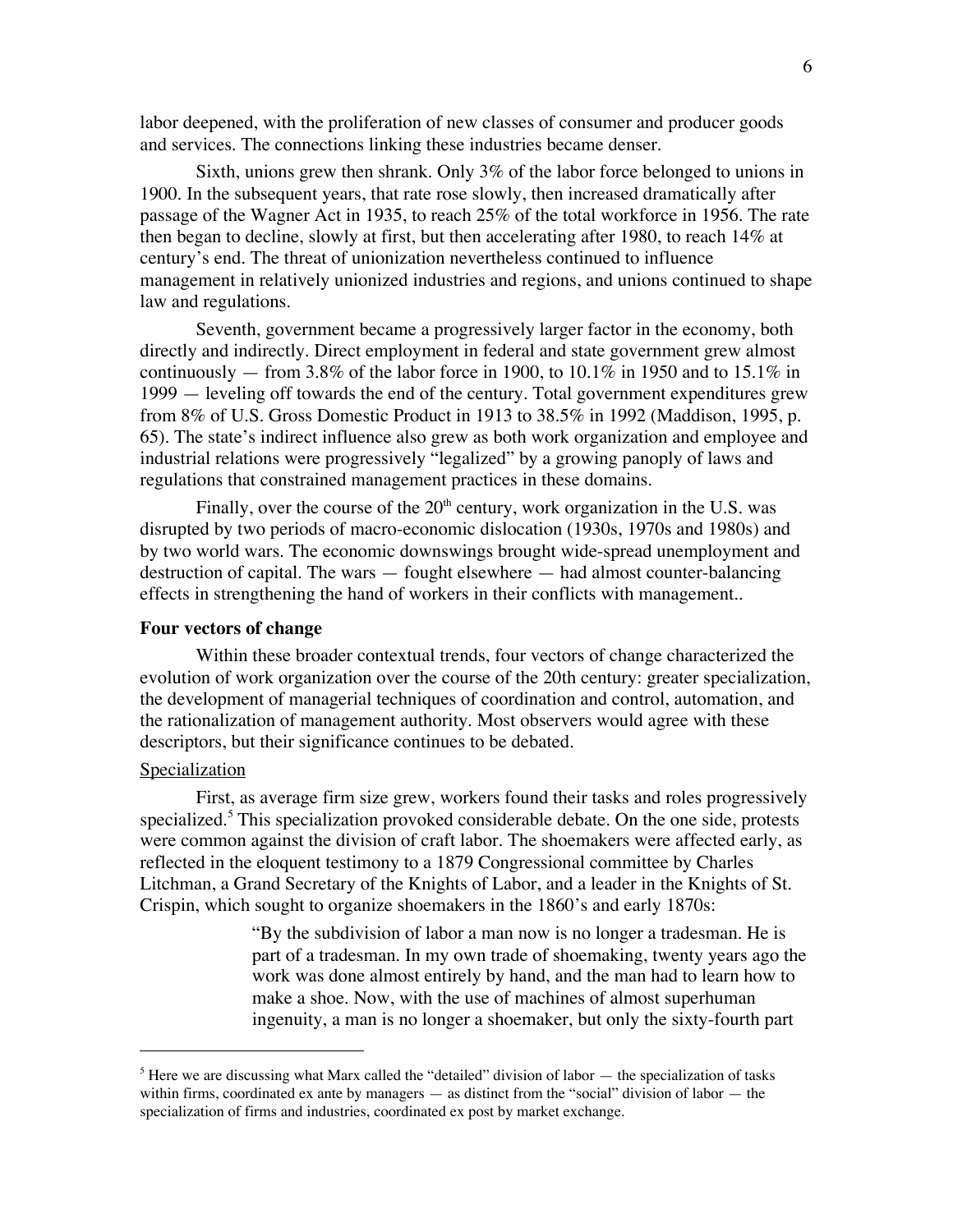labor deepened, with the proliferation of new classes of consumer and producer goods and services. The connections linking these industries became denser.

Sixth, unions grew then shrank. Only 3% of the labor force belonged to unions in 1900. In the subsequent years, that rate rose slowly, then increased dramatically after passage of the Wagner Act in 1935, to reach 25% of the total workforce in 1956. The rate then began to decline, slowly at first, but then accelerating after 1980, to reach 14% at century's end. The threat of unionization nevertheless continued to influence management in relatively unionized industries and regions, and unions continued to shape law and regulations.

Seventh, government became a progressively larger factor in the economy, both directly and indirectly. Direct employment in federal and state government grew almost continuously — from 3.8% of the labor force in 1900, to 10.1% in 1950 and to 15.1% in 1999 — leveling off towards the end of the century. Total government expenditures grew from 8% of U.S. Gross Domestic Product in 1913 to 38.5% in 1992 (Maddison, 1995, p. 65). The state's indirect influence also grew as both work organization and employee and industrial relations were progressively "legalized" by a growing panoply of laws and regulations that constrained management practices in these domains.

Finally, over the course of the 20th century, work organization in the U.S. was disrupted by two periods of macro-economic dislocation (1930s, 1970s and 1980s) and by two world wars. The economic downswings brought wide-spread unemployment and destruction of capital. The wars — fought elsewhere — had almost counter-balancing effects in strengthening the hand of workers in their conflicts with management..

**Four vectors of change**

Within these broader contextual trends, four vectors of change characterized the evolution of work organization over the course of the 20th century: greater specialization, the development of managerial techniques of coordination and control, automation, and the rationalization of management authority. Most observers would agree with these descriptors, but their significance continues to be debated.

Specialization

First, as average firm size grew, workers found their tasks and roles progressively specialized.[5] This specialization provoked considerable debate. On the one side, protests were common against the division of craft labor. The shoemakers were affected early, as reflected in the eloquent testimony to a 1879 Congressional committee by Charles Litchman, a Grand Secretary of the Knights of Labor, and a leader in the Knights of St. Crispin, which sought to organize shoemakers in the 1860's and early 1870s:

> "By the subdivision of labor a man now is no longer a tradesman. He is part of a tradesman. In my own trade of shoemaking, twenty years ago the work was done almost entirely by hand, and the man had to learn how to make a shoe. Now, with the use of machines of almost superhuman ingenuity, a man is no longer a shoemaker, but only the sixty-fourth part

[5] Here we are discussing what Marx called the "detailed" division of labor — the specialization of tasks within firms, coordinated ex ante by managers — as distinct from the "social" division of labor — the specialization of firms and industries, coordinated ex post by market exchange.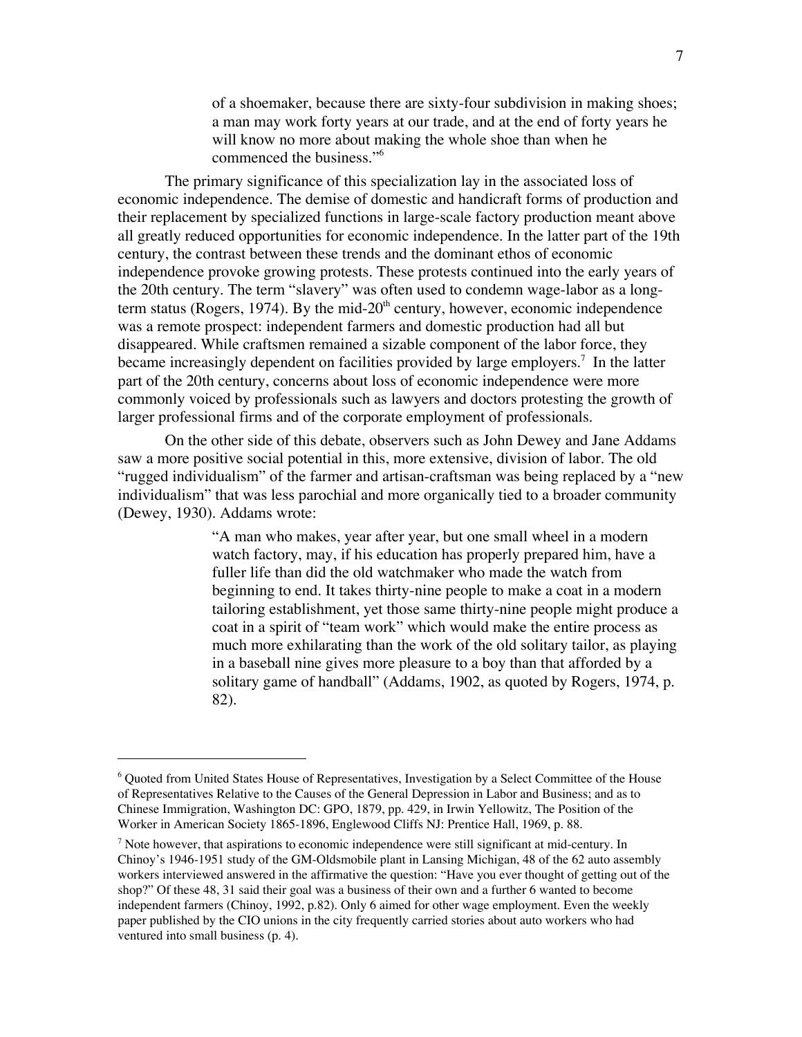> of a shoemaker, because there are sixty-four subdivision in making shoes; a man may work forty years at our trade, and at the end of forty years he will know no more about making the whole shoe than when he commenced the business."[6]

The primary significance of this specialization lay in the associated loss of economic independence. The demise of domestic and handicraft forms of production and their replacement by specialized functions in large-scale factory production meant above all greatly reduced opportunities for economic independence. In the latter part of the 19th century, the contrast between these trends and the dominant ethos of economic independence provoke growing protests. These protests continued into the early years of the 20th century. The term "slavery" was often used to condemn wage-labor as a long-term status (Rogers, 1974). By the mid-20th century, however, economic independence was a remote prospect: independent farmers and domestic production had all but disappeared. While craftsmen remained a sizable component of the labor force, they became increasingly dependent on facilities provided by large employers.[7] In the latter part of the 20th century, concerns about loss of economic independence were more commonly voiced by professionals such as lawyers and doctors protesting the growth of larger professional firms and of the corporate employment of professionals.

On the other side of this debate, observers such as John Dewey and Jane Addams saw a more positive social potential in this, more extensive, division of labor. The old "rugged individualism" of the farmer and artisan-craftsman was being replaced by a "new individualism" that was less parochial and more organically tied to a broader community (Dewey, 1930). Addams wrote:

> "A man who makes, year after year, but one small wheel in a modern watch factory, may, if his education has properly prepared him, have a fuller life than did the old watchmaker who made the watch from beginning to end. It takes thirty-nine people to make a coat in a modern tailoring establishment, yet those same thirty-nine people might produce a coat in a spirit of "team work" which would make the entire process as much more exhilarating than the work of the old solitary tailor, as playing in a baseball nine gives more pleasure to a boy than that afforded by a solitary game of handball" (Addams, 1902, as quoted by Rogers, 1974, p. 82).

---

[6] Quoted from United States House of Representatives, Investigation by a Select Committee of the House of Representatives Relative to the Causes of the General Depression in Labor and Business; and as to Chinese Immigration, Washington DC: GPO, 1879, pp. 429, in Irwin Yellowitz, The Position of the Worker in American Society 1865-1896, Englewood Cliffs NJ: Prentice Hall, 1969, p. 88.

[7] Note however, that aspirations to economic independence were still significant at mid-century. In Chinoy's 1946-1951 study of the GM-Oldsmobile plant in Lansing Michigan, 48 of the 62 auto assembly workers interviewed answered in the affirmative the question: "Have you ever thought of getting out of the shop?" Of these 48, 31 said their goal was a business of their own and a further 6 wanted to become independent farmers (Chinoy, 1992, p.82). Only 6 aimed for other wage employment. Even the weekly paper published by the CIO unions in the city frequently carried stories about auto workers who had ventured into small business (p. 4).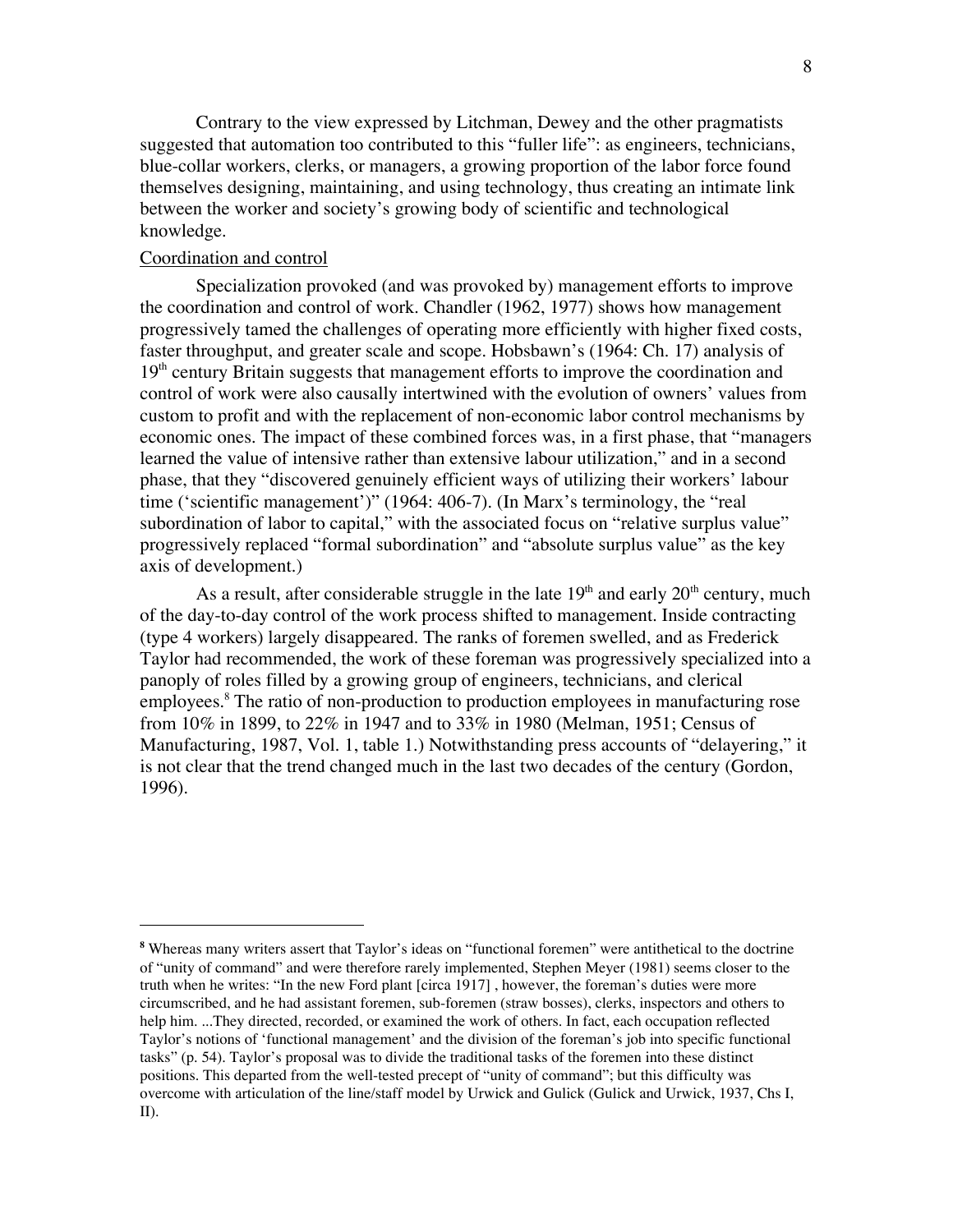Contrary to the view expressed by Litchman, Dewey and the other pragmatists suggested that automation too contributed to this "fuller life": as engineers, technicians, blue-collar workers, clerks, or managers, a growing proportion of the labor force found themselves designing, maintaining, and using technology, thus creating an intimate link between the worker and society's growing body of scientific and technological knowledge.

Coordination and control

Specialization provoked (and was provoked by) management efforts to improve the coordination and control of work. Chandler (1962, 1977) shows how management progressively tamed the challenges of operating more efficiently with higher fixed costs, faster throughput, and greater scale and scope. Hobsbawn's (1964: Ch. 17) analysis of 19th century Britain suggests that management efforts to improve the coordination and control of work were also causally intertwined with the evolution of owners' values from custom to profit and with the replacement of non-economic labor control mechanisms by economic ones. The impact of these combined forces was, in a first phase, that "managers learned the value of intensive rather than extensive labour utilization," and in a second phase, that they "discovered genuinely efficient ways of utilizing their workers' labour time ('scientific management')" (1964: 406-7). (In Marx's terminology, the "real subordination of labor to capital," with the associated focus on "relative surplus value" progressively replaced "formal subordination" and "absolute surplus value" as the key axis of development.)

As a result, after considerable struggle in the late 19th and early 20th century, much of the day-to-day control of the work process shifted to management. Inside contracting (type 4 workers) largely disappeared. The ranks of foremen swelled, and as Frederick Taylor had recommended, the work of these foreman was progressively specialized into a panoply of roles filled by a growing group of engineers, technicians, and clerical employees.[8] The ratio of non-production to production employees in manufacturing rose from 10% in 1899, to 22% in 1947 and to 33% in 1980 (Melman, 1951; Census of Manufacturing, 1987, Vol. 1, table 1.) Notwithstanding press accounts of "delayering," it is not clear that the trend changed much in the last two decades of the century (Gordon, 1996).

---

[8] Whereas many writers assert that Taylor's ideas on "functional foremen" were antithetical to the doctrine of "unity of command" and were therefore rarely implemented, Stephen Meyer (1981) seems closer to the truth when he writes: "In the new Ford plant [circa 1917] , however, the foreman's duties were more circumscribed, and he had assistant foremen, sub-foremen (straw bosses), clerks, inspectors and others to help him. ...They directed, recorded, or examined the work of others. In fact, each occupation reflected Taylor's notions of 'functional management' and the division of the foreman's job into specific functional tasks" (p. 54). Taylor's proposal was to divide the traditional tasks of the foremen into these distinct positions. This departed from the well-tested precept of "unity of command"; but this difficulty was overcome with articulation of the line/staff model by Urwick and Gulick (Gulick and Urwick, 1937, Chs I, II).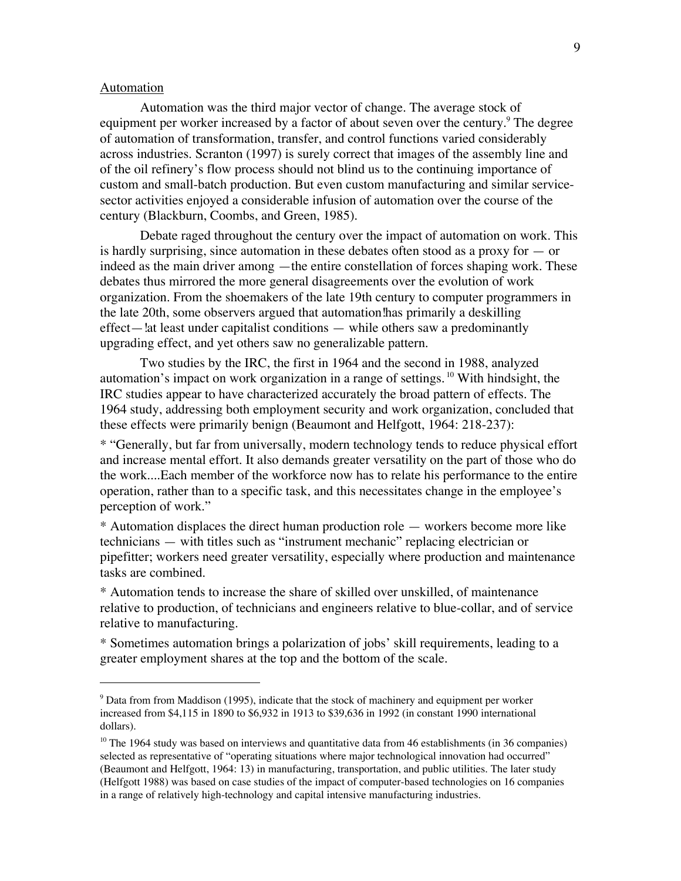<u>Automation</u>

Automation was the third major vector of change. The average stock of equipment per worker increased by a factor of about seven over the century.[9] The degree of automation of transformation, transfer, and control functions varied considerably across industries. Scranton (1997) is surely correct that images of the assembly line and of the oil refinery's flow process should not blind us to the continuing importance of custom and small-batch production. But even custom manufacturing and similar service-sector activities enjoyed a considerable infusion of automation over the course of the century (Blackburn, Coombs, and Green, 1985).

Debate raged throughout the century over the impact of automation on work. This is hardly surprising, since automation in these debates often stood as a proxy for — or indeed as the main driver among —the entire constellation of forces shaping work. These debates thus mirrored the more general disagreements over the evolution of work organization. From the shoemakers of the late 19th century to computer programmers in the late 20th, some observers argued that automation has primarily a deskilling effect— at least under capitalist conditions — while others saw a predominantly upgrading effect, and yet others saw no generalizable pattern.

Two studies by the IRC, the first in 1964 and the second in 1988, analyzed automation's impact on work organization in a range of settings.[10] With hindsight, the IRC studies appear to have characterized accurately the broad pattern of effects. The 1964 study, addressing both employment security and work organization, concluded that these effects were primarily benign (Beaumont and Helfgott, 1964: 218-237):

* "Generally, but far from universally, modern technology tends to reduce physical effort and increase mental effort. It also demands greater versatility on the part of those who do the work....Each member of the workforce now has to relate his performance to the entire operation, rather than to a specific task, and this necessitates change in the employee's perception of work."

* Automation displaces the direct human production role — workers become more like technicians — with titles such as "instrument mechanic" replacing electrician or pipefitter; workers need greater versatility, especially where production and maintenance tasks are combined.

* Automation tends to increase the share of skilled over unskilled, of maintenance relative to production, of technicians and engineers relative to blue-collar, and of service relative to manufacturing.

* Sometimes automation brings a polarization of jobs' skill requirements, leading to a greater employment shares at the top and the bottom of the scale.

---

[9] Data from from Maddison (1995), indicate that the stock of machinery and equipment per worker increased from $4,115 in 1890 to $6,932 in 1913 to $39,636 in 1992 (in constant 1990 international dollars).

[10] The 1964 study was based on interviews and quantitative data from 46 establishments (in 36 companies) selected as representative of "operating situations where major technological innovation had occurred" (Beaumont and Helfgott, 1964: 13) in manufacturing, transportation, and public utilities. The later study (Helfgott 1988) was based on case studies of the impact of computer-based technologies on 16 companies in a range of relatively high-technology and capital intensive manufacturing industries.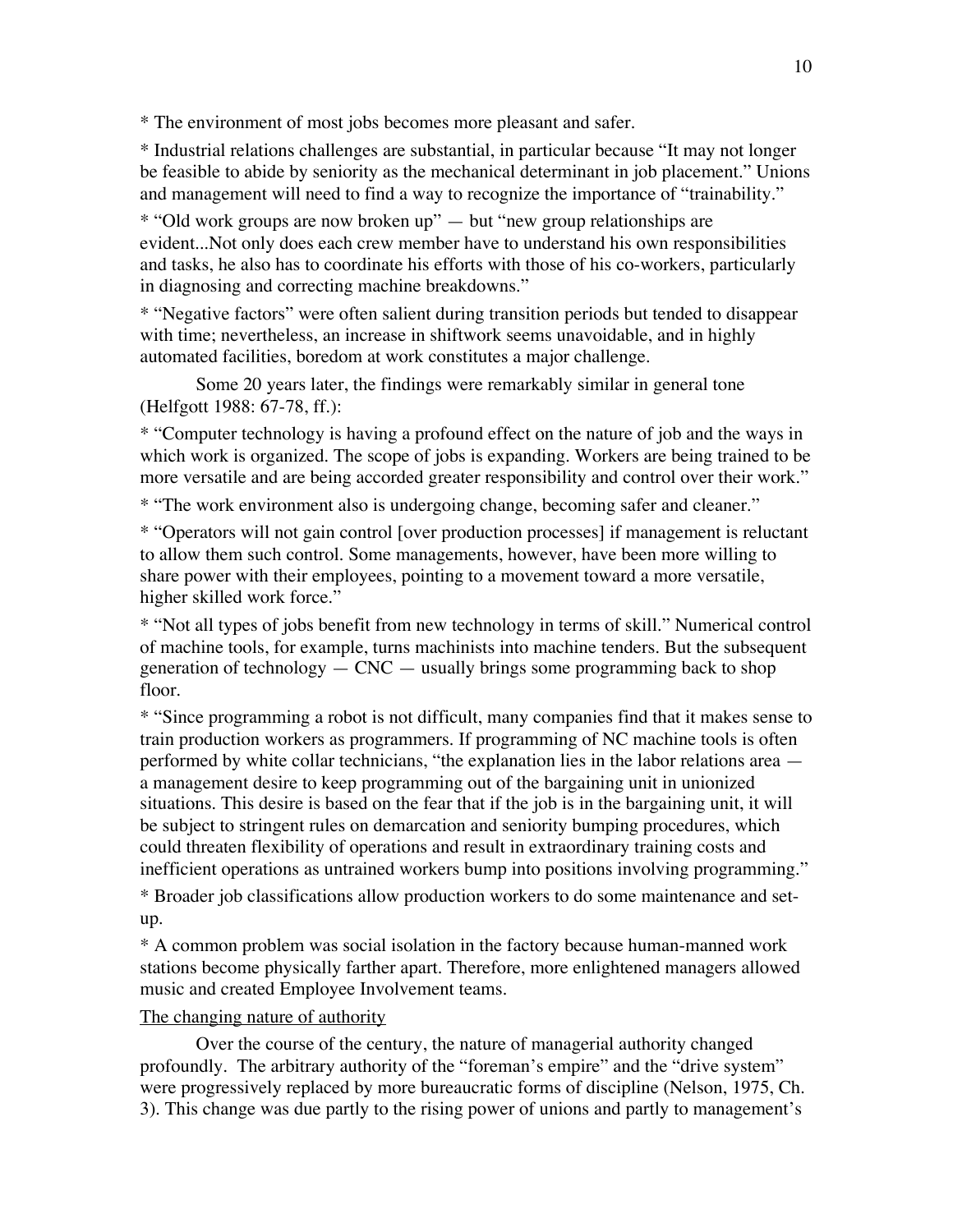* The environment of most jobs becomes more pleasant and safer.

* Industrial relations challenges are substantial, in particular because "It may not longer be feasible to abide by seniority as the mechanical determinant in job placement." Unions and management will need to find a way to recognize the importance of "trainability."

* "Old work groups are now broken up" — but "new group relationships are evident...Not only does each crew member have to understand his own responsibilities and tasks, he also has to coordinate his efforts with those of his co-workers, particularly in diagnosing and correcting machine breakdowns."

* "Negative factors" were often salient during transition periods but tended to disappear with time; nevertheless, an increase in shiftwork seems unavoidable, and in highly automated facilities, boredom at work constitutes a major challenge.

Some 20 years later, the findings were remarkably similar in general tone (Helfgott 1988: 67-78, ff.):

* "Computer technology is having a profound effect on the nature of job and the ways in which work is organized. The scope of jobs is expanding. Workers are being trained to be more versatile and are being accorded greater responsibility and control over their work."

* "The work environment also is undergoing change, becoming safer and cleaner."

* "Operators will not gain control [over production processes] if management is reluctant to allow them such control. Some managements, however, have been more willing to share power with their employees, pointing to a movement toward a more versatile, higher skilled work force."

* "Not all types of jobs benefit from new technology in terms of skill." Numerical control of machine tools, for example, turns machinists into machine tenders. But the subsequent generation of technology — CNC — usually brings some programming back to shop floor.

* "Since programming a robot is not difficult, many companies find that it makes sense to train production workers as programmers. If programming of NC machine tools is often performed by white collar technicians, "the explanation lies in the labor relations area — a management desire to keep programming out of the bargaining unit in unionized situations. This desire is based on the fear that if the job is in the bargaining unit, it will be subject to stringent rules on demarcation and seniority bumping procedures, which could threaten flexibility of operations and result in extraordinary training costs and inefficient operations as untrained workers bump into positions involving programming."

* Broader job classifications allow production workers to do some maintenance and set-up.

* A common problem was social isolation in the factory because human-manned work stations become physically farther apart. Therefore, more enlightened managers allowed music and created Employee Involvement teams.

## The changing nature of authority

Over the course of the century, the nature of managerial authority changed profoundly. The arbitrary authority of the "foreman's empire" and the "drive system" were progressively replaced by more bureaucratic forms of discipline (Nelson, 1975, Ch. 3). This change was due partly to the rising power of unions and partly to management's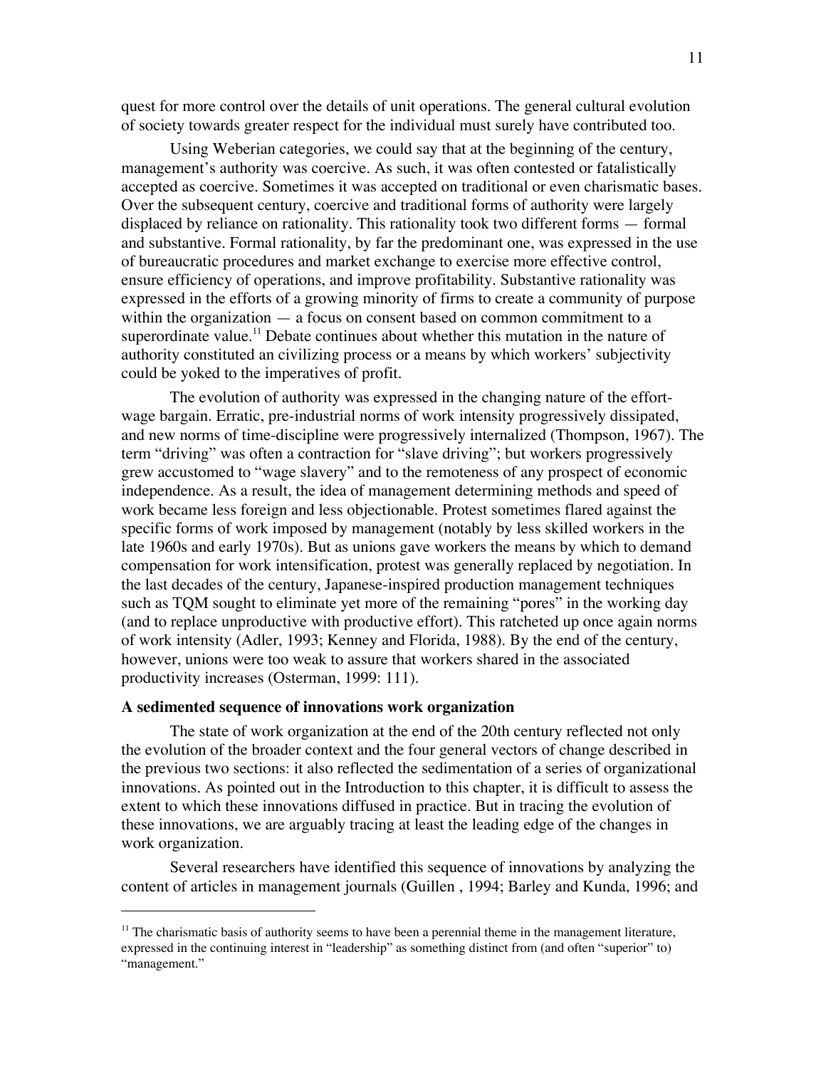quest for more control over the details of unit operations. The general cultural evolution of society towards greater respect for the individual must surely have contributed too.

Using Weberian categories, we could say that at the beginning of the century, management's authority was coercive. As such, it was often contested or fatalistically accepted as coercive. Sometimes it was accepted on traditional or even charismatic bases. Over the subsequent century, coercive and traditional forms of authority were largely displaced by reliance on rationality. This rationality took two different forms — formal and substantive. Formal rationality, by far the predominant one, was expressed in the use of bureaucratic procedures and market exchange to exercise more effective control, ensure efficiency of operations, and improve profitability. Substantive rationality was expressed in the efforts of a growing minority of firms to create a community of purpose within the organization — a focus on consent based on common commitment to a superordinate value.[11] Debate continues about whether this mutation in the nature of authority constituted an civilizing process or a means by which workers' subjectivity could be yoked to the imperatives of profit.

The evolution of authority was expressed in the changing nature of the effort-wage bargain. Erratic, pre-industrial norms of work intensity progressively dissipated, and new norms of time-discipline were progressively internalized (Thompson, 1967). The term "driving" was often a contraction for "slave driving"; but workers progressively grew accustomed to "wage slavery" and to the remoteness of any prospect of economic independence. As a result, the idea of management determining methods and speed of work became less foreign and less objectionable. Protest sometimes flared against the specific forms of work imposed by management (notably by less skilled workers in the late 1960s and early 1970s). But as unions gave workers the means by which to demand compensation for work intensification, protest was generally replaced by negotiation. In the last decades of the century, Japanese-inspired production management techniques such as TQM sought to eliminate yet more of the remaining "pores" in the working day (and to replace unproductive with productive effort). This ratcheted up once again norms of work intensity (Adler, 1993; Kenney and Florida, 1988). By the end of the century, however, unions were too weak to assure that workers shared in the associated productivity increases (Osterman, 1999: 111).

**A sedimented sequence of innovations work organization**

The state of work organization at the end of the 20th century reflected not only the evolution of the broader context and the four general vectors of change described in the previous two sections: it also reflected the sedimentation of a series of organizational innovations. As pointed out in the Introduction to this chapter, it is difficult to assess the extent to which these innovations diffused in practice. But in tracing the evolution of these innovations, we are arguably tracing at least the leading edge of the changes in work organization.

Several researchers have identified this sequence of innovations by analyzing the content of articles in management journals (Guillen , 1994; Barley and Kunda, 1996; and

---

[11] The charismatic basis of authority seems to have been a perennial theme in the management literature, expressed in the continuing interest in "leadership" as something distinct from (and often "superior" to) "management."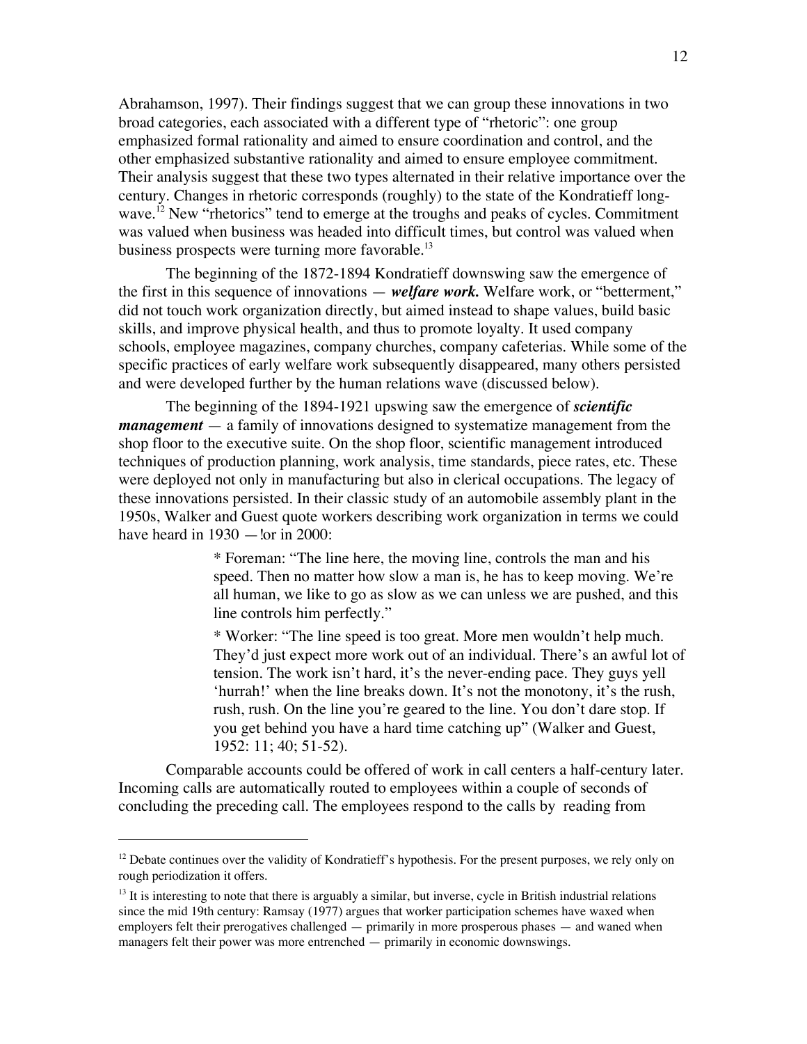Abrahamson, 1997). Their findings suggest that we can group these innovations in two broad categories, each associated with a different type of "rhetoric": one group emphasized formal rationality and aimed to ensure coordination and control, and the other emphasized substantive rationality and aimed to ensure employee commitment. Their analysis suggest that these two types alternated in their relative importance over the century. Changes in rhetoric corresponds (roughly) to the state of the Kondratieff long-wave.[12] New "rhetorics" tend to emerge at the troughs and peaks of cycles. Commitment was valued when business was headed into difficult times, but control was valued when business prospects were turning more favorable.[13]

The beginning of the 1872-1894 Kondratieff downswing saw the emergence of the first in this sequence of innovations — ***welfare work.*** Welfare work, or "betterment," did not touch work organization directly, but aimed instead to shape values, build basic skills, and improve physical health, and thus to promote loyalty. It used company schools, employee magazines, company churches, company cafeterias. While some of the specific practices of early welfare work subsequently disappeared, many others persisted and were developed further by the human relations wave (discussed below).

The beginning of the 1894-1921 upswing saw the emergence of ***scientific management*** — a family of innovations designed to systematize management from the shop floor to the executive suite. On the shop floor, scientific management introduced techniques of production planning, work analysis, time standards, piece rates, etc. These were deployed not only in manufacturing but also in clerical occupations. The legacy of these innovations persisted. In their classic study of an automobile assembly plant in the 1950s, Walker and Guest quote workers describing work organization in terms we could have heard in 1930 — or in 2000:

> * Foreman: "The line here, the moving line, controls the man and his speed. Then no matter how slow a man is, he has to keep moving. We're all human, we like to go as slow as we can unless we are pushed, and this line controls him perfectly."
>
> * Worker: "The line speed is too great. More men wouldn't help much. They'd just expect more work out of an individual. There's an awful lot of tension. The work isn't hard, it's the never-ending pace. They guys yell 'hurrah!' when the line breaks down. It's not the monotony, it's the rush, rush, rush. On the line you're geared to the line. You don't dare stop. If you get behind you have a hard time catching up" (Walker and Guest, 1952: 11; 40; 51-52).

Comparable accounts could be offered of work in call centers a half-century later. Incoming calls are automatically routed to employees within a couple of seconds of concluding the preceding call. The employees respond to the calls by reading from

---

[12] Debate continues over the validity of Kondratieff's hypothesis. For the present purposes, we rely only on rough periodization it offers.

[13] It is interesting to note that there is arguably a similar, but inverse, cycle in British industrial relations since the mid 19th century: Ramsay (1977) argues that worker participation schemes have waxed when employers felt their prerogatives challenged — primarily in more prosperous phases — and waned when managers felt their power was more entrenched — primarily in economic downswings.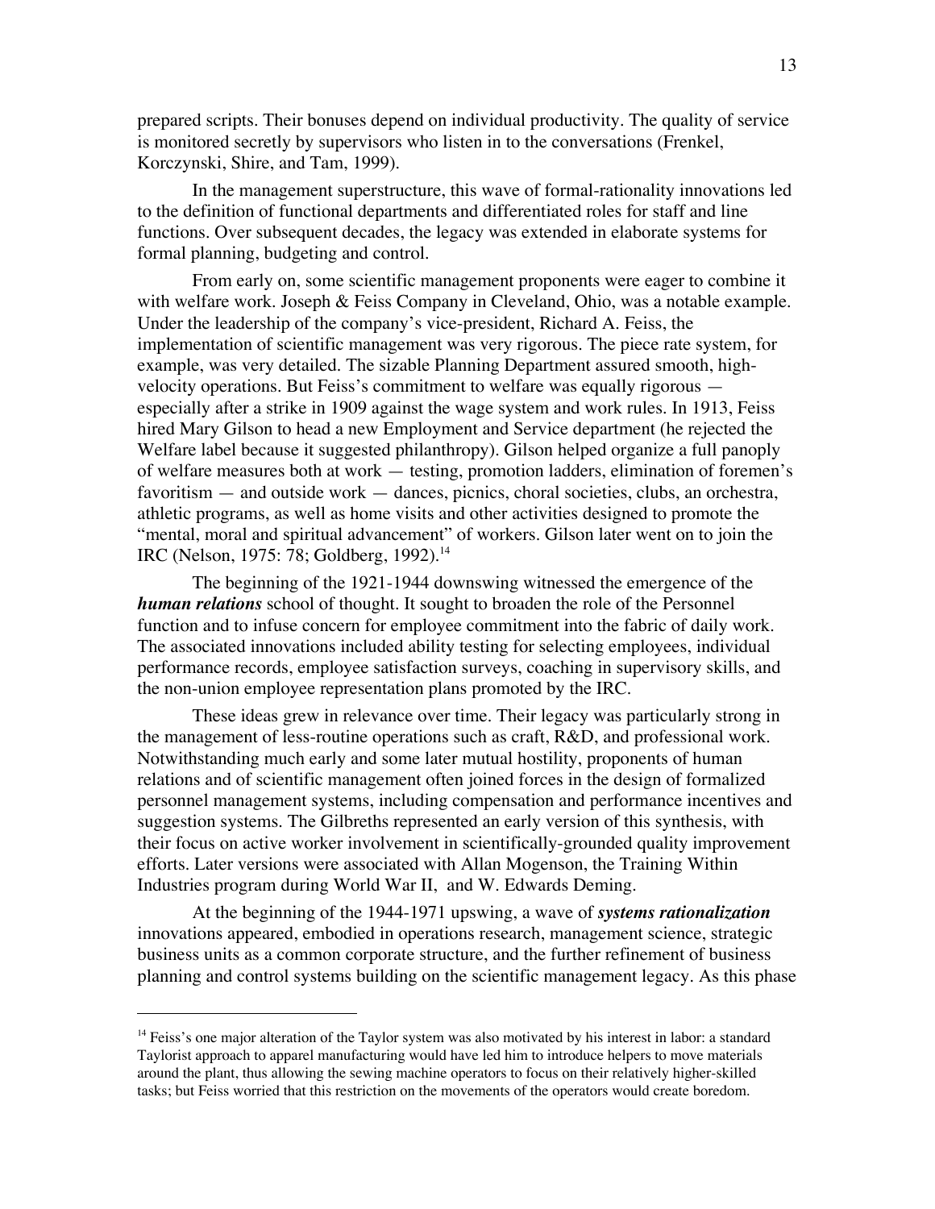prepared scripts. Their bonuses depend on individual productivity. The quality of service is monitored secretly by supervisors who listen in to the conversations (Frenkel, Korczynski, Shire, and Tam, 1999).

In the management superstructure, this wave of formal-rationality innovations led to the definition of functional departments and differentiated roles for staff and line functions. Over subsequent decades, the legacy was extended in elaborate systems for formal planning, budgeting and control.

From early on, some scientific management proponents were eager to combine it with welfare work. Joseph & Feiss Company in Cleveland, Ohio, was a notable example. Under the leadership of the company's vice-president, Richard A. Feiss, the implementation of scientific management was very rigorous. The piece rate system, for example, was very detailed. The sizable Planning Department assured smooth, high-velocity operations. But Feiss's commitment to welfare was equally rigorous — especially after a strike in 1909 against the wage system and work rules. In 1913, Feiss hired Mary Gilson to head a new Employment and Service department (he rejected the Welfare label because it suggested philanthropy). Gilson helped organize a full panoply of welfare measures both at work — testing, promotion ladders, elimination of foremen's favoritism — and outside work — dances, picnics, choral societies, clubs, an orchestra, athletic programs, as well as home visits and other activities designed to promote the "mental, moral and spiritual advancement" of workers. Gilson later went on to join the IRC (Nelson, 1975: 78; Goldberg, 1992).[14]

The beginning of the 1921-1944 downswing witnessed the emergence of the ***human relations*** school of thought. It sought to broaden the role of the Personnel function and to infuse concern for employee commitment into the fabric of daily work. The associated innovations included ability testing for selecting employees, individual performance records, employee satisfaction surveys, coaching in supervisory skills, and the non-union employee representation plans promoted by the IRC.

These ideas grew in relevance over time. Their legacy was particularly strong in the management of less-routine operations such as craft, R&D, and professional work. Notwithstanding much early and some later mutual hostility, proponents of human relations and of scientific management often joined forces in the design of formalized personnel management systems, including compensation and performance incentives and suggestion systems. The Gilbreths represented an early version of this synthesis, with their focus on active worker involvement in scientifically-grounded quality improvement efforts. Later versions were associated with Allan Mogenson, the Training Within Industries program during World War II, and W. Edwards Deming.

At the beginning of the 1944-1971 upswing, a wave of ***systems rationalization*** innovations appeared, embodied in operations research, management science, strategic business units as a common corporate structure, and the further refinement of business planning and control systems building on the scientific management legacy. As this phase

---

[14] Feiss's one major alteration of the Taylor system was also motivated by his interest in labor: a standard Taylorist approach to apparel manufacturing would have led him to introduce helpers to move materials around the plant, thus allowing the sewing machine operators to focus on their relatively higher-skilled tasks; but Feiss worried that this restriction on the movements of the operators would create boredom.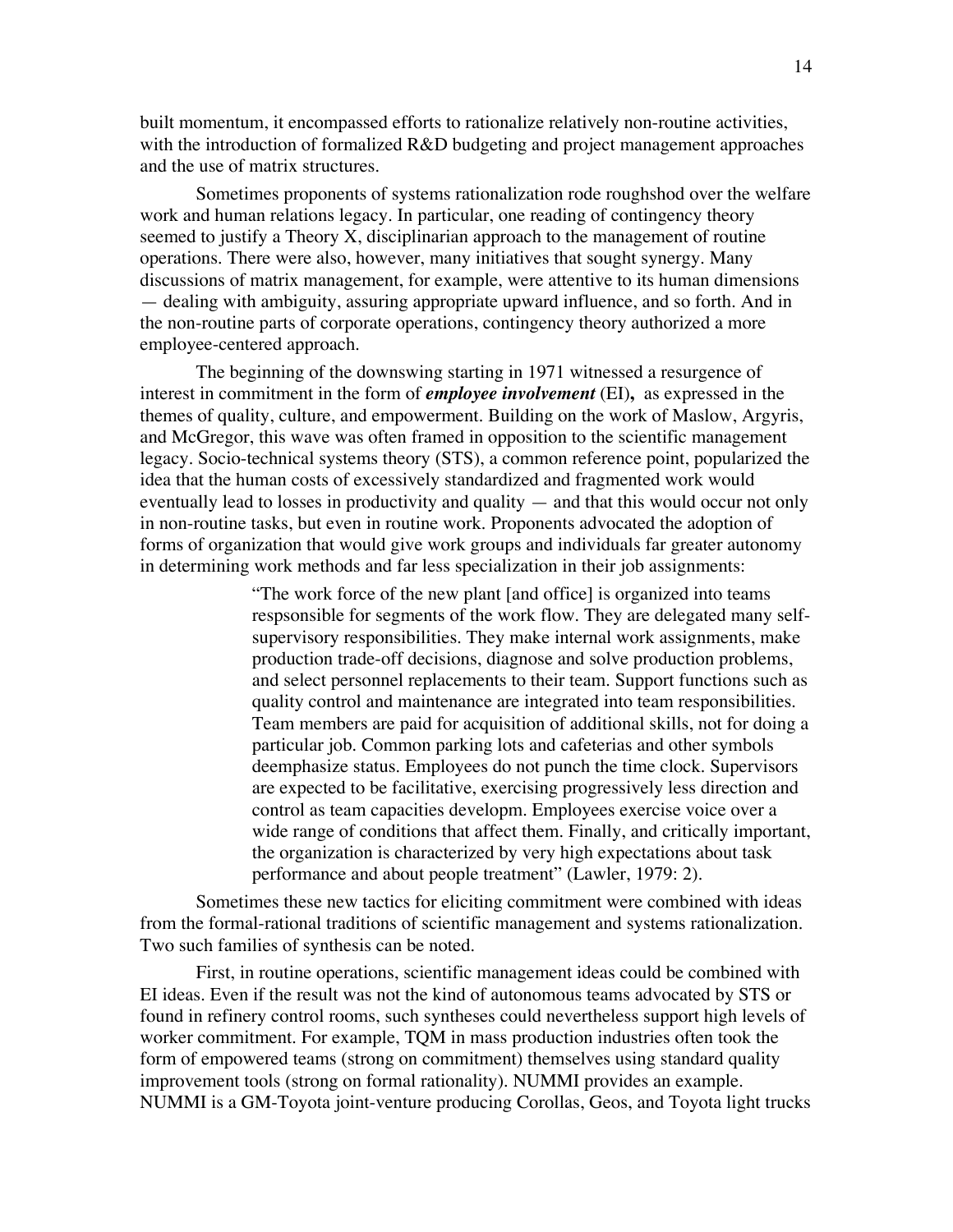built momentum, it encompassed efforts to rationalize relatively non-routine activities, with the introduction of formalized R&D budgeting and project management approaches and the use of matrix structures.

Sometimes proponents of systems rationalization rode roughshod over the welfare work and human relations legacy. In particular, one reading of contingency theory seemed to justify a Theory X, disciplinarian approach to the management of routine operations. There were also, however, many initiatives that sought synergy. Many discussions of matrix management, for example, were attentive to its human dimensions — dealing with ambiguity, assuring appropriate upward influence, and so forth. And in the non-routine parts of corporate operations, contingency theory authorized a more employee-centered approach.

The beginning of the downswing starting in 1971 witnessed a resurgence of interest in commitment in the form of ***employee involvement*** (EI), as expressed in the themes of quality, culture, and empowerment. Building on the work of Maslow, Argyris, and McGregor, this wave was often framed in opposition to the scientific management legacy. Socio-technical systems theory (STS), a common reference point, popularized the idea that the human costs of excessively standardized and fragmented work would eventually lead to losses in productivity and quality — and that this would occur not only in non-routine tasks, but even in routine work. Proponents advocated the adoption of forms of organization that would give work groups and individuals far greater autonomy in determining work methods and far less specialization in their job assignments:

> "The work force of the new plant [and office] is organized into teams respsonsible for segments of the work flow. They are delegated many self-supervisory responsibilities. They make internal work assignments, make production trade-off decisions, diagnose and solve production problems, and select personnel replacements to their team. Support functions such as quality control and maintenance are integrated into team responsibilities. Team members are paid for acquisition of additional skills, not for doing a particular job. Common parking lots and cafeterias and other symbols deemphasize status. Employees do not punch the time clock. Supervisors are expected to be facilitative, exercising progressively less direction and control as team capacities developm. Employees exercise voice over a wide range of conditions that affect them. Finally, and critically important, the organization is characterized by very high expectations about task performance and about people treatment" (Lawler, 1979: 2).

Sometimes these new tactics for eliciting commitment were combined with ideas from the formal-rational traditions of scientific management and systems rationalization. Two such families of synthesis can be noted.

First, in routine operations, scientific management ideas could be combined with EI ideas. Even if the result was not the kind of autonomous teams advocated by STS or found in refinery control rooms, such syntheses could nevertheless support high levels of worker commitment. For example, TQM in mass production industries often took the form of empowered teams (strong on commitment) themselves using standard quality improvement tools (strong on formal rationality). NUMMI provides an example. NUMMI is a GM-Toyota joint-venture producing Corollas, Geos, and Toyota light trucks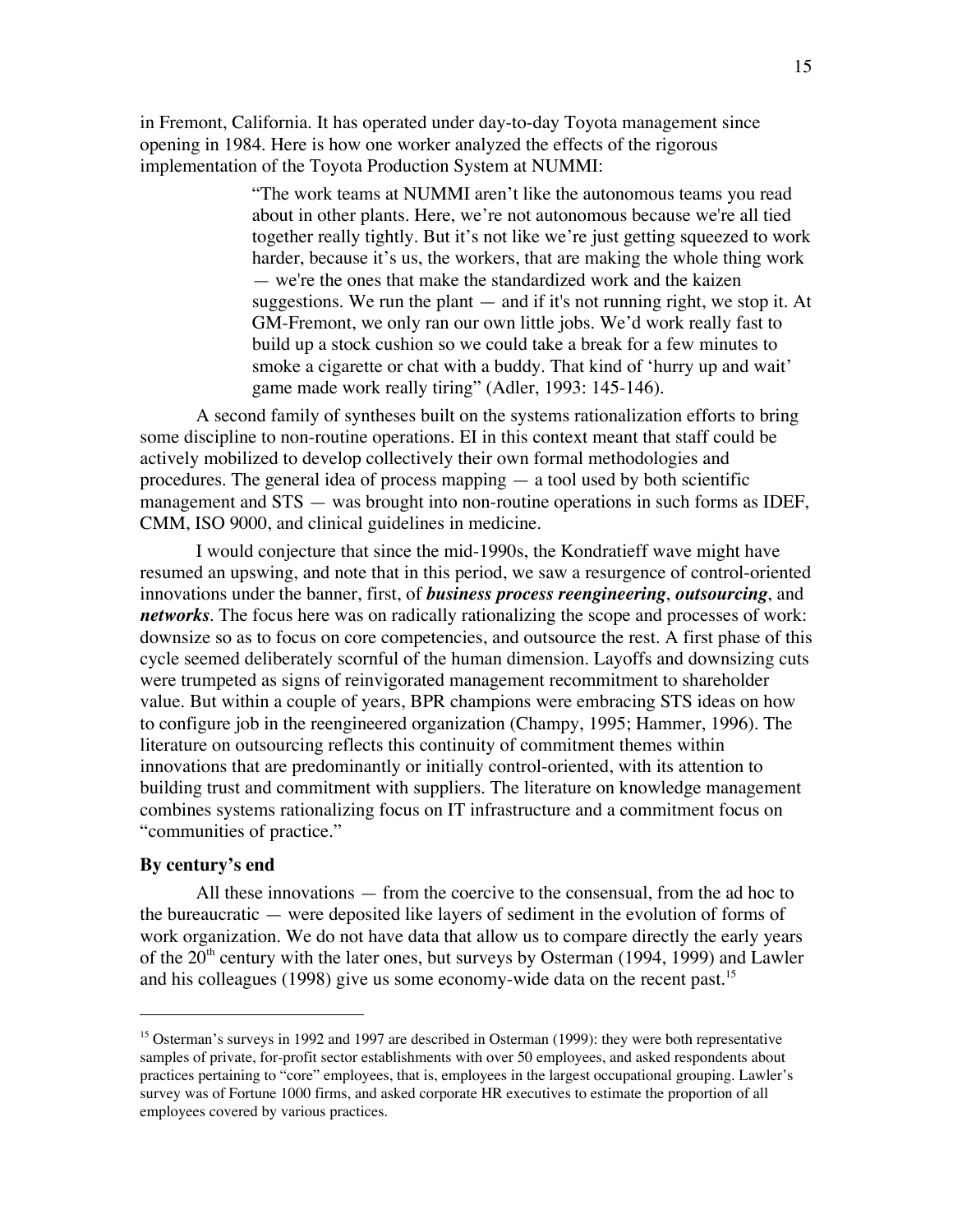in Fremont, California. It has operated under day-to-day Toyota management since opening in 1984. Here is how one worker analyzed the effects of the rigorous implementation of the Toyota Production System at NUMMI:

> "The work teams at NUMMI aren't like the autonomous teams you read about in other plants. Here, we're not autonomous because we're all tied together really tightly. But it's not like we're just getting squeezed to work harder, because it's us, the workers, that are making the whole thing work — we're the ones that make the standardized work and the kaizen suggestions. We run the plant — and if it's not running right, we stop it. At GM-Fremont, we only ran our own little jobs. We'd work really fast to build up a stock cushion so we could take a break for a few minutes to smoke a cigarette or chat with a buddy. That kind of 'hurry up and wait' game made work really tiring" (Adler, 1993: 145-146).

A second family of syntheses built on the systems rationalization efforts to bring some discipline to non-routine operations. EI in this context meant that staff could be actively mobilized to develop collectively their own formal methodologies and procedures. The general idea of process mapping — a tool used by both scientific management and STS — was brought into non-routine operations in such forms as IDEF, CMM, ISO 9000, and clinical guidelines in medicine.

I would conjecture that since the mid-1990s, the Kondratieff wave might have resumed an upswing, and note that in this period, we saw a resurgence of control-oriented innovations under the banner, first, of ***business process reengineering***, ***outsourcing***, and ***networks***. The focus here was on radically rationalizing the scope and processes of work: downsize so as to focus on core competencies, and outsource the rest. A first phase of this cycle seemed deliberately scornful of the human dimension. Layoffs and downsizing cuts were trumpeted as signs of reinvigorated management recommitment to shareholder value. But within a couple of years, BPR champions were embracing STS ideas on how to configure job in the reengineered organization (Champy, 1995; Hammer, 1996). The literature on outsourcing reflects this continuity of commitment themes within innovations that are predominantly or initially control-oriented, with its attention to building trust and commitment with suppliers. The literature on knowledge management combines systems rationalizing focus on IT infrastructure and a commitment focus on "communities of practice."

### By century's end

All these innovations — from the coercive to the consensual, from the ad hoc to the bureaucratic — were deposited like layers of sediment in the evolution of forms of work organization. We do not have data that allow us to compare directly the early years of the 20th century with the later ones, but surveys by Osterman (1994, 1999) and Lawler and his colleagues (1998) give us some economy-wide data on the recent past.[15]

---

[15] Osterman's surveys in 1992 and 1997 are described in Osterman (1999): they were both representative samples of private, for-profit sector establishments with over 50 employees, and asked respondents about practices pertaining to "core" employees, that is, employees in the largest occupational grouping. Lawler's survey was of Fortune 1000 firms, and asked corporate HR executives to estimate the proportion of all employees covered by various practices.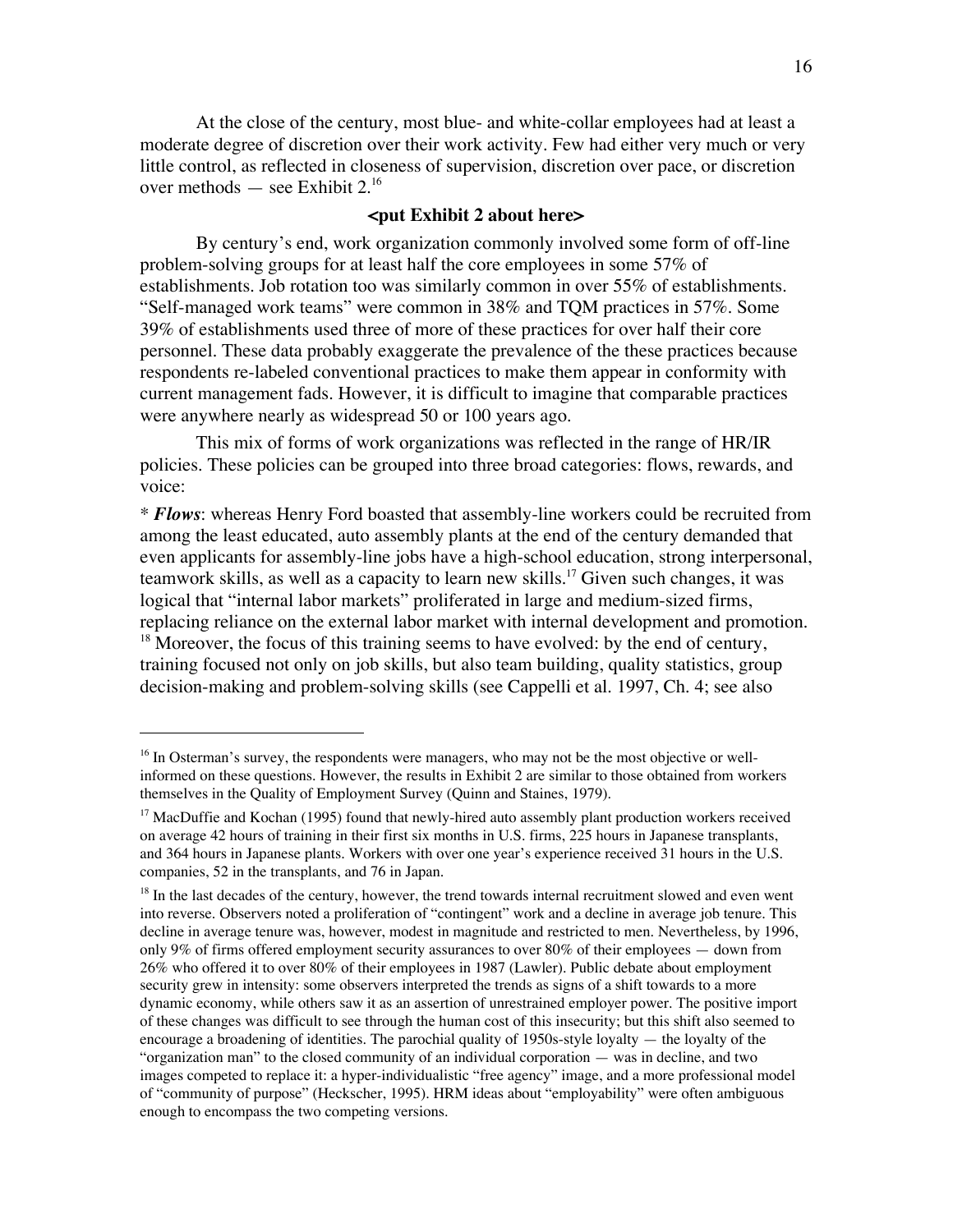At the close of the century, most blue- and white-collar employees had at least a moderate degree of discretion over their work activity. Few had either very much or very little control, as reflected in closeness of supervision, discretion over pace, or discretion over methods — see Exhibit 2.[16]

**<put Exhibit 2 about here>**

By century's end, work organization commonly involved some form of off-line problem-solving groups for at least half the core employees in some 57% of establishments. Job rotation too was similarly common in over 55% of establishments. "Self-managed work teams" were common in 38% and TQM practices in 57%. Some 39% of establishments used three of more of these practices for over half their core personnel. These data probably exaggerate the prevalence of the these practices because respondents re-labeled conventional practices to make them appear in conformity with current management fads. However, it is difficult to imagine that comparable practices were anywhere nearly as widespread 50 or 100 years ago.

This mix of forms of work organizations was reflected in the range of HR/IR policies. These policies can be grouped into three broad categories: flows, rewards, and voice:

* ***Flows***: whereas Henry Ford boasted that assembly-line workers could be recruited from among the least educated, auto assembly plants at the end of the century demanded that even applicants for assembly-line jobs have a high-school education, strong interpersonal, teamwork skills, as well as a capacity to learn new skills.[17] Given such changes, it was logical that "internal labor markets" proliferated in large and medium-sized firms, replacing reliance on the external labor market with internal development and promotion.[18] Moreover, the focus of this training seems to have evolved: by the end of century, training focused not only on job skills, but also team building, quality statistics, group decision-making and problem-solving skills (see Cappelli et al. 1997, Ch. 4; see also

---

[16] In Osterman's survey, the respondents were managers, who may not be the most objective or well-informed on these questions. However, the results in Exhibit 2 are similar to those obtained from workers themselves in the Quality of Employment Survey (Quinn and Staines, 1979).

[17] MacDuffie and Kochan (1995) found that newly-hired auto assembly plant production workers received on average 42 hours of training in their first six months in U.S. firms, 225 hours in Japanese transplants, and 364 hours in Japanese plants. Workers with over one year's experience received 31 hours in the U.S. companies, 52 in the transplants, and 76 in Japan.

[18] In the last decades of the century, however, the trend towards internal recruitment slowed and even went into reverse. Observers noted a proliferation of "contingent" work and a decline in average job tenure. This decline in average tenure was, however, modest in magnitude and restricted to men. Nevertheless, by 1996, only 9% of firms offered employment security assurances to over 80% of their employees — down from 26% who offered it to over 80% of their employees in 1987 (Lawler). Public debate about employment security grew in intensity: some observers interpreted the trends as signs of a shift towards to a more dynamic economy, while others saw it as an assertion of unrestrained employer power. The positive import of these changes was difficult to see through the human cost of this insecurity; but this shift also seemed to encourage a broadening of identities. The parochial quality of 1950s-style loyalty — the loyalty of the "organization man" to the closed community of an individual corporation — was in decline, and two images competed to replace it: a hyper-individualistic "free agency" image, and a more professional model of "community of purpose" (Heckscher, 1995). HRM ideas about "employability" were often ambiguous enough to encompass the two competing versions.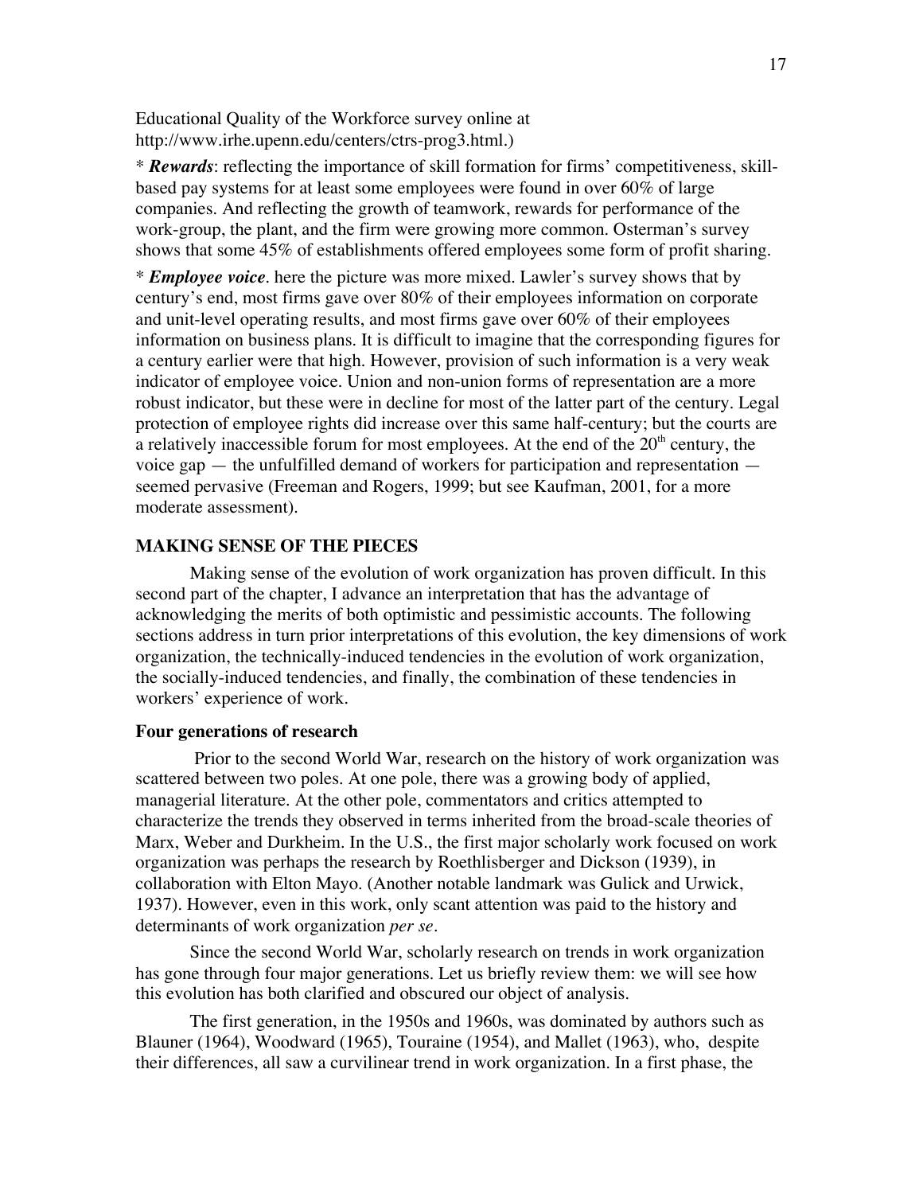Educational Quality of the Workforce survey online at http://www.irhe.upenn.edu/centers/ctrs-prog3.html.)

* ***Rewards***: reflecting the importance of skill formation for firms' competitiveness, skill-based pay systems for at least some employees were found in over 60% of large companies. And reflecting the growth of teamwork, rewards for performance of the work-group, the plant, and the firm were growing more common. Osterman's survey shows that some 45% of establishments offered employees some form of profit sharing.

* ***Employee voice***. here the picture was more mixed. Lawler's survey shows that by century's end, most firms gave over 80% of their employees information on corporate and unit-level operating results, and most firms gave over 60% of their employees information on business plans. It is difficult to imagine that the corresponding figures for a century earlier were that high. However, provision of such information is a very weak indicator of employee voice. Union and non-union forms of representation are a more robust indicator, but these were in decline for most of the latter part of the century. Legal protection of employee rights did increase over this same half-century; but the courts are a relatively inaccessible forum for most employees. At the end of the 20th century, the voice gap — the unfulfilled demand of workers for participation and representation — seemed pervasive (Freeman and Rogers, 1999; but see Kaufman, 2001, for a more moderate assessment).

## MAKING SENSE OF THE PIECES

Making sense of the evolution of work organization has proven difficult. In this second part of the chapter, I advance an interpretation that has the advantage of acknowledging the merits of both optimistic and pessimistic accounts. The following sections address in turn prior interpretations of this evolution, the key dimensions of work organization, the technically-induced tendencies in the evolution of work organization, the socially-induced tendencies, and finally, the combination of these tendencies in workers' experience of work.

### Four generations of research

Prior to the second World War, research on the history of work organization was scattered between two poles. At one pole, there was a growing body of applied, managerial literature. At the other pole, commentators and critics attempted to characterize the trends they observed in terms inherited from the broad-scale theories of Marx, Weber and Durkheim. In the U.S., the first major scholarly work focused on work organization was perhaps the research by Roethlisberger and Dickson (1939), in collaboration with Elton Mayo. (Another notable landmark was Gulick and Urwick, 1937). However, even in this work, only scant attention was paid to the history and determinants of work organization *per se*.

Since the second World War, scholarly research on trends in work organization has gone through four major generations. Let us briefly review them: we will see how this evolution has both clarified and obscured our object of analysis.

The first generation, in the 1950s and 1960s, was dominated by authors such as Blauner (1964), Woodward (1965), Touraine (1954), and Mallet (1963), who, despite their differences, all saw a curvilinear trend in work organization. In a first phase, the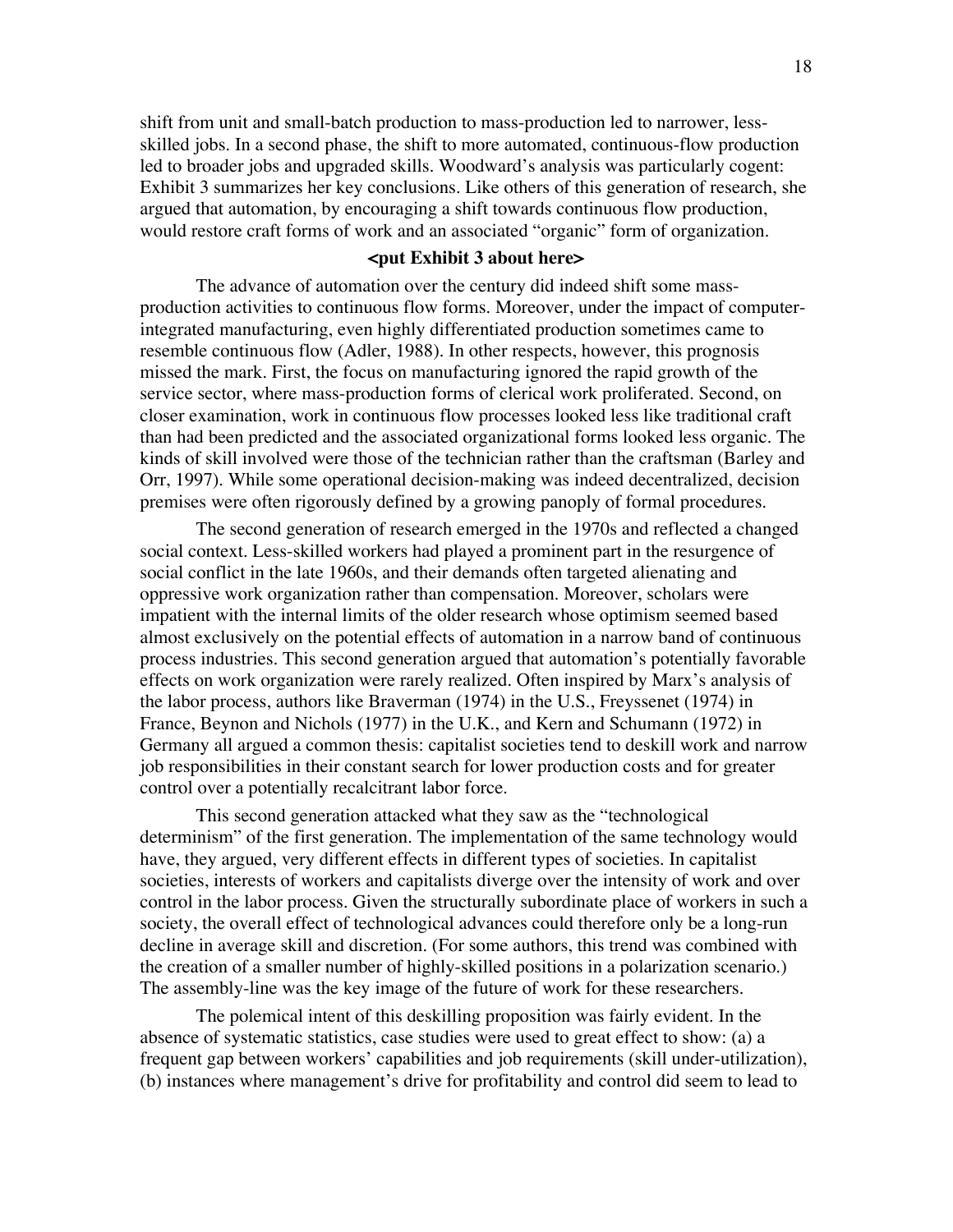shift from unit and small-batch production to mass-production led to narrower, less-skilled jobs. In a second phase, the shift to more automated, continuous-flow production led to broader jobs and upgraded skills. Woodward's analysis was particularly cogent: Exhibit 3 summarizes her key conclusions. Like others of this generation of research, she argued that automation, by encouraging a shift towards continuous flow production, would restore craft forms of work and an associated "organic" form of organization.

**<put Exhibit 3 about here>**

The advance of automation over the century did indeed shift some mass-production activities to continuous flow forms. Moreover, under the impact of computer-integrated manufacturing, even highly differentiated production sometimes came to resemble continuous flow (Adler, 1988). In other respects, however, this prognosis missed the mark. First, the focus on manufacturing ignored the rapid growth of the service sector, where mass-production forms of clerical work proliferated. Second, on closer examination, work in continuous flow processes looked less like traditional craft than had been predicted and the associated organizational forms looked less organic. The kinds of skill involved were those of the technician rather than the craftsman (Barley and Orr, 1997). While some operational decision-making was indeed decentralized, decision premises were often rigorously defined by a growing panoply of formal procedures.

The second generation of research emerged in the 1970s and reflected a changed social context. Less-skilled workers had played a prominent part in the resurgence of social conflict in the late 1960s, and their demands often targeted alienating and oppressive work organization rather than compensation. Moreover, scholars were impatient with the internal limits of the older research whose optimism seemed based almost exclusively on the potential effects of automation in a narrow band of continuous process industries. This second generation argued that automation's potentially favorable effects on work organization were rarely realized. Often inspired by Marx's analysis of the labor process, authors like Braverman (1974) in the U.S., Freyssenet (1974) in France, Beynon and Nichols (1977) in the U.K., and Kern and Schumann (1972) in Germany all argued a common thesis: capitalist societies tend to deskill work and narrow job responsibilities in their constant search for lower production costs and for greater control over a potentially recalcitrant labor force.

This second generation attacked what they saw as the "technological determinism" of the first generation. The implementation of the same technology would have, they argued, very different effects in different types of societies. In capitalist societies, interests of workers and capitalists diverge over the intensity of work and over control in the labor process. Given the structurally subordinate place of workers in such a society, the overall effect of technological advances could therefore only be a long-run decline in average skill and discretion. (For some authors, this trend was combined with the creation of a smaller number of highly-skilled positions in a polarization scenario.) The assembly-line was the key image of the future of work for these researchers.

The polemical intent of this deskilling proposition was fairly evident. In the absence of systematic statistics, case studies were used to great effect to show: (a) a frequent gap between workers' capabilities and job requirements (skill under-utilization), (b) instances where management's drive for profitability and control did seem to lead to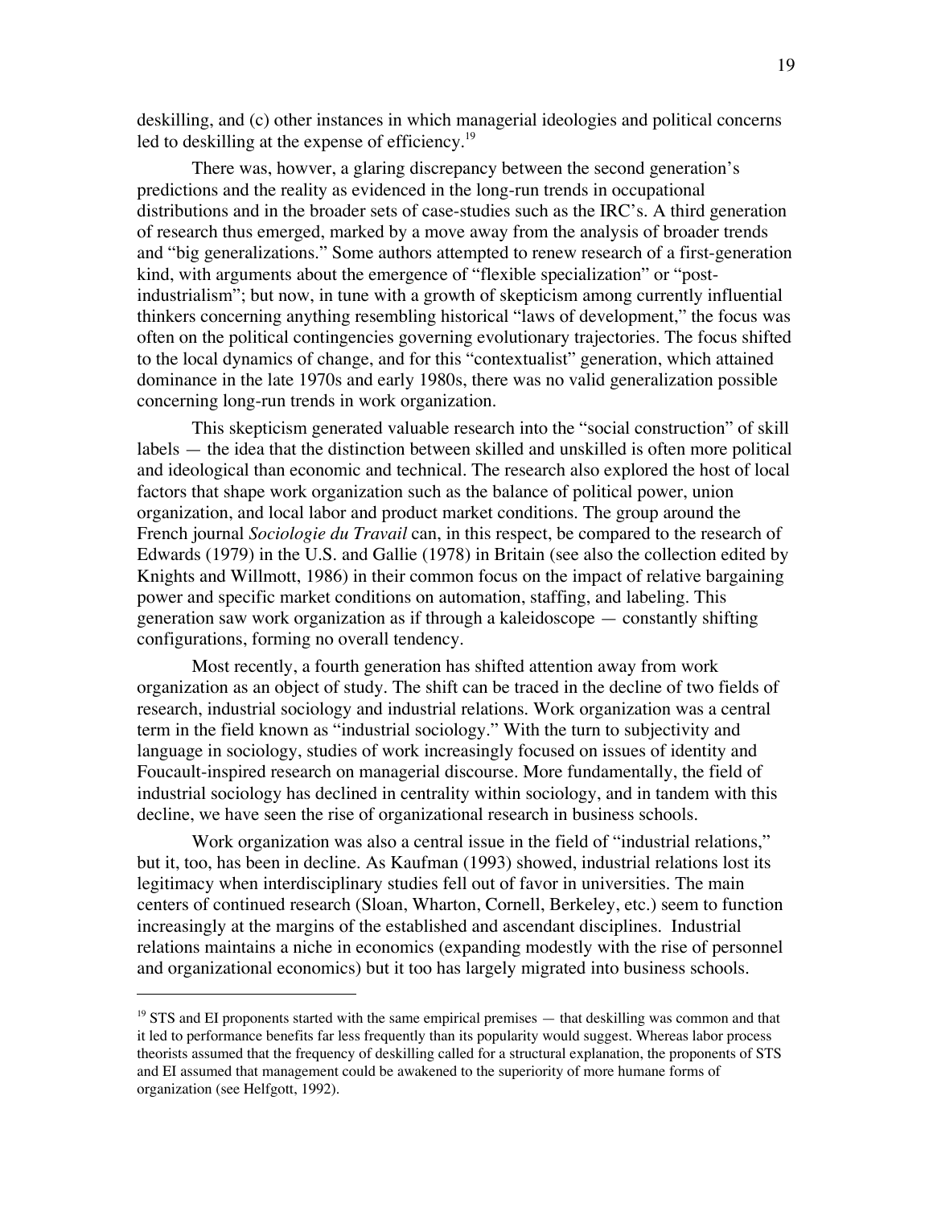deskilling, and (c) other instances in which managerial ideologies and political concerns led to deskilling at the expense of efficiency.[19]

There was, howver, a glaring discrepancy between the second generation's predictions and the reality as evidenced in the long-run trends in occupational distributions and in the broader sets of case-studies such as the IRC's. A third generation of research thus emerged, marked by a move away from the analysis of broader trends and "big generalizations." Some authors attempted to renew research of a first-generation kind, with arguments about the emergence of "flexible specialization" or "post-industrialism"; but now, in tune with a growth of skepticism among currently influential thinkers concerning anything resembling historical "laws of development," the focus was often on the political contingencies governing evolutionary trajectories. The focus shifted to the local dynamics of change, and for this "contextualist" generation, which attained dominance in the late 1970s and early 1980s, there was no valid generalization possible concerning long-run trends in work organization.

This skepticism generated valuable research into the "social construction" of skill labels — the idea that the distinction between skilled and unskilled is often more political and ideological than economic and technical. The research also explored the host of local factors that shape work organization such as the balance of political power, union organization, and local labor and product market conditions. The group around the French journal *Sociologie du Travail* can, in this respect, be compared to the research of Edwards (1979) in the U.S. and Gallie (1978) in Britain (see also the collection edited by Knights and Willmott, 1986) in their common focus on the impact of relative bargaining power and specific market conditions on automation, staffing, and labeling. This generation saw work organization as if through a kaleidoscope — constantly shifting configurations, forming no overall tendency.

Most recently, a fourth generation has shifted attention away from work organization as an object of study. The shift can be traced in the decline of two fields of research, industrial sociology and industrial relations. Work organization was a central term in the field known as "industrial sociology." With the turn to subjectivity and language in sociology, studies of work increasingly focused on issues of identity and Foucault-inspired research on managerial discourse. More fundamentally, the field of industrial sociology has declined in centrality within sociology, and in tandem with this decline, we have seen the rise of organizational research in business schools.

Work organization was also a central issue in the field of "industrial relations," but it, too, has been in decline. As Kaufman (1993) showed, industrial relations lost its legitimacy when interdisciplinary studies fell out of favor in universities. The main centers of continued research (Sloan, Wharton, Cornell, Berkeley, etc.) seem to function increasingly at the margins of the established and ascendant disciplines. Industrial relations maintains a niche in economics (expanding modestly with the rise of personnel and organizational economics) but it too has largely migrated into business schools.

---

[19] STS and EI proponents started with the same empirical premises — that deskilling was common and that it led to performance benefits far less frequently than its popularity would suggest. Whereas labor process theorists assumed that the frequency of deskilling called for a structural explanation, the proponents of STS and EI assumed that management could be awakened to the superiority of more humane forms of organization (see Helfgott, 1992).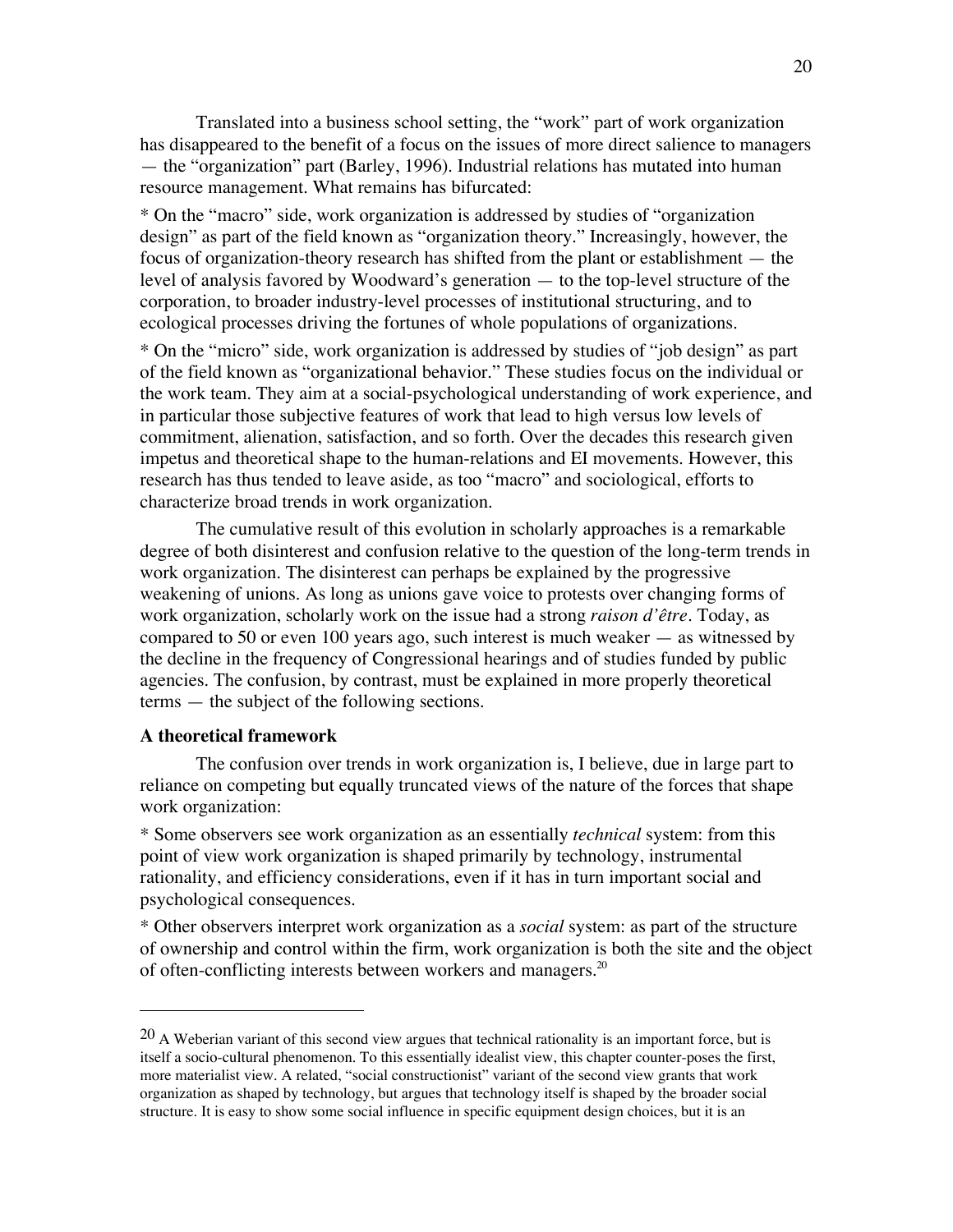Translated into a business school setting, the "work" part of work organization has disappeared to the benefit of a focus on the issues of more direct salience to managers — the "organization" part (Barley, 1996). Industrial relations has mutated into human resource management. What remains has bifurcated:

* On the "macro" side, work organization is addressed by studies of "organization design" as part of the field known as "organization theory." Increasingly, however, the focus of organization-theory research has shifted from the plant or establishment — the level of analysis favored by Woodward's generation — to the top-level structure of the corporation, to broader industry-level processes of institutional structuring, and to ecological processes driving the fortunes of whole populations of organizations.

* On the "micro" side, work organization is addressed by studies of "job design" as part of the field known as "organizational behavior." These studies focus on the individual or the work team. They aim at a social-psychological understanding of work experience, and in particular those subjective features of work that lead to high versus low levels of commitment, alienation, satisfaction, and so forth. Over the decades this research given impetus and theoretical shape to the human-relations and EI movements. However, this research has thus tended to leave aside, as too "macro" and sociological, efforts to characterize broad trends in work organization.

The cumulative result of this evolution in scholarly approaches is a remarkable degree of both disinterest and confusion relative to the question of the long-term trends in work organization. The disinterest can perhaps be explained by the progressive weakening of unions. As long as unions gave voice to protests over changing forms of work organization, scholarly work on the issue had a strong *raison d'être*. Today, as compared to 50 or even 100 years ago, such interest is much weaker — as witnessed by the decline in the frequency of Congressional hearings and of studies funded by public agencies. The confusion, by contrast, must be explained in more properly theoretical terms — the subject of the following sections.

**A theoretical framework**

The confusion over trends in work organization is, I believe, due in large part to reliance on competing but equally truncated views of the nature of the forces that shape work organization:

* Some observers see work organization as an essentially *technical* system: from this point of view work organization is shaped primarily by technology, instrumental rationality, and efficiency considerations, even if it has in turn important social and psychological consequences.

* Other observers interpret work organization as a *social* system: as part of the structure of ownership and control within the firm, work organization is both the site and the object of often-conflicting interests between workers and managers.[20]

---

[20] A Weberian variant of this second view argues that technical rationality is an important force, but is itself a socio-cultural phenomenon. To this essentially idealist view, this chapter counter-poses the first, more materialist view. A related, "social constructionist" variant of the second view grants that work organization as shaped by technology, but argues that technology itself is shaped by the broader social structure. It is easy to show some social influence in specific equipment design choices, but it is an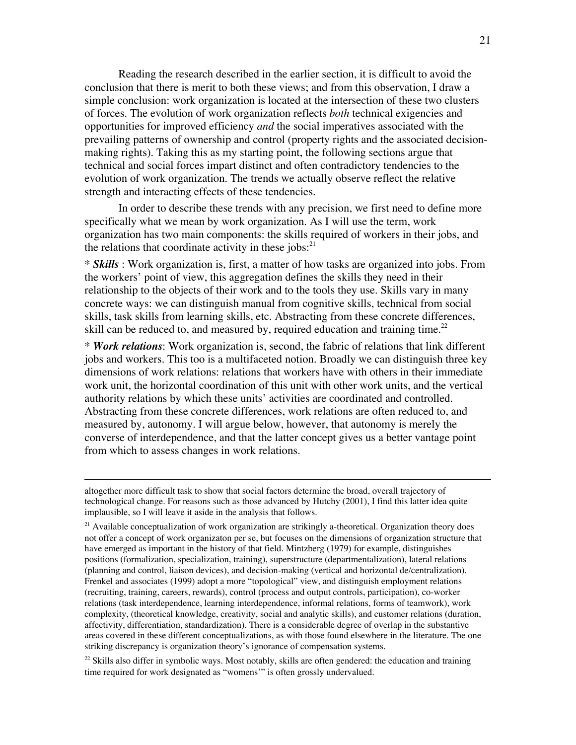Reading the research described in the earlier section, it is difficult to avoid the conclusion that there is merit to both these views; and from this observation, I draw a simple conclusion: work organization is located at the intersection of these two clusters of forces. The evolution of work organization reflects *both* technical exigencies and opportunities for improved efficiency *and* the social imperatives associated with the prevailing patterns of ownership and control (property rights and the associated decision-making rights). Taking this as my starting point, the following sections argue that technical and social forces impart distinct and often contradictory tendencies to the evolution of work organization. The trends we actually observe reflect the relative strength and interacting effects of these tendencies.

In order to describe these trends with any precision, we first need to define more specifically what we mean by work organization. As I will use the term, work organization has two main components: the skills required of workers in their jobs, and the relations that coordinate activity in these jobs:[21]

* ***Skills*** : Work organization is, first, a matter of how tasks are organized into jobs. From the workers' point of view, this aggregation defines the skills they need in their relationship to the objects of their work and to the tools they use. Skills vary in many concrete ways: we can distinguish manual from cognitive skills, technical from social skills, task skills from learning skills, etc. Abstracting from these concrete differences, skill can be reduced to, and measured by, required education and training time.[22]

* ***Work relations***: Work organization is, second, the fabric of relations that link different jobs and workers. This too is a multifaceted notion. Broadly we can distinguish three key dimensions of work relations: relations that workers have with others in their immediate work unit, the horizontal coordination of this unit with other work units, and the vertical authority relations by which these units' activities are coordinated and controlled. Abstracting from these concrete differences, work relations are often reduced to, and measured by, autonomy. I will argue below, however, that autonomy is merely the converse of interdependence, and that the latter concept gives us a better vantage point from which to assess changes in work relations.

---

altogether more difficult task to show that social factors determine the broad, overall trajectory of technological change. For reasons such as those advanced by Hutchy (2001), I find this latter idea quite implausible, so I will leave it aside in the analysis that follows.

[21] Available conceptualization of work organization are strikingly a-theoretical. Organization theory does not offer a concept of work organizaton per se, but focuses on the dimensions of organization structure that have emerged as important in the history of that field. Mintzberg (1979) for example, distinguishes positions (formalization, specialization, training), superstructure (departmentalization), lateral relations (planning and control, liaison devices), and decision-making (vertical and horizontal de/centralization). Frenkel and associates (1999) adopt a more "topological" view, and distinguish employment relations (recruiting, training, careers, rewards), control (process and output controls, participation), co-worker relations (task interdependence, learning interdependence, informal relations, forms of teamwork), work complexity, (theoretical knowledge, creativity, social and analytic skills), and customer relations (duration, affectivity, differentiation, standardization). There is a considerable degree of overlap in the substantive areas covered in these different conceptualizations, as with those found elsewhere in the literature. The one striking discrepancy is organization theory's ignorance of compensation systems.

[22] Skills also differ in symbolic ways. Most notably, skills are often gendered: the education and training time required for work designated as "womens'" is often grossly undervalued.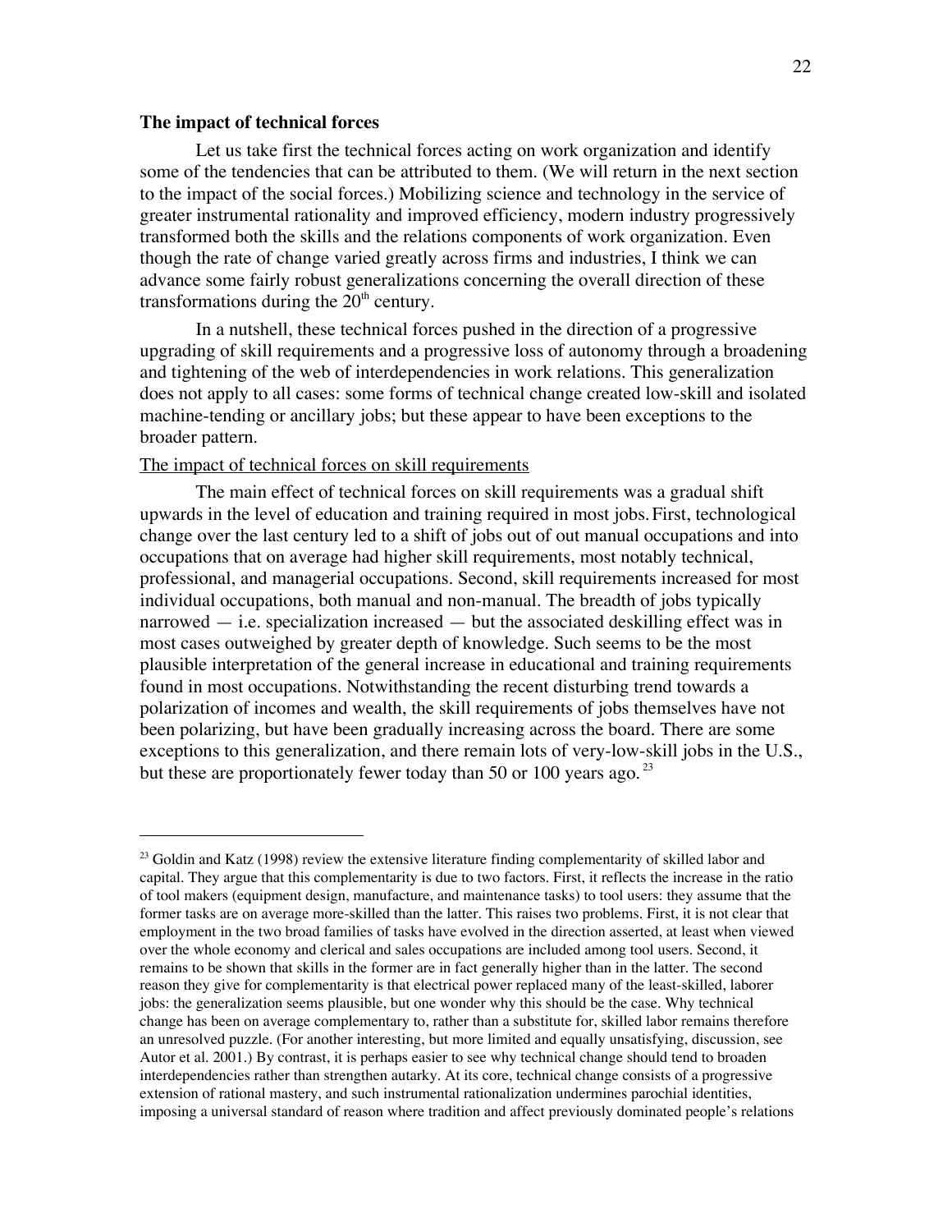**The impact of technical forces**

Let us take first the technical forces acting on work organization and identify some of the tendencies that can be attributed to them. (We will return in the next section to the impact of the social forces.) Mobilizing science and technology in the service of greater instrumental rationality and improved efficiency, modern industry progressively transformed both the skills and the relations components of work organization. Even though the rate of change varied greatly across firms and industries, I think we can advance some fairly robust generalizations concerning the overall direction of these transformations during the $20^{th}$ century.

In a nutshell, these technical forces pushed in the direction of a progressive upgrading of skill requirements and a progressive loss of autonomy through a broadening and tightening of the web of interdependencies in work relations. This generalization does not apply to all cases: some forms of technical change created low-skill and isolated machine-tending or ancillary jobs; but these appear to have been exceptions to the broader pattern.

<u>The impact of technical forces on skill requirements</u>

The main effect of technical forces on skill requirements was a gradual shift upwards in the level of education and training required in most jobs. First, technological change over the last century led to a shift of jobs out of out manual occupations and into occupations that on average had higher skill requirements, most notably technical, professional, and managerial occupations. Second, skill requirements increased for most individual occupations, both manual and non-manual. The breadth of jobs typically narrowed — i.e. specialization increased — but the associated deskilling effect was in most cases outweighed by greater depth of knowledge. Such seems to be the most plausible interpretation of the general increase in educational and training requirements found in most occupations. Notwithstanding the recent disturbing trend towards a polarization of incomes and wealth, the skill requirements of jobs themselves have not been polarizing, but have been gradually increasing across the board. There are some exceptions to this generalization, and there remain lots of very-low-skill jobs in the U.S., but these are proportionately fewer today than 50 or 100 years ago. [23]

---

[23] Goldin and Katz (1998) review the extensive literature finding complementarity of skilled labor and capital. They argue that this complementarity is due to two factors. First, it reflects the increase in the ratio of tool makers (equipment design, manufacture, and maintenance tasks) to tool users: they assume that the former tasks are on average more-skilled than the latter. This raises two problems. First, it is not clear that employment in the two broad families of tasks have evolved in the direction asserted, at least when viewed over the whole economy and clerical and sales occupations are included among tool users. Second, it remains to be shown that skills in the former are in fact generally higher than in the latter. The second reason they give for complementarity is that electrical power replaced many of the least-skilled, laborer jobs: the generalization seems plausible, but one wonder why this should be the case. Why technical change has been on average complementary to, rather than a substitute for, skilled labor remains therefore an unresolved puzzle. (For another interesting, but more limited and equally unsatisfying, discussion, see Autor et al. 2001.) By contrast, it is perhaps easier to see why technical change should tend to broaden interdependencies rather than strengthen autarky. At its core, technical change consists of a progressive extension of rational mastery, and such instrumental rationalization undermines parochial identities, imposing a universal standard of reason where tradition and affect previously dominated people's relations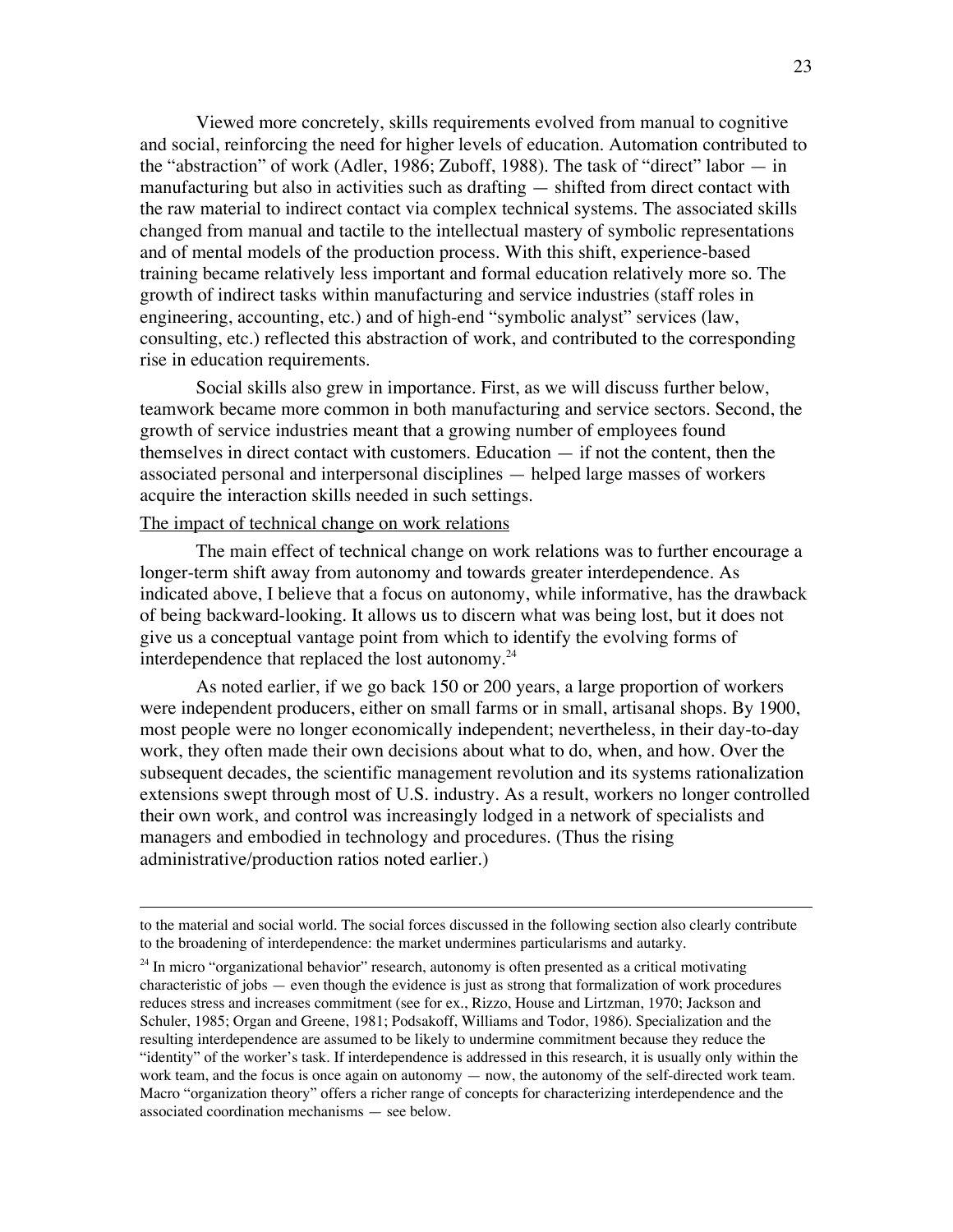Viewed more concretely, skills requirements evolved from manual to cognitive and social, reinforcing the need for higher levels of education. Automation contributed to the "abstraction" of work (Adler, 1986; Zuboff, 1988). The task of "direct" labor — in manufacturing but also in activities such as drafting — shifted from direct contact with the raw material to indirect contact via complex technical systems. The associated skills changed from manual and tactile to the intellectual mastery of symbolic representations and of mental models of the production process. With this shift, experience-based training became relatively less important and formal education relatively more so. The growth of indirect tasks within manufacturing and service industries (staff roles in engineering, accounting, etc.) and of high-end "symbolic analyst" services (law, consulting, etc.) reflected this abstraction of work, and contributed to the corresponding rise in education requirements.

Social skills also grew in importance. First, as we will discuss further below, teamwork became more common in both manufacturing and service sectors. Second, the growth of service industries meant that a growing number of employees found themselves in direct contact with customers. Education — if not the content, then the associated personal and interpersonal disciplines — helped large masses of workers acquire the interaction skills needed in such settings.

<u>The impact of technical change on work relations</u>

The main effect of technical change on work relations was to further encourage a longer-term shift away from autonomy and towards greater interdependence. As indicated above, I believe that a focus on autonomy, while informative, has the drawback of being backward-looking. It allows us to discern what was being lost, but it does not give us a conceptual vantage point from which to identify the evolving forms of interdependence that replaced the lost autonomy.[24]

As noted earlier, if we go back 150 or 200 years, a large proportion of workers were independent producers, either on small farms or in small, artisanal shops. By 1900, most people were no longer economically independent; nevertheless, in their day-to-day work, they often made their own decisions about what to do, when, and how. Over the subsequent decades, the scientific management revolution and its systems rationalization extensions swept through most of U.S. industry. As a result, workers no longer controlled their own work, and control was increasingly lodged in a network of specialists and managers and embodied in technology and procedures. (Thus the rising administrative/production ratios noted earlier.)

---

to the material and social world. The social forces discussed in the following section also clearly contribute to the broadening of interdependence: the market undermines particularisms and autarky.

[24] In micro "organizational behavior" research, autonomy is often presented as a critical motivating characteristic of jobs — even though the evidence is just as strong that formalization of work procedures reduces stress and increases commitment (see for ex., Rizzo, House and Lirtzman, 1970; Jackson and Schuler, 1985; Organ and Greene, 1981; Podsakoff, Williams and Todor, 1986). Specialization and the resulting interdependence are assumed to be likely to undermine commitment because they reduce the "identity" of the worker's task. If interdependence is addressed in this research, it is usually only within the work team, and the focus is once again on autonomy — now, the autonomy of the self-directed work team. Macro "organization theory" offers a richer range of concepts for characterizing interdependence and the associated coordination mechanisms — see below.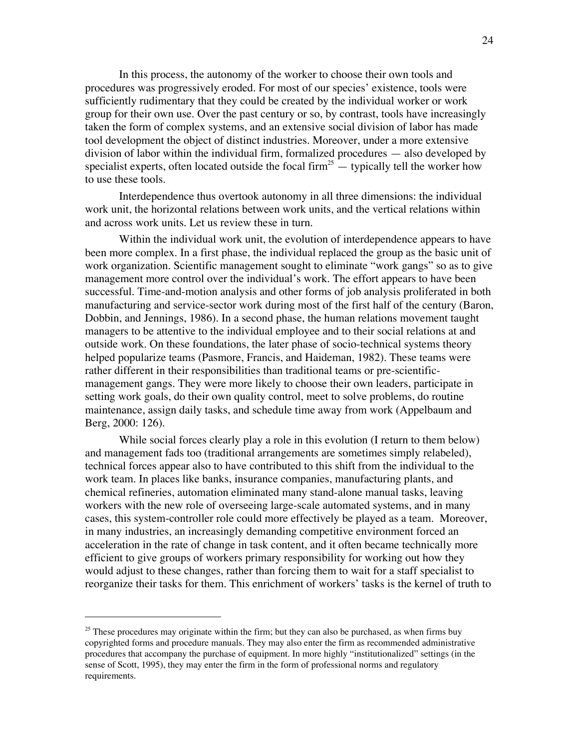In this process, the autonomy of the worker to choose their own tools and procedures was progressively eroded. For most of our species' existence, tools were sufficiently rudimentary that they could be created by the individual worker or work group for their own use. Over the past century or so, by contrast, tools have increasingly taken the form of complex systems, and an extensive social division of labor has made tool development the object of distinct industries. Moreover, under a more extensive division of labor within the individual firm, formalized procedures — also developed by specialist experts, often located outside the focal firm[25] — typically tell the worker how to use these tools.

Interdependence thus overtook autonomy in all three dimensions: the individual work unit, the horizontal relations between work units, and the vertical relations within and across work units. Let us review these in turn.

Within the individual work unit, the evolution of interdependence appears to have been more complex. In a first phase, the individual replaced the group as the basic unit of work organization. Scientific management sought to eliminate "work gangs" so as to give management more control over the individual's work. The effort appears to have been successful. Time-and-motion analysis and other forms of job analysis proliferated in both manufacturing and service-sector work during most of the first half of the century (Baron, Dobbin, and Jennings, 1986). In a second phase, the human relations movement taught managers to be attentive to the individual employee and to their social relations at and outside work. On these foundations, the later phase of socio-technical systems theory helped popularize teams (Pasmore, Francis, and Haideman, 1982). These teams were rather different in their responsibilities than traditional teams or pre-scientific-management gangs. They were more likely to choose their own leaders, participate in setting work goals, do their own quality control, meet to solve problems, do routine maintenance, assign daily tasks, and schedule time away from work (Appelbaum and Berg, 2000: 126).

While social forces clearly play a role in this evolution (I return to them below) and management fads too (traditional arrangements are sometimes simply relabeled), technical forces appear also to have contributed to this shift from the individual to the work team. In places like banks, insurance companies, manufacturing plants, and chemical refineries, automation eliminated many stand-alone manual tasks, leaving workers with the new role of overseeing large-scale automated systems, and in many cases, this system-controller role could more effectively be played as a team. Moreover, in many industries, an increasingly demanding competitive environment forced an acceleration in the rate of change in task content, and it often became technically more efficient to give groups of workers primary responsibility for working out how they would adjust to these changes, rather than forcing them to wait for a staff specialist to reorganize their tasks for them. This enrichment of workers' tasks is the kernel of truth to

[25] These procedures may originate within the firm; but they can also be purchased, as when firms buy copyrighted forms and procedure manuals. They may also enter the firm as recommended administrative procedures that accompany the purchase of equipment. In more highly "institutionalized" settings (in the sense of Scott, 1995), they may enter the firm in the form of professional norms and regulatory requirements.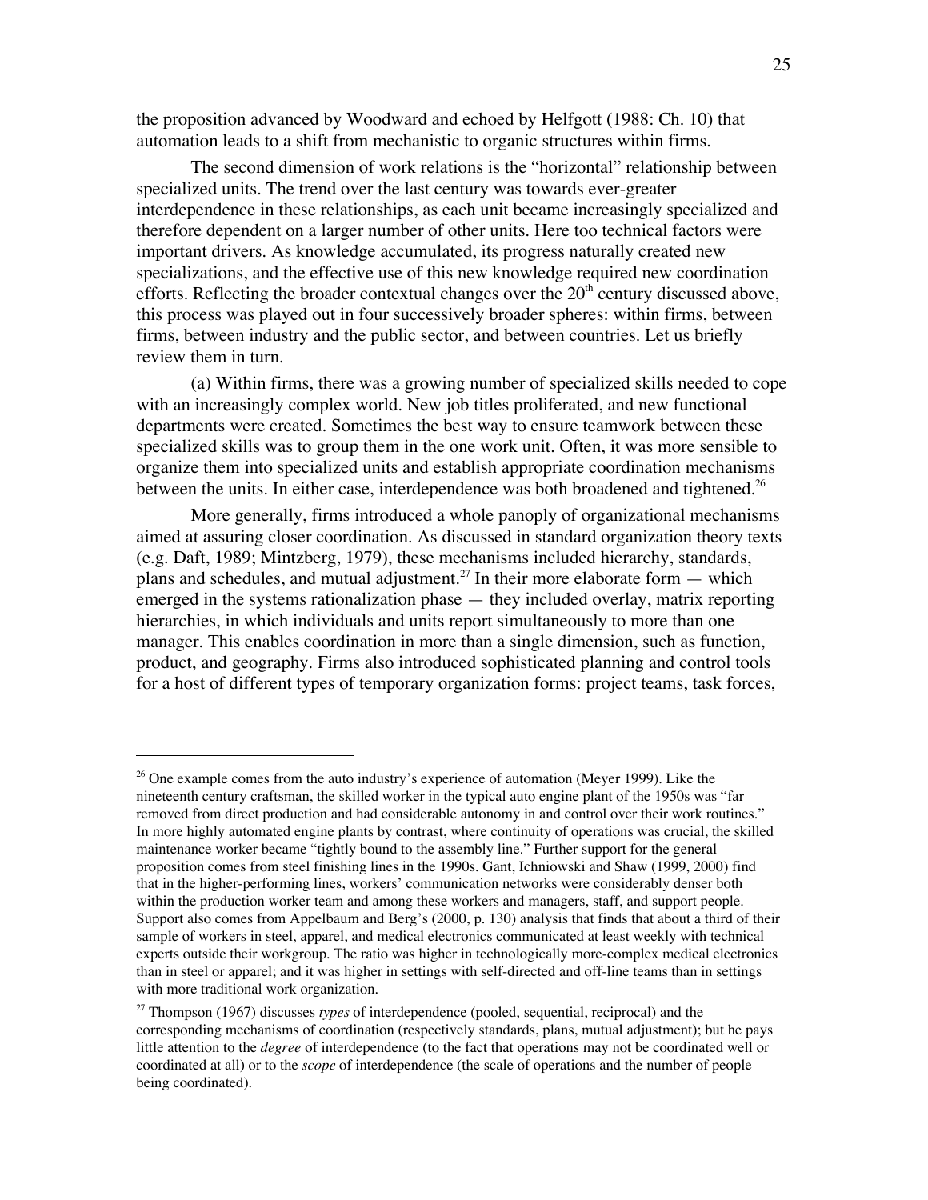the proposition advanced by Woodward and echoed by Helfgott (1988: Ch. 10) that automation leads to a shift from mechanistic to organic structures within firms.

The second dimension of work relations is the "horizontal" relationship between specialized units. The trend over the last century was towards ever-greater interdependence in these relationships, as each unit became increasingly specialized and therefore dependent on a larger number of other units. Here too technical factors were important drivers. As knowledge accumulated, its progress naturally created new specializations, and the effective use of this new knowledge required new coordination efforts. Reflecting the broader contextual changes over the 20th century discussed above, this process was played out in four successively broader spheres: within firms, between firms, between industry and the public sector, and between countries. Let us briefly review them in turn.

(a) Within firms, there was a growing number of specialized skills needed to cope with an increasingly complex world. New job titles proliferated, and new functional departments were created. Sometimes the best way to ensure teamwork between these specialized skills was to group them in the one work unit. Often, it was more sensible to organize them into specialized units and establish appropriate coordination mechanisms between the units. In either case, interdependence was both broadened and tightened.[26]

More generally, firms introduced a whole panoply of organizational mechanisms aimed at assuring closer coordination. As discussed in standard organization theory texts (e.g. Daft, 1989; Mintzberg, 1979), these mechanisms included hierarchy, standards, plans and schedules, and mutual adjustment.[27] In their more elaborate form — which emerged in the systems rationalization phase — they included overlay, matrix reporting hierarchies, in which individuals and units report simultaneously to more than one manager. This enables coordination in more than a single dimension, such as function, product, and geography. Firms also introduced sophisticated planning and control tools for a host of different types of temporary organization forms: project teams, task forces,

---

[26] One example comes from the auto industry's experience of automation (Meyer 1999). Like the nineteenth century craftsman, the skilled worker in the typical auto engine plant of the 1950s was "far removed from direct production and had considerable autonomy in and control over their work routines." In more highly automated engine plants by contrast, where continuity of operations was crucial, the skilled maintenance worker became "tightly bound to the assembly line." Further support for the general proposition comes from steel finishing lines in the 1990s. Gant, Ichniowski and Shaw (1999, 2000) find that in the higher-performing lines, workers' communication networks were considerably denser both within the production worker team and among these workers and managers, staff, and support people. Support also comes from Appelbaum and Berg's (2000, p. 130) analysis that finds that about a third of their sample of workers in steel, apparel, and medical electronics communicated at least weekly with technical experts outside their workgroup. The ratio was higher in technologically more-complex medical electronics than in steel or apparel; and it was higher in settings with self-directed and off-line teams than in settings with more traditional work organization.

[27] Thompson (1967) discusses *types* of interdependence (pooled, sequential, reciprocal) and the corresponding mechanisms of coordination (respectively standards, plans, mutual adjustment); but he pays little attention to the *degree* of interdependence (to the fact that operations may not be coordinated well or coordinated at all) or to the *scope* of interdependence (the scale of operations and the number of people being coordinated).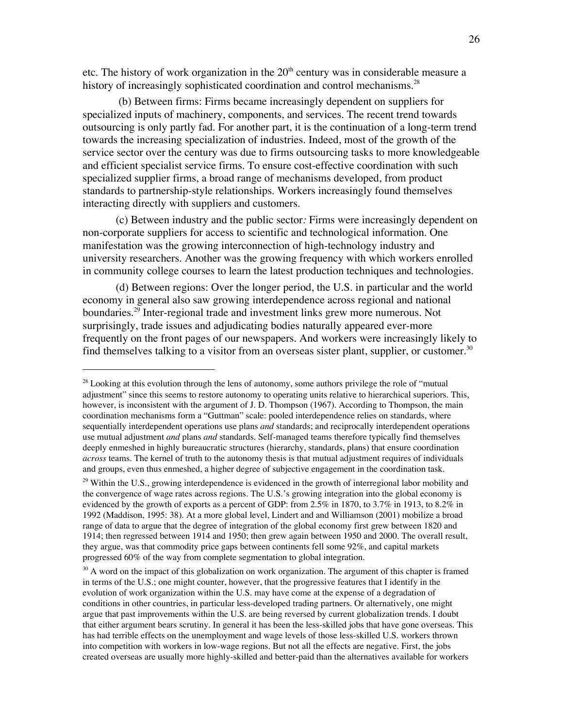etc. The history of work organization in the 20th century was in considerable measure a history of increasingly sophisticated coordination and control mechanisms.[28]

(b) Between firms: Firms became increasingly dependent on suppliers for specialized inputs of machinery, components, and services. The recent trend towards outsourcing is only partly fad. For another part, it is the continuation of a long-term trend towards the increasing specialization of industries. Indeed, most of the growth of the service sector over the century was due to firms outsourcing tasks to more knowledgeable and efficient specialist service firms. To ensure cost-effective coordination with such specialized supplier firms, a broad range of mechanisms developed, from product standards to partnership-style relationships. Workers increasingly found themselves interacting directly with suppliers and customers.

(c) Between industry and the public sector*:* Firms were increasingly dependent on non-corporate suppliers for access to scientific and technological information. One manifestation was the growing interconnection of high-technology industry and university researchers. Another was the growing frequency with which workers enrolled in community college courses to learn the latest production techniques and technologies.

(d) Between regions: Over the longer period, the U.S. in particular and the world economy in general also saw growing interdependence across regional and national boundaries.[29] Inter-regional trade and investment links grew more numerous. Not surprisingly, trade issues and adjudicating bodies naturally appeared ever-more frequently on the front pages of our newspapers. And workers were increasingly likely to find themselves talking to a visitor from an overseas sister plant, supplier, or customer.[30]

---

[28] Looking at this evolution through the lens of autonomy, some authors privilege the role of "mutual adjustment" since this seems to restore autonomy to operating units relative to hierarchical superiors. This, however, is inconsistent with the argument of J. D. Thompson (1967). According to Thompson, the main coordination mechanisms form a "Guttman" scale: pooled interdependence relies on standards, where sequentially interdependent operations use plans *and* standards; and reciprocally interdependent operations use mutual adjustment *and* plans *and* standards. Self-managed teams therefore typically find themselves deeply enmeshed in highly bureaucratic structures (hierarchy, standards, plans) that ensure coordination *across* teams. The kernel of truth to the autonomy thesis is that mutual adjustment requires of individuals and groups, even thus enmeshed, a higher degree of subjective engagement in the coordination task.

[29] Within the U.S., growing interdependence is evidenced in the growth of interregional labor mobility and the convergence of wage rates across regions. The U.S.'s growing integration into the global economy is evidenced by the growth of exports as a percent of GDP: from 2.5% in 1870, to 3.7% in 1913, to 8.2% in 1992 (Maddison, 1995: 38). At a more global level, Lindert and and Williamson (2001) mobilize a broad range of data to argue that the degree of integration of the global economy first grew between 1820 and 1914; then regressed between 1914 and 1950; then grew again between 1950 and 2000. The overall result, they argue, was that commodity price gaps between continents fell some 92%, and capital markets progressed 60% of the way from complete segmentation to global integration.

[30] A word on the impact of this globalization on work organization. The argument of this chapter is framed in terms of the U.S.; one might counter, however, that the progressive features that I identify in the evolution of work organization within the U.S. may have come at the expense of a degradation of conditions in other countries, in particular less-developed trading partners. Or alternatively, one might argue that past improvements within the U.S. are being reversed by current globalization trends. I doubt that either argument bears scrutiny. In general it has been the less-skilled jobs that have gone overseas. This has had terrible effects on the unemployment and wage levels of those less-skilled U.S. workers thrown into competition with workers in low-wage regions. But not all the effects are negative. First, the jobs created overseas are usually more highly-skilled and better-paid than the alternatives available for workers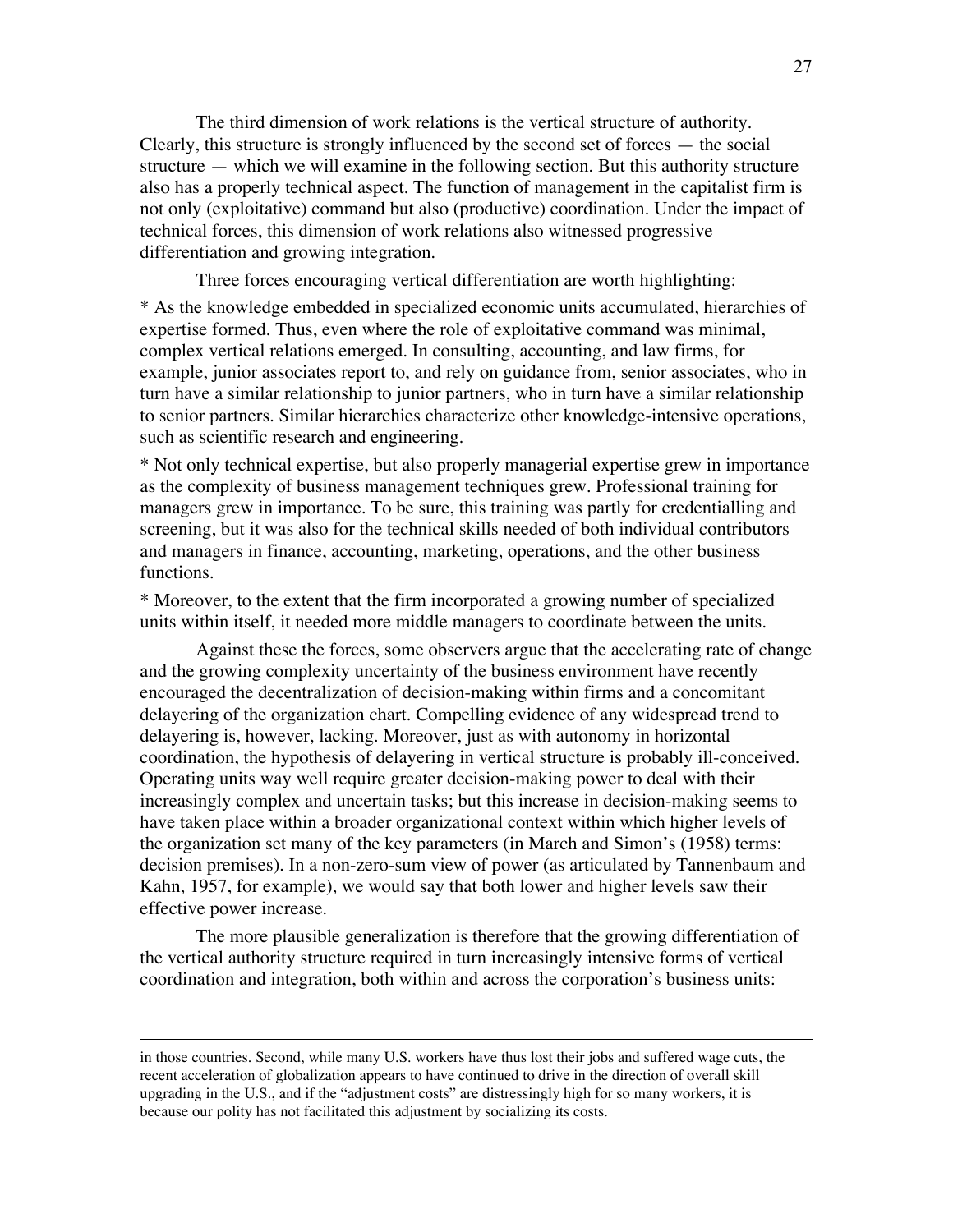The third dimension of work relations is the vertical structure of authority. Clearly, this structure is strongly influenced by the second set of forces — the social structure — which we will examine in the following section. But this authority structure also has a properly technical aspect. The function of management in the capitalist firm is not only (exploitative) command but also (productive) coordination. Under the impact of technical forces, this dimension of work relations also witnessed progressive differentiation and growing integration.

Three forces encouraging vertical differentiation are worth highlighting:

* As the knowledge embedded in specialized economic units accumulated, hierarchies of expertise formed. Thus, even where the role of exploitative command was minimal, complex vertical relations emerged. In consulting, accounting, and law firms, for example, junior associates report to, and rely on guidance from, senior associates, who in turn have a similar relationship to junior partners, who in turn have a similar relationship to senior partners. Similar hierarchies characterize other knowledge-intensive operations, such as scientific research and engineering.

* Not only technical expertise, but also properly managerial expertise grew in importance as the complexity of business management techniques grew. Professional training for managers grew in importance. To be sure, this training was partly for credentialling and screening, but it was also for the technical skills needed of both individual contributors and managers in finance, accounting, marketing, operations, and the other business functions.

* Moreover, to the extent that the firm incorporated a growing number of specialized units within itself, it needed more middle managers to coordinate between the units.

Against these the forces, some observers argue that the accelerating rate of change and the growing complexity uncertainty of the business environment have recently encouraged the decentralization of decision-making within firms and a concomitant delayering of the organization chart. Compelling evidence of any widespread trend to delayering is, however, lacking. Moreover, just as with autonomy in horizontal coordination, the hypothesis of delayering in vertical structure is probably ill-conceived. Operating units way well require greater decision-making power to deal with their increasingly complex and uncertain tasks; but this increase in decision-making seems to have taken place within a broader organizational context within which higher levels of the organization set many of the key parameters (in March and Simon's (1958) terms: decision premises). In a non-zero-sum view of power (as articulated by Tannenbaum and Kahn, 1957, for example), we would say that both lower and higher levels saw their effective power increase.

The more plausible generalization is therefore that the growing differentiation of the vertical authority structure required in turn increasingly intensive forms of vertical coordination and integration, both within and across the corporation's business units:

---

in those countries. Second, while many U.S. workers have thus lost their jobs and suffered wage cuts, the recent acceleration of globalization appears to have continued to drive in the direction of overall skill upgrading in the U.S., and if the "adjustment costs" are distressingly high for so many workers, it is because our polity has not facilitated this adjustment by socializing its costs.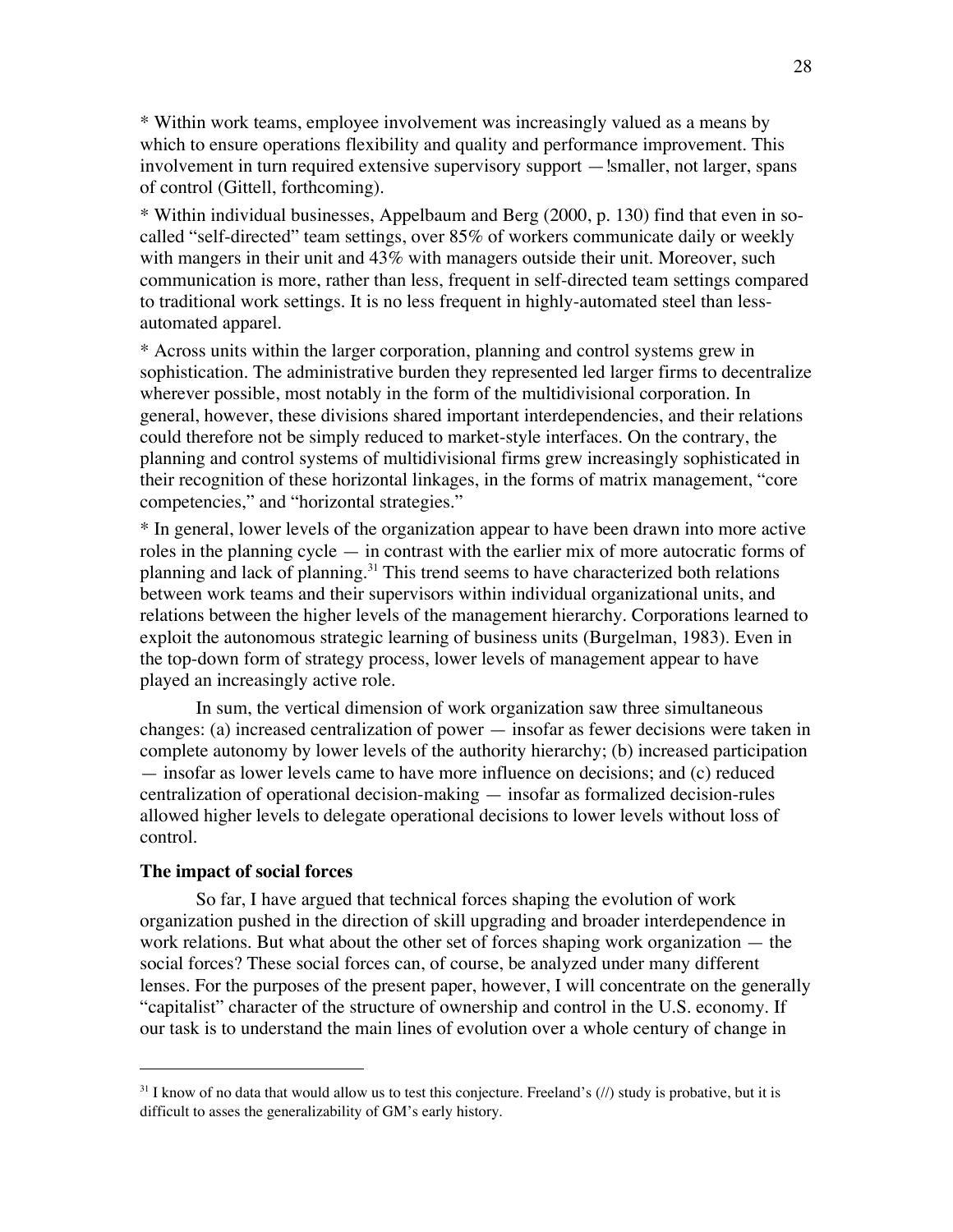* Within work teams, employee involvement was increasingly valued as a means by which to ensure operations flexibility and quality and performance improvement. This involvement in turn required extensive supervisory support — !smaller, not larger, spans of control (Gittell, forthcoming).

* Within individual businesses, Appelbaum and Berg (2000, p. 130) find that even in so-called "self-directed" team settings, over 85% of workers communicate daily or weekly with mangers in their unit and 43% with managers outside their unit. Moreover, such communication is more, rather than less, frequent in self-directed team settings compared to traditional work settings. It is no less frequent in highly-automated steel than less-automated apparel.

* Across units within the larger corporation, planning and control systems grew in sophistication. The administrative burden they represented led larger firms to decentralize wherever possible, most notably in the form of the multidivisional corporation. In general, however, these divisions shared important interdependencies, and their relations could therefore not be simply reduced to market-style interfaces. On the contrary, the planning and control systems of multidivisional firms grew increasingly sophisticated in their recognition of these horizontal linkages, in the forms of matrix management, "core competencies," and "horizontal strategies."

* In general, lower levels of the organization appear to have been drawn into more active roles in the planning cycle — in contrast with the earlier mix of more autocratic forms of planning and lack of planning.[31] This trend seems to have characterized both relations between work teams and their supervisors within individual organizational units, and relations between the higher levels of the management hierarchy. Corporations learned to exploit the autonomous strategic learning of business units (Burgelman, 1983). Even in the top-down form of strategy process, lower levels of management appear to have played an increasingly active role.

In sum, the vertical dimension of work organization saw three simultaneous changes: (a) increased centralization of power — insofar as fewer decisions were taken in complete autonomy by lower levels of the authority hierarchy; (b) increased participation — insofar as lower levels came to have more influence on decisions; and (c) reduced centralization of operational decision-making — insofar as formalized decision-rules allowed higher levels to delegate operational decisions to lower levels without loss of control.

**The impact of social forces**

So far, I have argued that technical forces shaping the evolution of work organization pushed in the direction of skill upgrading and broader interdependence in work relations. But what about the other set of forces shaping work organization — the social forces? These social forces can, of course, be analyzed under many different lenses. For the purposes of the present paper, however, I will concentrate on the generally "capitalist" character of the structure of ownership and control in the U.S. economy. If our task is to understand the main lines of evolution over a whole century of change in

---

[31] I know of no data that would allow us to test this conjecture. Freeland's (//) study is probative, but it is difficult to asses the generalizability of GM's early history.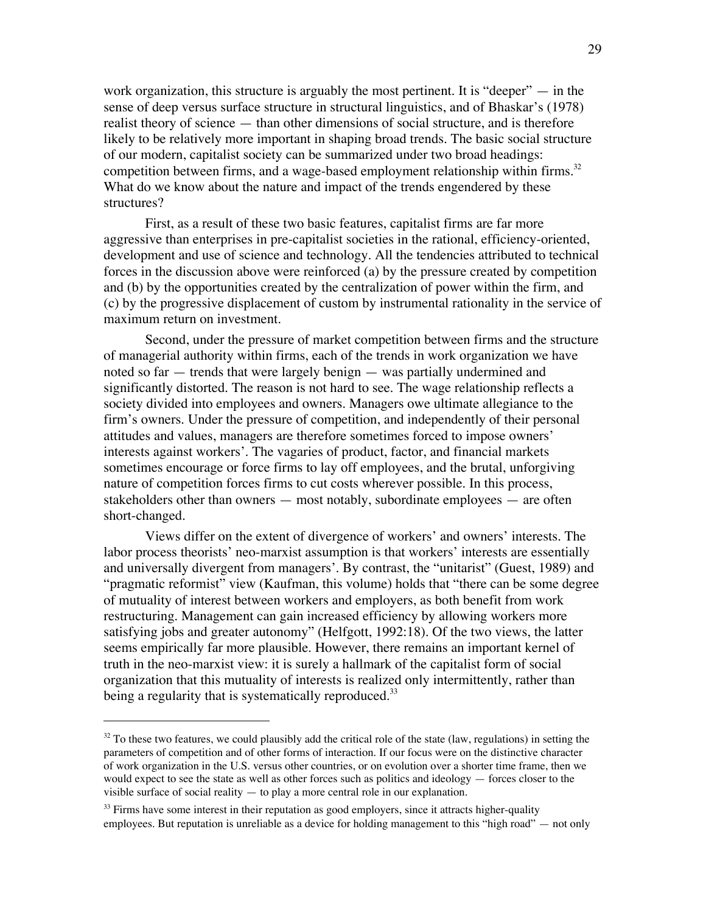work organization, this structure is arguably the most pertinent. It is "deeper" — in the sense of deep versus surface structure in structural linguistics, and of Bhaskar's (1978) realist theory of science — than other dimensions of social structure, and is therefore likely to be relatively more important in shaping broad trends. The basic social structure of our modern, capitalist society can be summarized under two broad headings: competition between firms, and a wage-based employment relationship within firms.[32] What do we know about the nature and impact of the trends engendered by these structures?

First, as a result of these two basic features, capitalist firms are far more aggressive than enterprises in pre-capitalist societies in the rational, efficiency-oriented, development and use of science and technology. All the tendencies attributed to technical forces in the discussion above were reinforced (a) by the pressure created by competition and (b) by the opportunities created by the centralization of power within the firm, and (c) by the progressive displacement of custom by instrumental rationality in the service of maximum return on investment.

Second, under the pressure of market competition between firms and the structure of managerial authority within firms, each of the trends in work organization we have noted so far — trends that were largely benign — was partially undermined and significantly distorted. The reason is not hard to see. The wage relationship reflects a society divided into employees and owners. Managers owe ultimate allegiance to the firm's owners. Under the pressure of competition, and independently of their personal attitudes and values, managers are therefore sometimes forced to impose owners' interests against workers'. The vagaries of product, factor, and financial markets sometimes encourage or force firms to lay off employees, and the brutal, unforgiving nature of competition forces firms to cut costs wherever possible. In this process, stakeholders other than owners — most notably, subordinate employees — are often short-changed.

Views differ on the extent of divergence of workers' and owners' interests. The labor process theorists' neo-marxist assumption is that workers' interests are essentially and universally divergent from managers'. By contrast, the "unitarist" (Guest, 1989) and "pragmatic reformist" view (Kaufman, this volume) holds that "there can be some degree of mutuality of interest between workers and employers, as both benefit from work restructuring. Management can gain increased efficiency by allowing workers more satisfying jobs and greater autonomy" (Helfgott, 1992:18). Of the two views, the latter seems empirically far more plausible. However, there remains an important kernel of truth in the neo-marxist view: it is surely a hallmark of the capitalist form of social organization that this mutuality of interests is realized only intermittently, rather than being a regularity that is systematically reproduced.[33]

---

[32] To these two features, we could plausibly add the critical role of the state (law, regulations) in setting the parameters of competition and of other forms of interaction. If our focus were on the distinctive character of work organization in the U.S. versus other countries, or on evolution over a shorter time frame, then we would expect to see the state as well as other forces such as politics and ideology — forces closer to the visible surface of social reality — to play a more central role in our explanation.

[33] Firms have some interest in their reputation as good employers, since it attracts higher-quality employees. But reputation is unreliable as a device for holding management to this "high road" — not only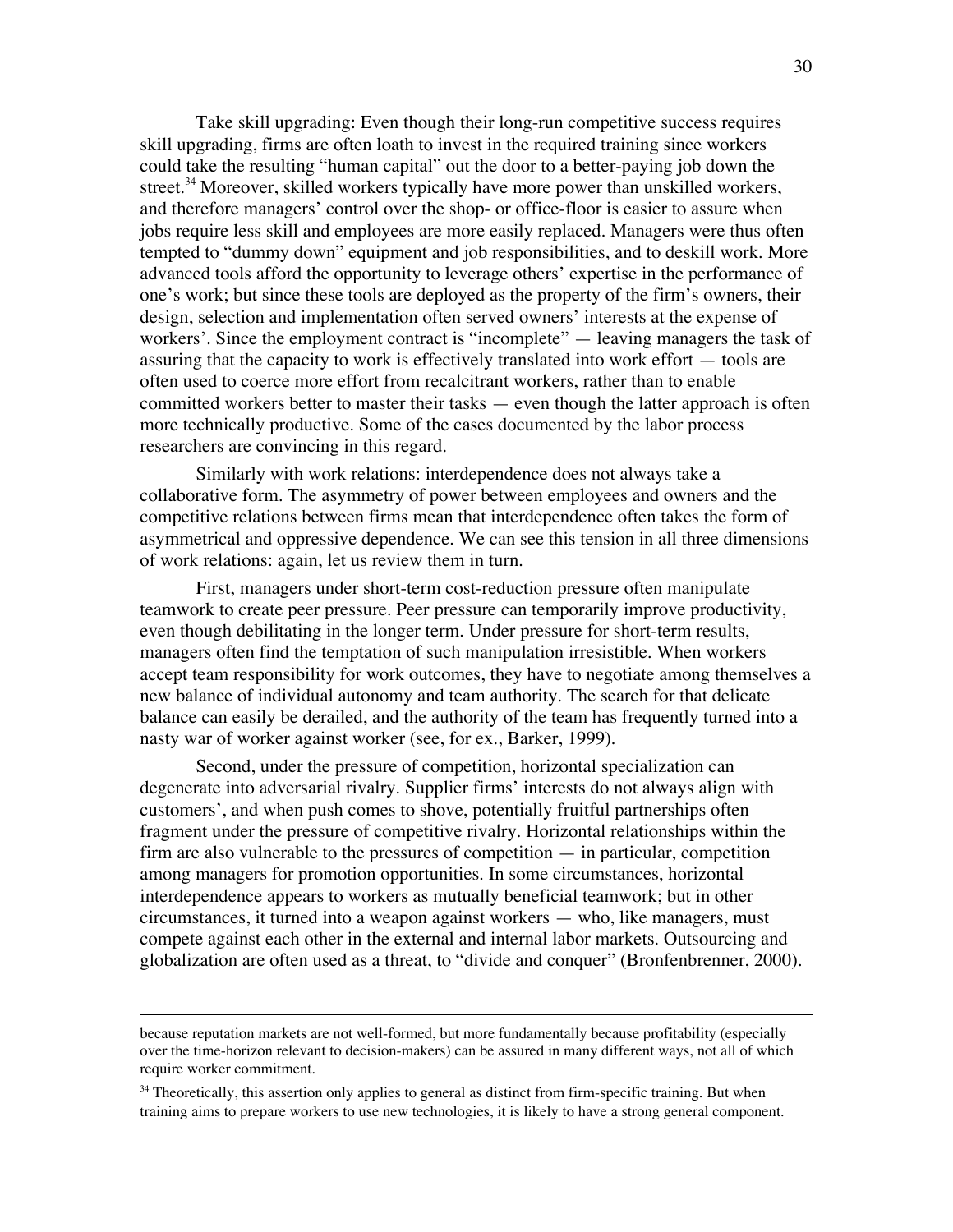Take skill upgrading: Even though their long-run competitive success requires skill upgrading, firms are often loath to invest in the required training since workers could take the resulting "human capital" out the door to a better-paying job down the street.[34] Moreover, skilled workers typically have more power than unskilled workers, and therefore managers' control over the shop- or office-floor is easier to assure when jobs require less skill and employees are more easily replaced. Managers were thus often tempted to "dummy down" equipment and job responsibilities, and to deskill work. More advanced tools afford the opportunity to leverage others' expertise in the performance of one's work; but since these tools are deployed as the property of the firm's owners, their design, selection and implementation often served owners' interests at the expense of workers'. Since the employment contract is "incomplete" — leaving managers the task of assuring that the capacity to work is effectively translated into work effort — tools are often used to coerce more effort from recalcitrant workers, rather than to enable committed workers better to master their tasks — even though the latter approach is often more technically productive. Some of the cases documented by the labor process researchers are convincing in this regard.

Similarly with work relations: interdependence does not always take a collaborative form. The asymmetry of power between employees and owners and the competitive relations between firms mean that interdependence often takes the form of asymmetrical and oppressive dependence. We can see this tension in all three dimensions of work relations: again, let us review them in turn.

First, managers under short-term cost-reduction pressure often manipulate teamwork to create peer pressure. Peer pressure can temporarily improve productivity, even though debilitating in the longer term. Under pressure for short-term results, managers often find the temptation of such manipulation irresistible. When workers accept team responsibility for work outcomes, they have to negotiate among themselves a new balance of individual autonomy and team authority. The search for that delicate balance can easily be derailed, and the authority of the team has frequently turned into a nasty war of worker against worker (see, for ex., Barker, 1999).

Second, under the pressure of competition, horizontal specialization can degenerate into adversarial rivalry. Supplier firms' interests do not always align with customers', and when push comes to shove, potentially fruitful partnerships often fragment under the pressure of competitive rivalry. Horizontal relationships within the firm are also vulnerable to the pressures of competition — in particular, competition among managers for promotion opportunities. In some circumstances, horizontal interdependence appears to workers as mutually beneficial teamwork; but in other circumstances, it turned into a weapon against workers — who, like managers, must compete against each other in the external and internal labor markets. Outsourcing and globalization are often used as a threat, to "divide and conquer" (Bronfenbrenner, 2000).

---

because reputation markets are not well-formed, but more fundamentally because profitability (especially over the time-horizon relevant to decision-makers) can be assured in many different ways, not all of which require worker commitment.

[34] Theoretically, this assertion only applies to general as distinct from firm-specific training. But when training aims to prepare workers to use new technologies, it is likely to have a strong general component.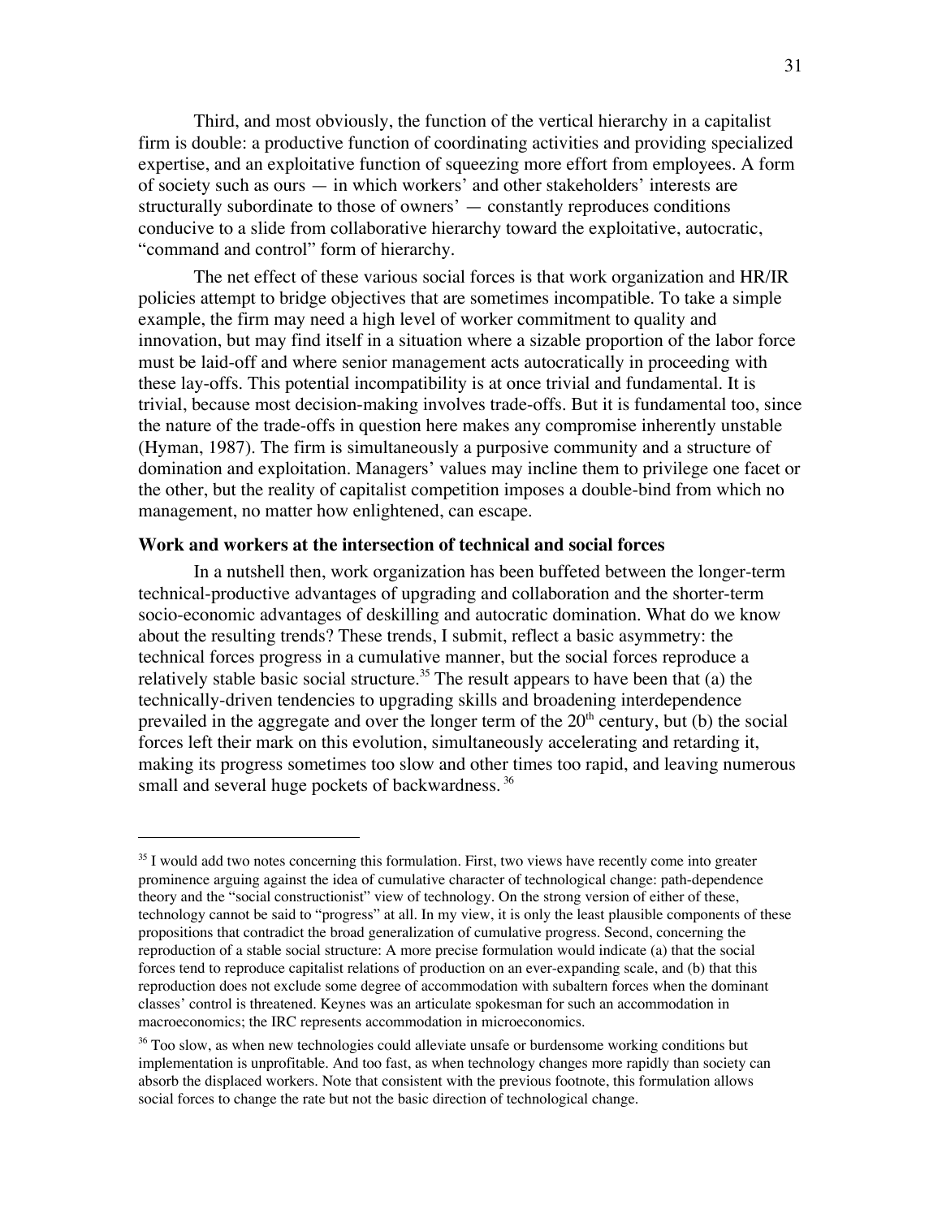Third, and most obviously, the function of the vertical hierarchy in a capitalist firm is double: a productive function of coordinating activities and providing specialized expertise, and an exploitative function of squeezing more effort from employees. A form of society such as ours — in which workers' and other stakeholders' interests are structurally subordinate to those of owners' — constantly reproduces conditions conducive to a slide from collaborative hierarchy toward the exploitative, autocratic, "command and control" form of hierarchy.

The net effect of these various social forces is that work organization and HR/IR policies attempt to bridge objectives that are sometimes incompatible. To take a simple example, the firm may need a high level of worker commitment to quality and innovation, but may find itself in a situation where a sizable proportion of the labor force must be laid-off and where senior management acts autocratically in proceeding with these lay-offs. This potential incompatibility is at once trivial and fundamental. It is trivial, because most decision-making involves trade-offs. But it is fundamental too, since the nature of the trade-offs in question here makes any compromise inherently unstable (Hyman, 1987). The firm is simultaneously a purposive community and a structure of domination and exploitation. Managers' values may incline them to privilege one facet or the other, but the reality of capitalist competition imposes a double-bind from which no management, no matter how enlightened, can escape.

### Work and workers at the intersection of technical and social forces

In a nutshell then, work organization has been buffeted between the longer-term technical-productive advantages of upgrading and collaboration and the shorter-term socio-economic advantages of deskilling and autocratic domination. What do we know about the resulting trends? These trends, I submit, reflect a basic asymmetry: the technical forces progress in a cumulative manner, but the social forces reproduce a relatively stable basic social structure.[35] The result appears to have been that (a) the technically-driven tendencies to upgrading skills and broadening interdependence prevailed in the aggregate and over the longer term of the 20th century, but (b) the social forces left their mark on this evolution, simultaneously accelerating and retarding it, making its progress sometimes too slow and other times too rapid, and leaving numerous small and several huge pockets of backwardness.[36]

---

[35] I would add two notes concerning this formulation. First, two views have recently come into greater prominence arguing against the idea of cumulative character of technological change: path-dependence theory and the "social constructionist" view of technology. On the strong version of either of these, technology cannot be said to "progress" at all. In my view, it is only the least plausible components of these propositions that contradict the broad generalization of cumulative progress. Second, concerning the reproduction of a stable social structure: A more precise formulation would indicate (a) that the social forces tend to reproduce capitalist relations of production on an ever-expanding scale, and (b) that this reproduction does not exclude some degree of accommodation with subaltern forces when the dominant classes' control is threatened. Keynes was an articulate spokesman for such an accommodation in macroeconomics; the IRC represents accommodation in microeconomics.

[36] Too slow, as when new technologies could alleviate unsafe or burdensome working conditions but implementation is unprofitable. And too fast, as when technology changes more rapidly than society can absorb the displaced workers. Note that consistent with the previous footnote, this formulation allows social forces to change the rate but not the basic direction of technological change.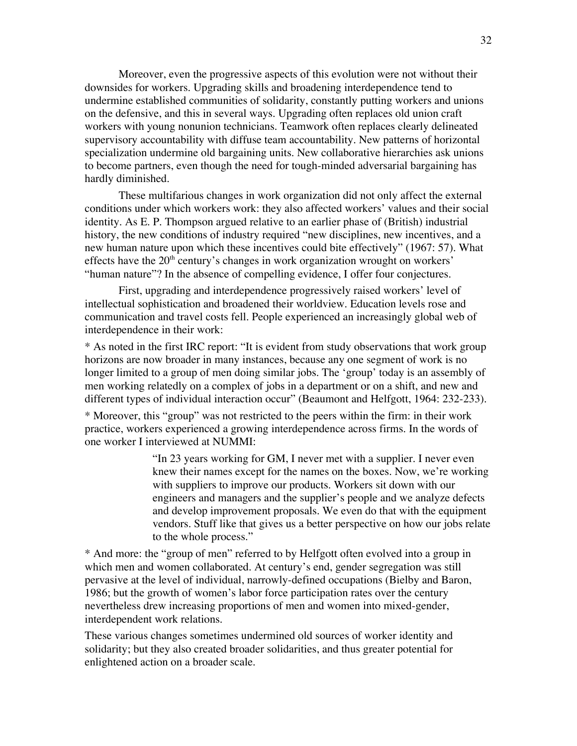Moreover, even the progressive aspects of this evolution were not without their downsides for workers. Upgrading skills and broadening interdependence tend to undermine established communities of solidarity, constantly putting workers and unions on the defensive, and this in several ways. Upgrading often replaces old union craft workers with young nonunion technicians. Teamwork often replaces clearly delineated supervisory accountability with diffuse team accountability. New patterns of horizontal specialization undermine old bargaining units. New collaborative hierarchies ask unions to become partners, even though the need for tough-minded adversarial bargaining has hardly diminished.

These multifarious changes in work organization did not only affect the external conditions under which workers work: they also affected workers' values and their social identity. As E. P. Thompson argued relative to an earlier phase of (British) industrial history, the new conditions of industry required "new disciplines, new incentives, and a new human nature upon which these incentives could bite effectively" (1967: 57). What effects have the 20th century's changes in work organization wrought on workers' "human nature"? In the absence of compelling evidence, I offer four conjectures.

First, upgrading and interdependence progressively raised workers' level of intellectual sophistication and broadened their worldview. Education levels rose and communication and travel costs fell. People experienced an increasingly global web of interdependence in their work:

* As noted in the first IRC report: "It is evident from study observations that work group horizons are now broader in many instances, because any one segment of work is no longer limited to a group of men doing similar jobs. The 'group' today is an assembly of men working relatedly on a complex of jobs in a department or on a shift, and new and different types of individual interaction occur" (Beaumont and Helfgott, 1964: 232-233).

* Moreover, this "group" was not restricted to the peers within the firm: in their work practice, workers experienced a growing interdependence across firms. In the words of one worker I interviewed at NUMMI:

> "In 23 years working for GM, I never met with a supplier. I never even knew their names except for the names on the boxes. Now, we're working with suppliers to improve our products. Workers sit down with our engineers and managers and the supplier's people and we analyze defects and develop improvement proposals. We even do that with the equipment vendors. Stuff like that gives us a better perspective on how our jobs relate to the whole process."

* And more: the "group of men" referred to by Helfgott often evolved into a group in which men and women collaborated. At century's end, gender segregation was still pervasive at the level of individual, narrowly-defined occupations (Bielby and Baron, 1986; but the growth of women's labor force participation rates over the century nevertheless drew increasing proportions of men and women into mixed-gender, interdependent work relations.

These various changes sometimes undermined old sources of worker identity and solidarity; but they also created broader solidarities, and thus greater potential for enlightened action on a broader scale.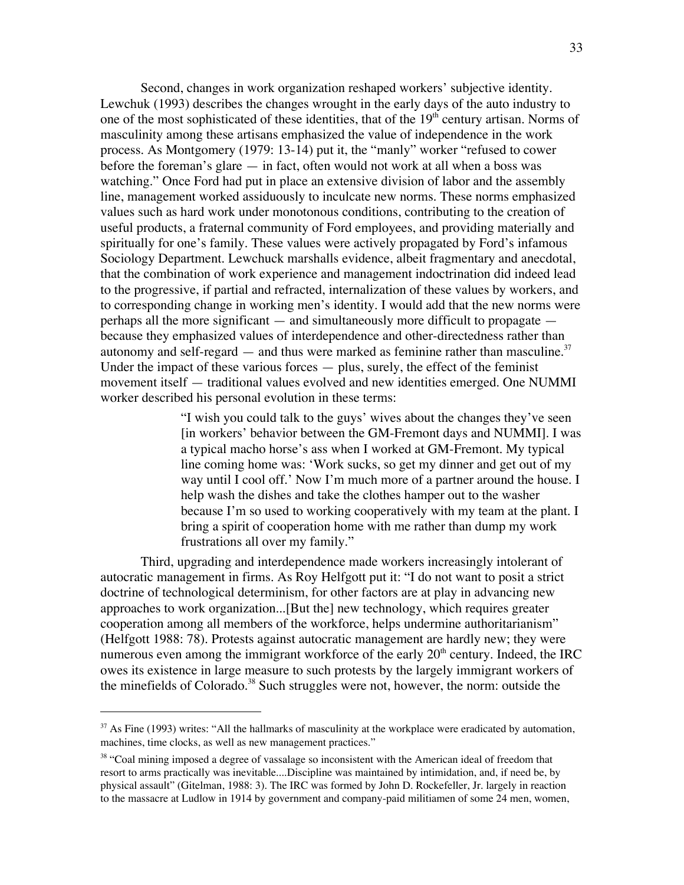Second, changes in work organization reshaped workers' subjective identity. Lewchuk (1993) describes the changes wrought in the early days of the auto industry to one of the most sophisticated of these identities, that of the 19th century artisan. Norms of masculinity among these artisans emphasized the value of independence in the work process. As Montgomery (1979: 13-14) put it, the "manly" worker "refused to cower before the foreman's glare — in fact, often would not work at all when a boss was watching." Once Ford had put in place an extensive division of labor and the assembly line, management worked assiduously to inculcate new norms. These norms emphasized values such as hard work under monotonous conditions, contributing to the creation of useful products, a fraternal community of Ford employees, and providing materially and spiritually for one's family. These values were actively propagated by Ford's infamous Sociology Department. Lewchuck marshalls evidence, albeit fragmentary and anecdotal, that the combination of work experience and management indoctrination did indeed lead to the progressive, if partial and refracted, internalization of these values by workers, and to corresponding change in working men's identity. I would add that the new norms were perhaps all the more significant — and simultaneously more difficult to propagate — because they emphasized values of interdependence and other-directedness rather than autonomy and self-regard — and thus were marked as feminine rather than masculine.[37] Under the impact of these various forces — plus, surely, the effect of the feminist movement itself — traditional values evolved and new identities emerged. One NUMMI worker described his personal evolution in these terms:

> "I wish you could talk to the guys' wives about the changes they've seen [in workers' behavior between the GM-Fremont days and NUMMI]. I was a typical macho horse's ass when I worked at GM-Fremont. My typical line coming home was: 'Work sucks, so get my dinner and get out of my way until I cool off.' Now I'm much more of a partner around the house. I help wash the dishes and take the clothes hamper out to the washer because I'm so used to working cooperatively with my team at the plant. I bring a spirit of cooperation home with me rather than dump my work frustrations all over my family."

Third, upgrading and interdependence made workers increasingly intolerant of autocratic management in firms. As Roy Helfgott put it: "I do not want to posit a strict doctrine of technological determinism, for other factors are at play in advancing new approaches to work organization...[But the] new technology, which requires greater cooperation among all members of the workforce, helps undermine authoritarianism" (Helfgott 1988: 78). Protests against autocratic management are hardly new; they were numerous even among the immigrant workforce of the early 20th century. Indeed, the IRC owes its existence in large measure to such protests by the largely immigrant workers of the minefields of Colorado.[38] Such struggles were not, however, the norm: outside the

---

[37] As Fine (1993) writes: "All the hallmarks of masculinity at the workplace were eradicated by automation, machines, time clocks, as well as new management practices."

[38] "Coal mining imposed a degree of vassalage so inconsistent with the American ideal of freedom that resort to arms practically was inevitable....Discipline was maintained by intimidation, and, if need be, by physical assault" (Gitelman, 1988: 3). The IRC was formed by John D. Rockefeller, Jr. largely in reaction to the massacre at Ludlow in 1914 by government and company-paid militiamen of some 24 men, women,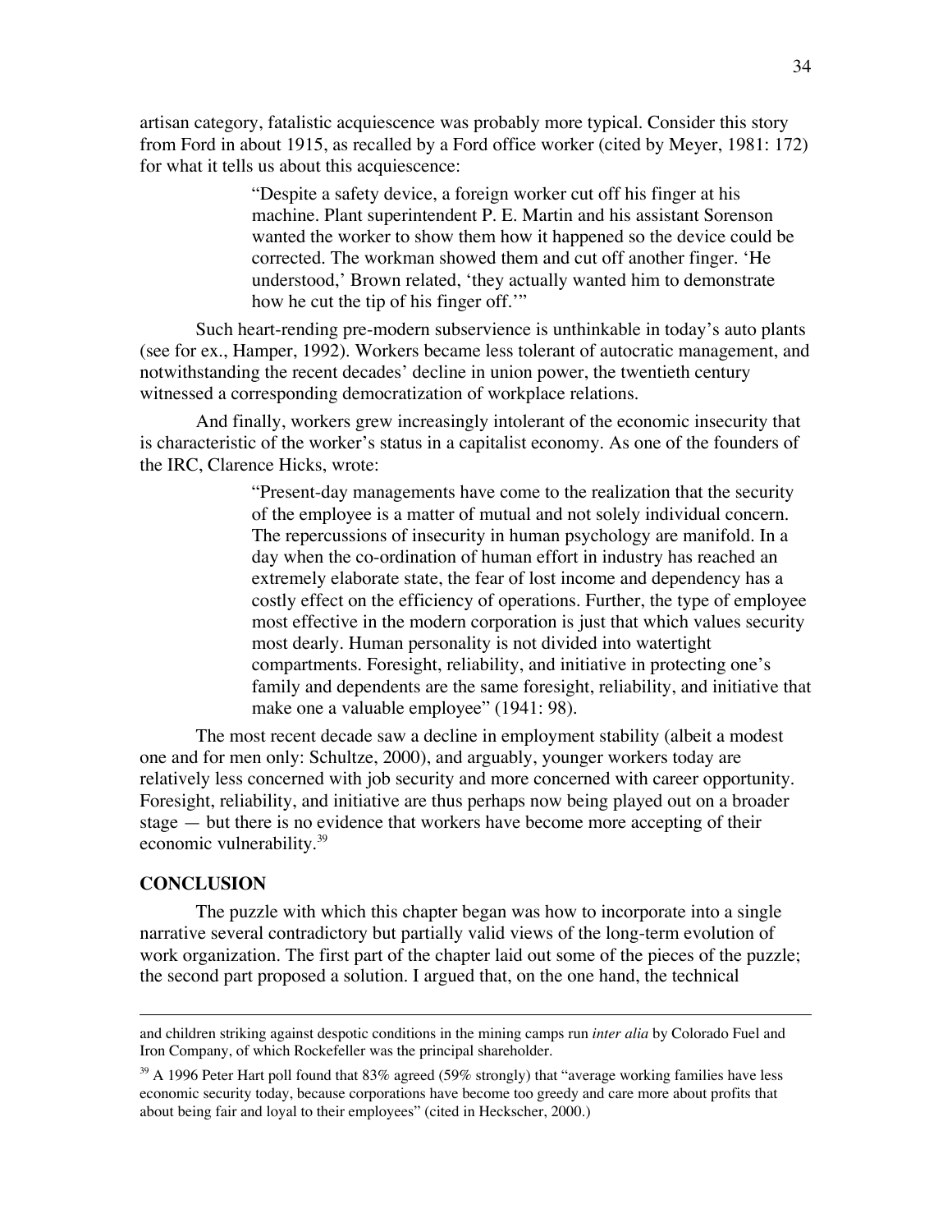artisan category, fatalistic acquiescence was probably more typical. Consider this story from Ford in about 1915, as recalled by a Ford office worker (cited by Meyer, 1981: 172) for what it tells us about this acquiescence:

> "Despite a safety device, a foreign worker cut off his finger at his machine. Plant superintendent P. E. Martin and his assistant Sorenson wanted the worker to show them how it happened so the device could be corrected. The workman showed them and cut off another finger. 'He understood,' Brown related, 'they actually wanted him to demonstrate how he cut the tip of his finger off.'"

Such heart-rending pre-modern subservience is unthinkable in today's auto plants (see for ex., Hamper, 1992). Workers became less tolerant of autocratic management, and notwithstanding the recent decades' decline in union power, the twentieth century witnessed a corresponding democratization of workplace relations.

And finally, workers grew increasingly intolerant of the economic insecurity that is characteristic of the worker's status in a capitalist economy. As one of the founders of the IRC, Clarence Hicks, wrote:

> "Present-day managements have come to the realization that the security of the employee is a matter of mutual and not solely individual concern. The repercussions of insecurity in human psychology are manifold. In a day when the co-ordination of human effort in industry has reached an extremely elaborate state, the fear of lost income and dependency has a costly effect on the efficiency of operations. Further, the type of employee most effective in the modern corporation is just that which values security most dearly. Human personality is not divided into watertight compartments. Foresight, reliability, and initiative in protecting one's family and dependents are the same foresight, reliability, and initiative that make one a valuable employee" (1941: 98).

The most recent decade saw a decline in employment stability (albeit a modest one and for men only: Schultze, 2000), and arguably, younger workers today are relatively less concerned with job security and more concerned with career opportunity. Foresight, reliability, and initiative are thus perhaps now being played out on a broader stage — but there is no evidence that workers have become more accepting of their economic vulnerability.[39]

## CONCLUSION

The puzzle with which this chapter began was how to incorporate into a single narrative several contradictory but partially valid views of the long-term evolution of work organization. The first part of the chapter laid out some of the pieces of the puzzle; the second part proposed a solution. I argued that, on the one hand, the technical

---

and children striking against despotic conditions in the mining camps run *inter alia* by Colorado Fuel and Iron Company, of which Rockefeller was the principal shareholder.

[39] A 1996 Peter Hart poll found that 83% agreed (59% strongly) that "average working families have less economic security today, because corporations have become too greedy and care more about profits that about being fair and loyal to their employees" (cited in Heckscher, 2000.)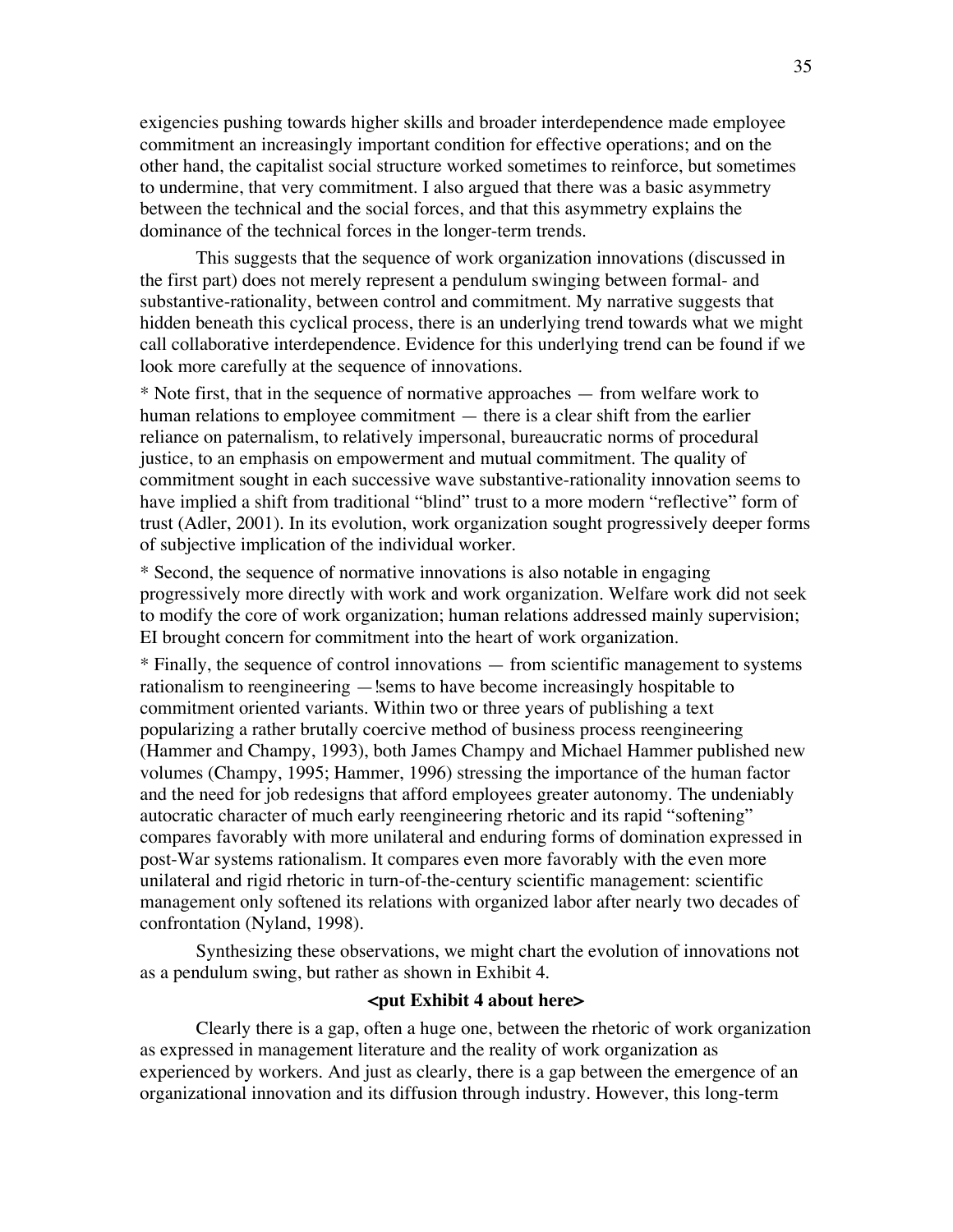exigencies pushing towards higher skills and broader interdependence made employee commitment an increasingly important condition for effective operations; and on the other hand, the capitalist social structure worked sometimes to reinforce, but sometimes to undermine, that very commitment. I also argued that there was a basic asymmetry between the technical and the social forces, and that this asymmetry explains the dominance of the technical forces in the longer-term trends.

This suggests that the sequence of work organization innovations (discussed in the first part) does not merely represent a pendulum swinging between formal- and substantive-rationality, between control and commitment. My narrative suggests that hidden beneath this cyclical process, there is an underlying trend towards what we might call collaborative interdependence. Evidence for this underlying trend can be found if we look more carefully at the sequence of innovations.

* Note first, that in the sequence of normative approaches — from welfare work to human relations to employee commitment — there is a clear shift from the earlier reliance on paternalism, to relatively impersonal, bureaucratic norms of procedural justice, to an emphasis on empowerment and mutual commitment. The quality of commitment sought in each successive wave substantive-rationality innovation seems to have implied a shift from traditional "blind" trust to a more modern "reflective" form of trust (Adler, 2001). In its evolution, work organization sought progressively deeper forms of subjective implication of the individual worker.

* Second, the sequence of normative innovations is also notable in engaging progressively more directly with work and work organization. Welfare work did not seek to modify the core of work organization; human relations addressed mainly supervision; EI brought concern for commitment into the heart of work organization.

* Finally, the sequence of control innovations — from scientific management to systems rationalism to reengineering —!sems to have become increasingly hospitable to commitment oriented variants. Within two or three years of publishing a text popularizing a rather brutally coercive method of business process reengineering (Hammer and Champy, 1993), both James Champy and Michael Hammer published new volumes (Champy, 1995; Hammer, 1996) stressing the importance of the human factor and the need for job redesigns that afford employees greater autonomy. The undeniably autocratic character of much early reengineering rhetoric and its rapid "softening" compares favorably with more unilateral and enduring forms of domination expressed in post-War systems rationalism. It compares even more favorably with the even more unilateral and rigid rhetoric in turn-of-the-century scientific management: scientific management only softened its relations with organized labor after nearly two decades of confrontation (Nyland, 1998).

Synthesizing these observations, we might chart the evolution of innovations not as a pendulum swing, but rather as shown in Exhibit 4.

**<put Exhibit 4 about here>**

Clearly there is a gap, often a huge one, between the rhetoric of work organization as expressed in management literature and the reality of work organization as experienced by workers. And just as clearly, there is a gap between the emergence of an organizational innovation and its diffusion through industry. However, this long-term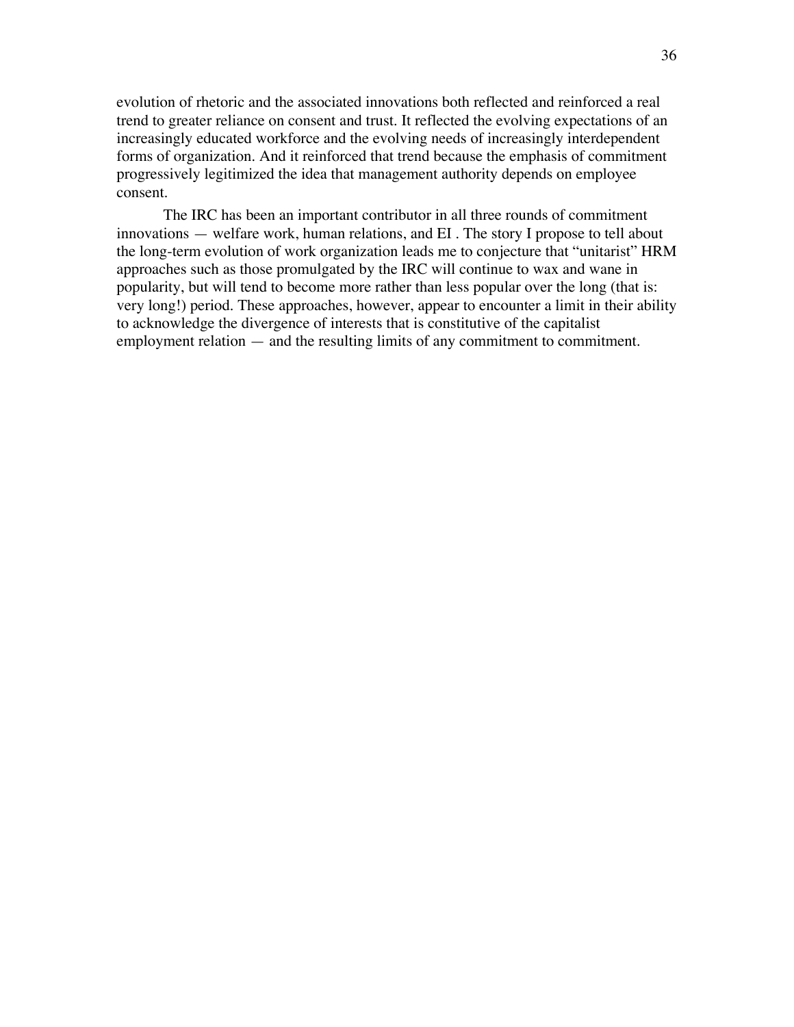evolution of rhetoric and the associated innovations both reflected and reinforced a real trend to greater reliance on consent and trust. It reflected the evolving expectations of an increasingly educated workforce and the evolving needs of increasingly interdependent forms of organization. And it reinforced that trend because the emphasis of commitment progressively legitimized the idea that management authority depends on employee consent.

The IRC has been an important contributor in all three rounds of commitment innovations — welfare work, human relations, and EI . The story I propose to tell about the long-term evolution of work organization leads me to conjecture that "unitarist" HRM approaches such as those promulgated by the IRC will continue to wax and wane in popularity, but will tend to become more rather than less popular over the long (that is: very long!) period. These approaches, however, appear to encounter a limit in their ability to acknowledge the divergence of interests that is constitutive of the capitalist employment relation — and the resulting limits of any commitment to commitment.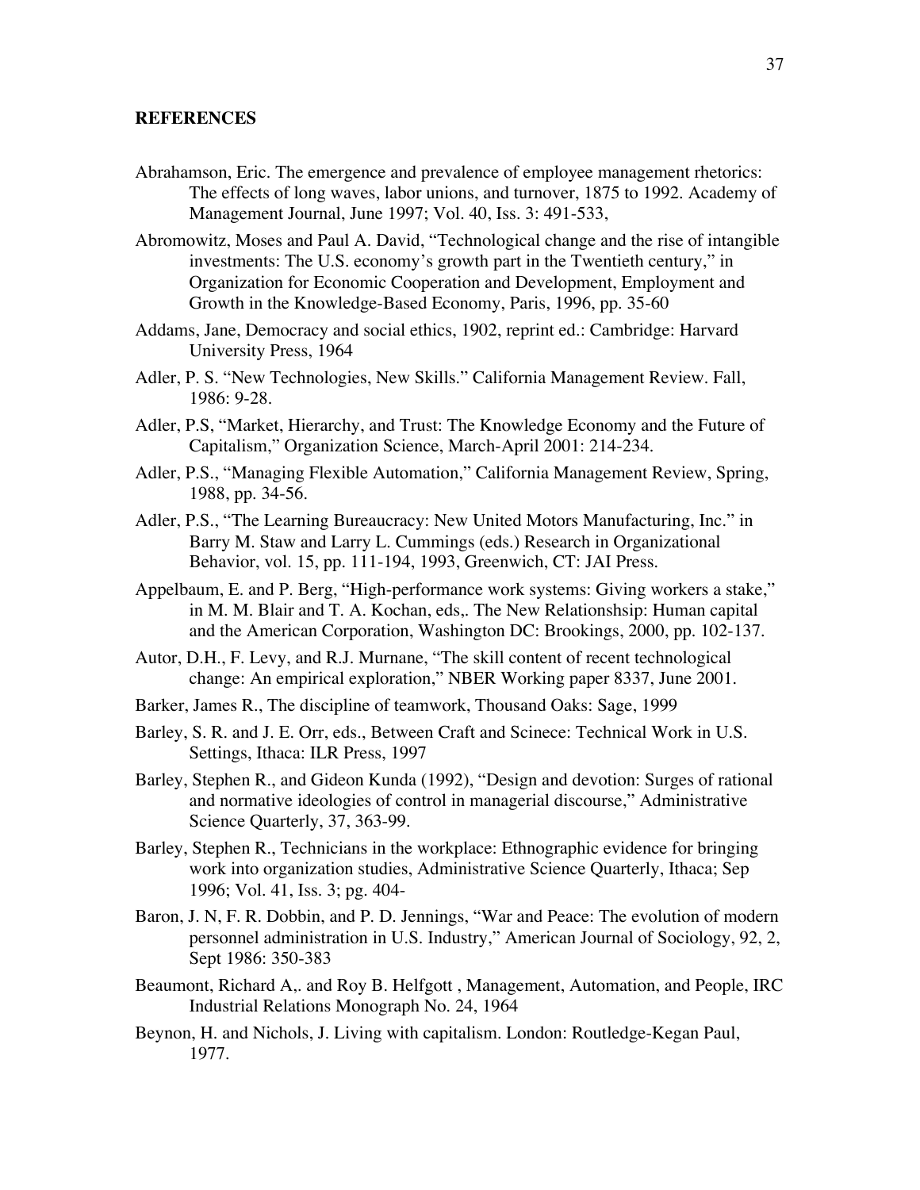**REFERENCES**

Abrahamson, Eric. The emergence and prevalence of employee management rhetorics: The effects of long waves, labor unions, and turnover, 1875 to 1992. Academy of Management Journal, June 1997; Vol. 40, Iss. 3: 491-533,

Abromowitz, Moses and Paul A. David, "Technological change and the rise of intangible investments: The U.S. economy's growth part in the Twentieth century," in Organization for Economic Cooperation and Development, Employment and Growth in the Knowledge-Based Economy, Paris, 1996, pp. 35-60

Addams, Jane, Democracy and social ethics, 1902, reprint ed.: Cambridge: Harvard University Press, 1964

Adler, P. S. "New Technologies, New Skills." California Management Review. Fall, 1986: 9-28.

Adler, P.S, "Market, Hierarchy, and Trust: The Knowledge Economy and the Future of Capitalism," Organization Science, March-April 2001: 214-234.

Adler, P.S., "Managing Flexible Automation," California Management Review, Spring, 1988, pp. 34-56.

Adler, P.S., "The Learning Bureaucracy: New United Motors Manufacturing, Inc." in Barry M. Staw and Larry L. Cummings (eds.) Research in Organizational Behavior, vol. 15, pp. 111-194, 1993, Greenwich, CT: JAI Press.

Appelbaum, E. and P. Berg, "High-performance work systems: Giving workers a stake," in M. M. Blair and T. A. Kochan, eds,. The New Relationshsip: Human capital and the American Corporation, Washington DC: Brookings, 2000, pp. 102-137.

Autor, D.H., F. Levy, and R.J. Murnane, "The skill content of recent technological change: An empirical exploration," NBER Working paper 8337, June 2001.

Barker, James R., The discipline of teamwork, Thousand Oaks: Sage, 1999

Barley, S. R. and J. E. Orr, eds., Between Craft and Scinece: Technical Work in U.S. Settings, Ithaca: ILR Press, 1997

Barley, Stephen R., and Gideon Kunda (1992), "Design and devotion: Surges of rational and normative ideologies of control in managerial discourse," Administrative Science Quarterly, 37, 363-99.

Barley, Stephen R., Technicians in the workplace: Ethnographic evidence for bringing work into organization studies, Administrative Science Quarterly, Ithaca; Sep 1996; Vol. 41, Iss. 3; pg. 404-

Baron, J. N, F. R. Dobbin, and P. D. Jennings, "War and Peace: The evolution of modern personnel administration in U.S. Industry," American Journal of Sociology, 92, 2, Sept 1986: 350-383

Beaumont, Richard A,. and Roy B. Helfgott , Management, Automation, and People, IRC Industrial Relations Monograph No. 24, 1964

Beynon, H. and Nichols, J. Living with capitalism. London: Routledge-Kegan Paul, 1977.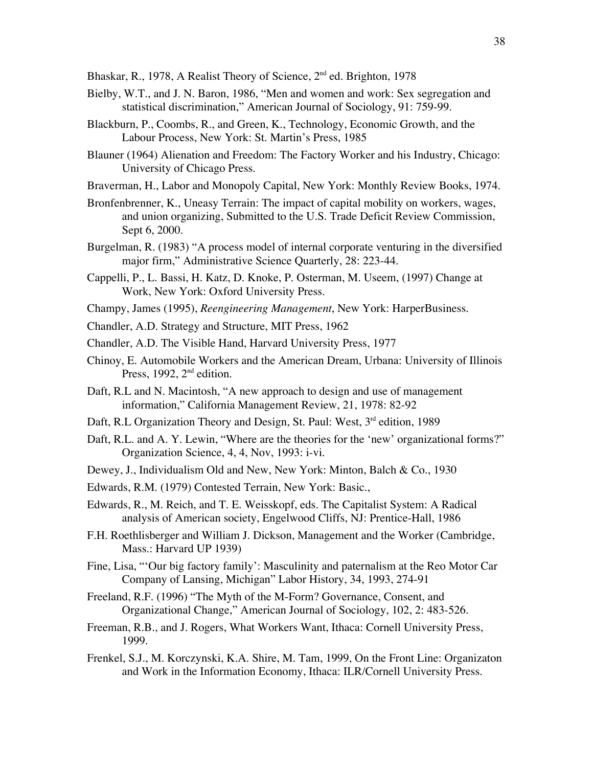Bhaskar, R., 1978, A Realist Theory of Science, 2nd ed. Brighton, 1978

Bielby, W.T., and J. N. Baron, 1986, "Men and women and work: Sex segregation and statistical discrimination," American Journal of Sociology, 91: 759-99.

Blackburn, P., Coombs, R., and Green, K., Technology, Economic Growth, and the Labour Process, New York: St. Martin's Press, 1985

Blauner (1964) Alienation and Freedom: The Factory Worker and his Industry, Chicago: University of Chicago Press.

Braverman, H., Labor and Monopoly Capital, New York: Monthly Review Books, 1974.

Bronfenbrenner, K., Uneasy Terrain: The impact of capital mobility on workers, wages, and union organizing, Submitted to the U.S. Trade Deficit Review Commission, Sept 6, 2000.

Burgelman, R. (1983) "A process model of internal corporate venturing in the diversified major firm," Administrative Science Quarterly, 28: 223-44.

Cappelli, P., L. Bassi, H. Katz, D. Knoke, P. Osterman, M. Useem, (1997) Change at Work, New York: Oxford University Press.

Champy, James (1995), *Reengineering Management*, New York: HarperBusiness.

Chandler, A.D. Strategy and Structure, MIT Press, 1962

Chandler, A.D. The Visible Hand, Harvard University Press, 1977

Chinoy, E. Automobile Workers and the American Dream, Urbana: University of Illinois Press, 1992, 2nd edition.

Daft, R.L and N. Macintosh, "A new approach to design and use of management information," California Management Review, 21, 1978: 82-92

Daft, R.L Organization Theory and Design, St. Paul: West, 3rd edition, 1989

Daft, R.L. and A. Y. Lewin, "Where are the theories for the 'new' organizational forms?" Organization Science, 4, 4, Nov, 1993: i-vi.

Dewey, J., Individualism Old and New, New York: Minton, Balch & Co., 1930

Edwards, R.M. (1979) Contested Terrain, New York: Basic.,

Edwards, R., M. Reich, and T. E. Weisskopf, eds. The Capitalist System: A Radical analysis of American society, Engelwood Cliffs, NJ: Prentice-Hall, 1986

F.H. Roethlisberger and William J. Dickson, Management and the Worker (Cambridge, Mass.: Harvard UP 1939)

Fine, Lisa, "'Our big factory family': Masculinity and paternalism at the Reo Motor Car Company of Lansing, Michigan" Labor History, 34, 1993, 274-91

Freeland, R.F. (1996) "The Myth of the M-Form? Governance, Consent, and Organizational Change," American Journal of Sociology, 102, 2: 483-526.

Freeman, R.B., and J. Rogers, What Workers Want, Ithaca: Cornell University Press, 1999.

Frenkel, S.J., M. Korczynski, K.A. Shire, M. Tam, 1999, On the Front Line: Organizaton and Work in the Information Economy, Ithaca: ILR/Cornell University Press.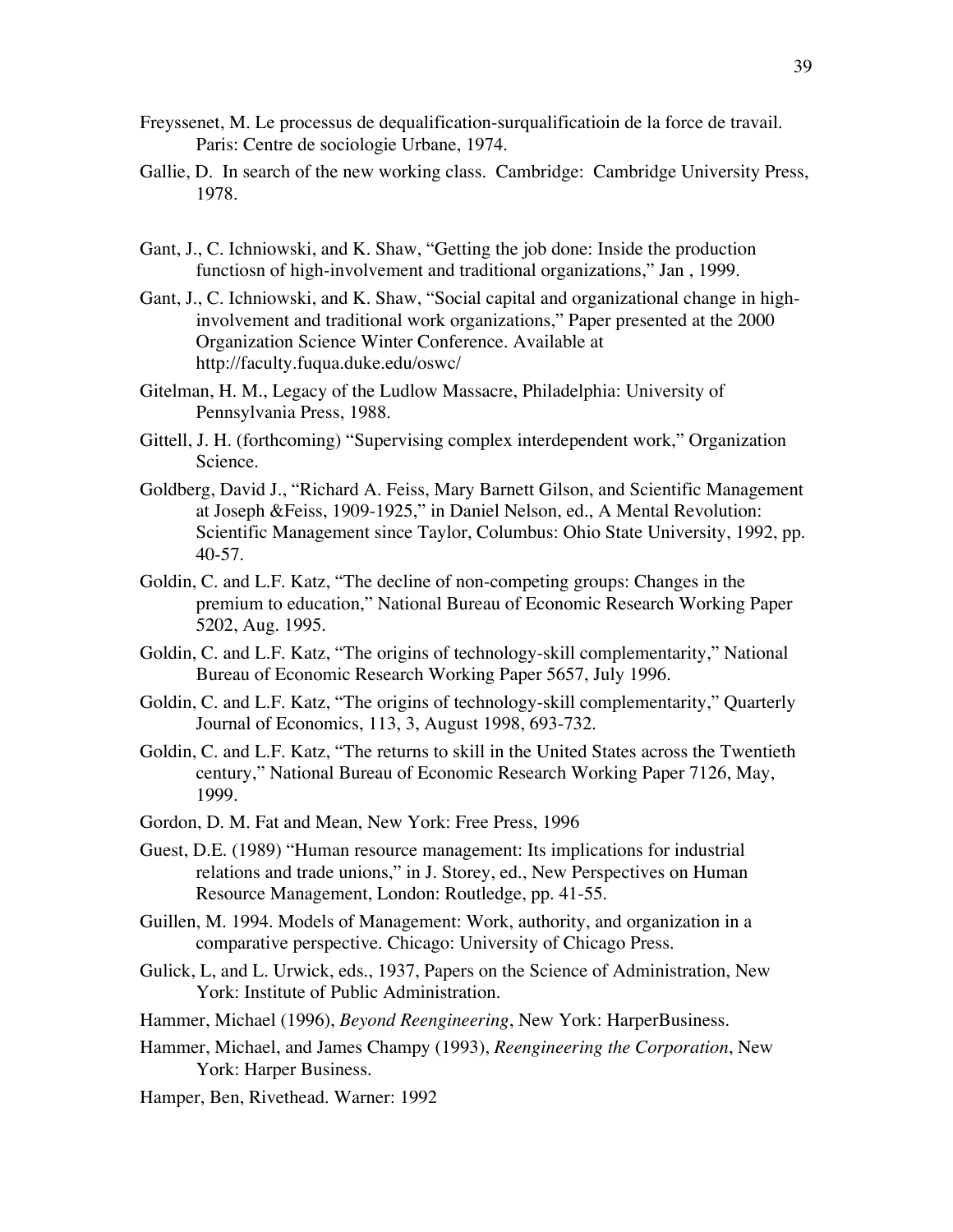Freyssenet, M. Le processus de dequalification-surqualificatioin de la force de travail. Paris: Centre de sociologie Urbane, 1974.

Gallie, D. In search of the new working class. Cambridge: Cambridge University Press, 1978.

Gant, J., C. Ichniowski, and K. Shaw, "Getting the job done: Inside the production functiosn of high-involvement and traditional organizations," Jan , 1999.

Gant, J., C. Ichniowski, and K. Shaw, "Social capital and organizational change in high-involvement and traditional work organizations," Paper presented at the 2000 Organization Science Winter Conference. Available at http://faculty.fuqua.duke.edu/oswc/

Gitelman, H. M., Legacy of the Ludlow Massacre, Philadelphia: University of Pennsylvania Press, 1988.

Gittell, J. H. (forthcoming) "Supervising complex interdependent work," Organization Science.

Goldberg, David J., "Richard A. Feiss, Mary Barnett Gilson, and Scientific Management at Joseph &Feiss, 1909-1925," in Daniel Nelson, ed., A Mental Revolution: Scientific Management since Taylor, Columbus: Ohio State University, 1992, pp. 40-57.

Goldin, C. and L.F. Katz, "The decline of non-competing groups: Changes in the premium to education," National Bureau of Economic Research Working Paper 5202, Aug. 1995.

Goldin, C. and L.F. Katz, "The origins of technology-skill complementarity," National Bureau of Economic Research Working Paper 5657, July 1996.

Goldin, C. and L.F. Katz, "The origins of technology-skill complementarity," Quarterly Journal of Economics, 113, 3, August 1998, 693-732.

Goldin, C. and L.F. Katz, "The returns to skill in the United States across the Twentieth century," National Bureau of Economic Research Working Paper 7126, May, 1999.

Gordon, D. M. Fat and Mean, New York: Free Press, 1996

Guest, D.E. (1989) "Human resource management: Its implications for industrial relations and trade unions," in J. Storey, ed., New Perspectives on Human Resource Management, London: Routledge, pp. 41-55.

Guillen, M. 1994. Models of Management: Work, authority, and organization in a comparative perspective. Chicago: University of Chicago Press.

Gulick, L, and L. Urwick, eds., 1937, Papers on the Science of Administration, New York: Institute of Public Administration.

Hammer, Michael (1996), *Beyond Reengineering*, New York: HarperBusiness.

Hammer, Michael, and James Champy (1993), *Reengineering the Corporation*, New York: Harper Business.

Hamper, Ben, Rivethead. Warner: 1992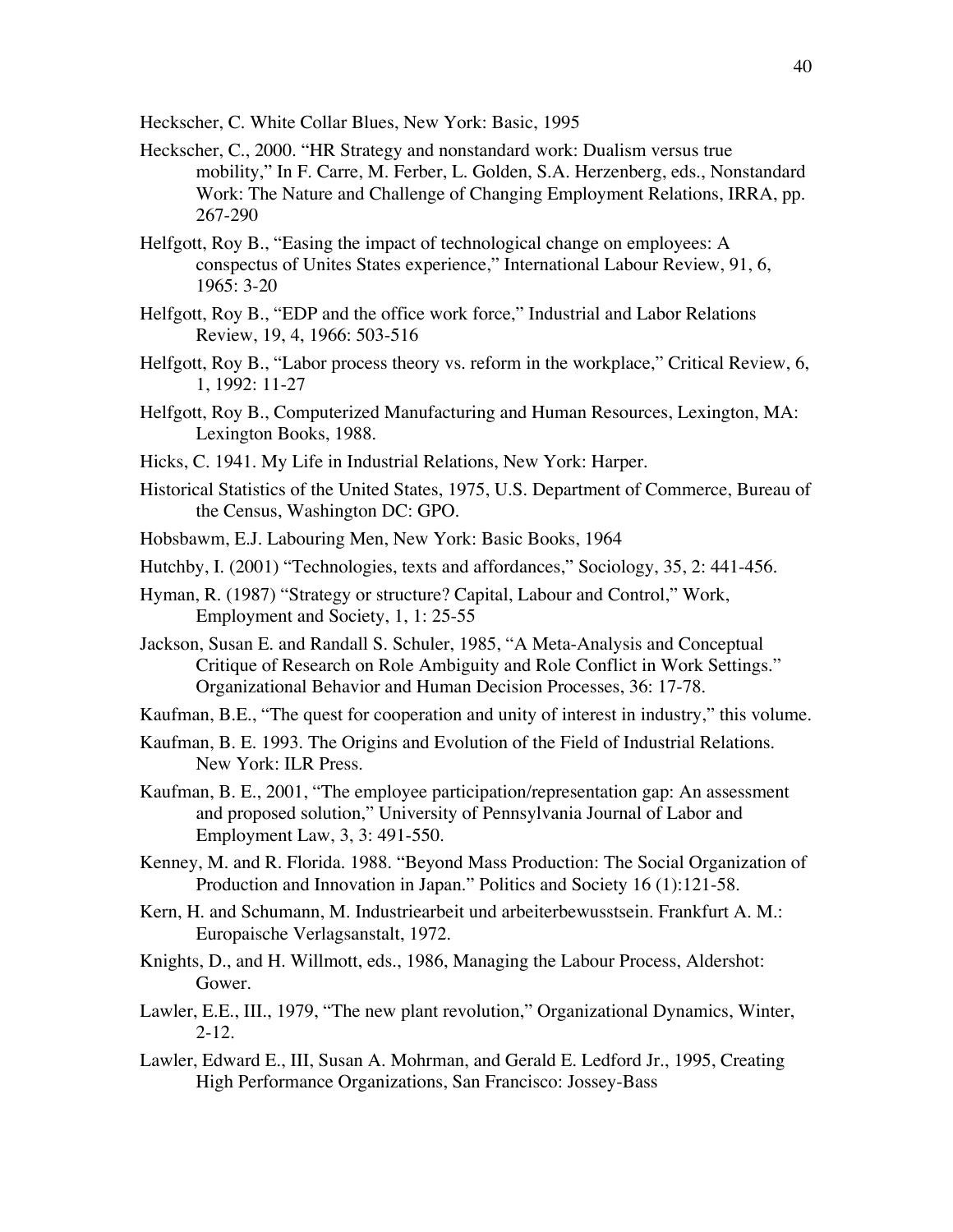Heckscher, C. White Collar Blues, New York: Basic, 1995

Heckscher, C., 2000. "HR Strategy and nonstandard work: Dualism versus true mobility," In F. Carre, M. Ferber, L. Golden, S.A. Herzenberg, eds., Nonstandard Work: The Nature and Challenge of Changing Employment Relations, IRRA, pp. 267-290

Helfgott, Roy B., "Easing the impact of technological change on employees: A conspectus of Unites States experience," International Labour Review, 91, 6, 1965: 3-20

Helfgott, Roy B., "EDP and the office work force," Industrial and Labor Relations Review, 19, 4, 1966: 503-516

Helfgott, Roy B., "Labor process theory vs. reform in the workplace," Critical Review, 6, 1, 1992: 11-27

Helfgott, Roy B., Computerized Manufacturing and Human Resources, Lexington, MA: Lexington Books, 1988.

Hicks, C. 1941. My Life in Industrial Relations, New York: Harper.

Historical Statistics of the United States, 1975, U.S. Department of Commerce, Bureau of the Census, Washington DC: GPO.

Hobsbawm, E.J. Labouring Men, New York: Basic Books, 1964

Hutchby, I. (2001) "Technologies, texts and affordances," Sociology, 35, 2: 441-456.

Hyman, R. (1987) "Strategy or structure? Capital, Labour and Control," Work, Employment and Society, 1, 1: 25-55

Jackson, Susan E. and Randall S. Schuler, 1985, "A Meta-Analysis and Conceptual Critique of Research on Role Ambiguity and Role Conflict in Work Settings." Organizational Behavior and Human Decision Processes, 36: 17-78.

Kaufman, B.E., "The quest for cooperation and unity of interest in industry," this volume.

Kaufman, B. E. 1993. The Origins and Evolution of the Field of Industrial Relations. New York: ILR Press.

Kaufman, B. E., 2001, "The employee participation/representation gap: An assessment and proposed solution," University of Pennsylvania Journal of Labor and Employment Law, 3, 3: 491-550.

Kenney, M. and R. Florida. 1988. "Beyond Mass Production: The Social Organization of Production and Innovation in Japan." Politics and Society 16 (1):121-58.

Kern, H. and Schumann, M. Industriearbeit und arbeiterbewusstsein. Frankfurt A. M.: Europaische Verlagsanstalt, 1972.

Knights, D., and H. Willmott, eds., 1986, Managing the Labour Process, Aldershot: Gower.

Lawler, E.E., III., 1979, "The new plant revolution," Organizational Dynamics, Winter, 2-12.

Lawler, Edward E., III, Susan A. Mohrman, and Gerald E. Ledford Jr., 1995, Creating High Performance Organizations, San Francisco: Jossey-Bass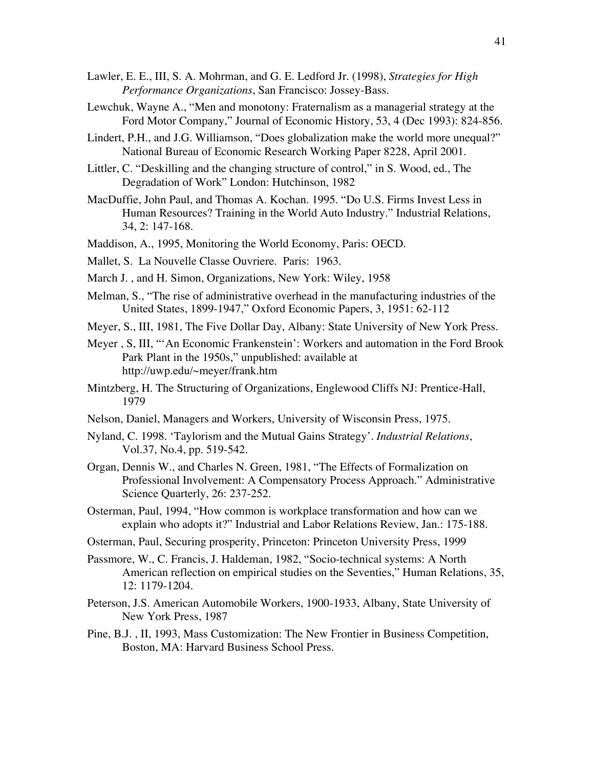Lawler, E. E., III, S. A. Mohrman, and G. E. Ledford Jr. (1998), *Strategies for High Performance Organizations*, San Francisco: Jossey-Bass.

Lewchuk, Wayne A., "Men and monotony: Fraternalism as a managerial strategy at the Ford Motor Company," Journal of Economic History, 53, 4 (Dec 1993): 824-856.

Lindert, P.H., and J.G. Williamson, "Does globalization make the world more unequal?" National Bureau of Economic Research Working Paper 8228, April 2001.

Littler, C. "Deskilling and the changing structure of control," in S. Wood, ed., The Degradation of Work" London: Hutchinson, 1982

MacDuffie, John Paul, and Thomas A. Kochan. 1995. "Do U.S. Firms Invest Less in Human Resources? Training in the World Auto Industry." Industrial Relations, 34, 2: 147-168.

Maddison, A., 1995, Monitoring the World Economy, Paris: OECD.

Mallet, S. La Nouvelle Classe Ouvriere. Paris: 1963.

March J. , and H. Simon, Organizations, New York: Wiley, 1958

Melman, S., "The rise of administrative overhead in the manufacturing industries of the United States, 1899-1947," Oxford Economic Papers, 3, 1951: 62-112

Meyer, S., III, 1981, The Five Dollar Day, Albany: State University of New York Press.

Meyer , S, III, "'An Economic Frankenstein': Workers and automation in the Ford Brook Park Plant in the 1950s," unpublished: available at http://uwp.edu/~meyer/frank.htm

Mintzberg, H. The Structuring of Organizations, Englewood Cliffs NJ: Prentice-Hall, 1979

Nelson, Daniel, Managers and Workers, University of Wisconsin Press, 1975.

Nyland, C. 1998. 'Taylorism and the Mutual Gains Strategy'. *Industrial Relations*, Vol.37, No.4, pp. 519-542.

Organ, Dennis W., and Charles N. Green, 1981, "The Effects of Formalization on Professional Involvement: A Compensatory Process Approach." Administrative Science Quarterly, 26: 237-252.

Osterman, Paul, 1994, "How common is workplace transformation and how can we explain who adopts it?" Industrial and Labor Relations Review, Jan.: 175-188.

Osterman, Paul, Securing prosperity, Princeton: Princeton University Press, 1999

Passmore, W., C. Francis, J. Haldeman, 1982, "Socio-technical systems: A North American reflection on empirical studies on the Seventies," Human Relations, 35, 12: 1179-1204.

Peterson, J.S. American Automobile Workers, 1900-1933, Albany, State University of New York Press, 1987

Pine, B.J. , II, 1993, Mass Customization: The New Frontier in Business Competition, Boston, MA: Harvard Business School Press.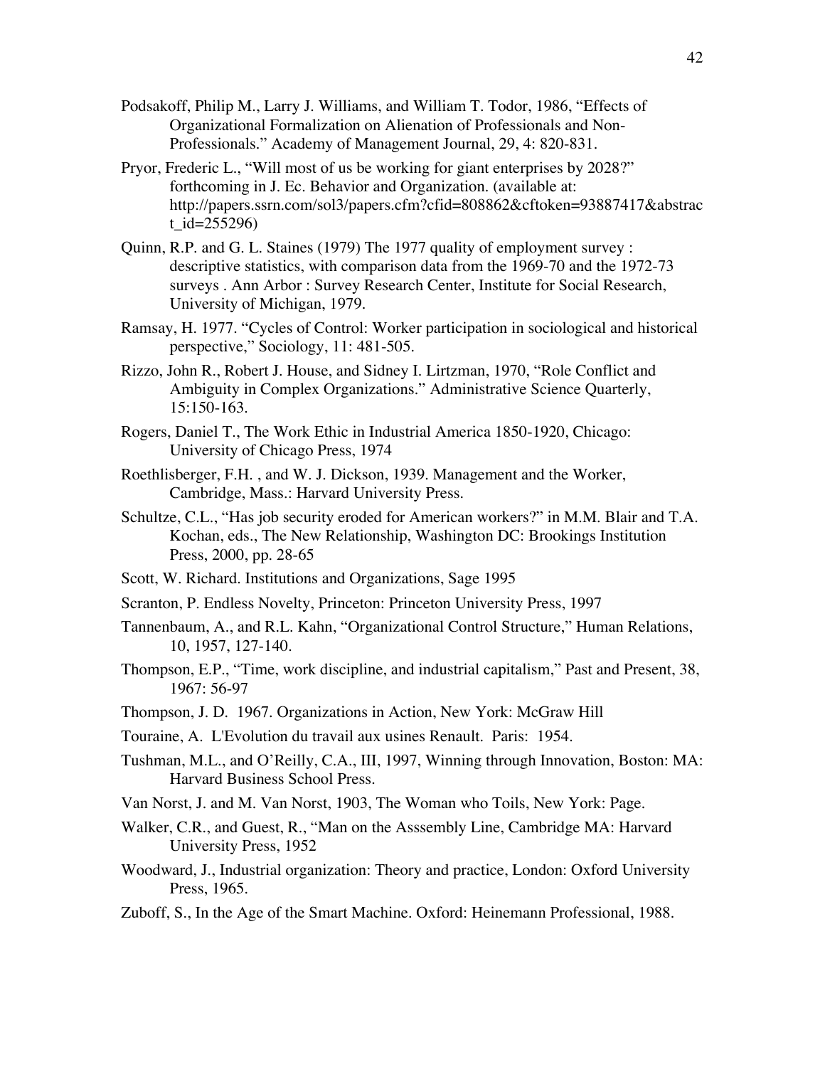Podsakoff, Philip M., Larry J. Williams, and William T. Todor, 1986, "Effects of Organizational Formalization on Alienation of Professionals and Non-Professionals." Academy of Management Journal, 29, 4: 820-831.

Pryor, Frederic L., "Will most of us be working for giant enterprises by 2028?" forthcoming in J. Ec. Behavior and Organization. (available at: http://papers.ssrn.com/sol3/papers.cfm?cfid=808862&cftoken=93887417&abstract_id=255296)

Quinn, R.P. and G. L. Staines (1979) The 1977 quality of employment survey : descriptive statistics, with comparison data from the 1969-70 and the 1972-73 surveys . Ann Arbor : Survey Research Center, Institute for Social Research, University of Michigan, 1979.

Ramsay, H. 1977. "Cycles of Control: Worker participation in sociological and historical perspective," Sociology, 11: 481-505.

Rizzo, John R., Robert J. House, and Sidney I. Lirtzman, 1970, "Role Conflict and Ambiguity in Complex Organizations." Administrative Science Quarterly, 15:150-163.

Rogers, Daniel T., The Work Ethic in Industrial America 1850-1920, Chicago: University of Chicago Press, 1974

Roethlisberger, F.H. , and W. J. Dickson, 1939. Management and the Worker, Cambridge, Mass.: Harvard University Press.

Schultze, C.L., "Has job security eroded for American workers?" in M.M. Blair and T.A. Kochan, eds., The New Relationship, Washington DC: Brookings Institution Press, 2000, pp. 28-65

Scott, W. Richard. Institutions and Organizations, Sage 1995

Scranton, P. Endless Novelty, Princeton: Princeton University Press, 1997

Tannenbaum, A., and R.L. Kahn, "Organizational Control Structure," Human Relations, 10, 1957, 127-140.

Thompson, E.P., "Time, work discipline, and industrial capitalism," Past and Present, 38, 1967: 56-97

Thompson, J. D. 1967. Organizations in Action, New York: McGraw Hill

Touraine, A. L'Evolution du travail aux usines Renault. Paris: 1954.

Tushman, M.L., and O'Reilly, C.A., III, 1997, Winning through Innovation, Boston: MA: Harvard Business School Press.

Van Norst, J. and M. Van Norst, 1903, The Woman who Toils, New York: Page.

Walker, C.R., and Guest, R., "Man on the Asssembly Line, Cambridge MA: Harvard University Press, 1952

Woodward, J., Industrial organization: Theory and practice, London: Oxford University Press, 1965.

Zuboff, S., In the Age of the Smart Machine. Oxford: Heinemann Professional, 1988.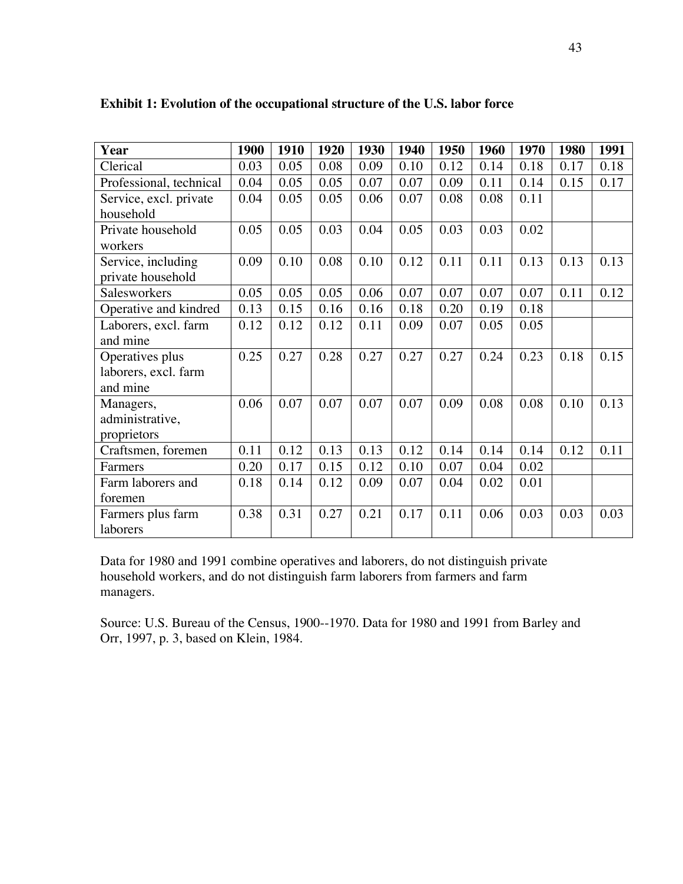**Exhibit 1: Evolution of the occupational structure of the U.S. labor force**

| Year | 1900 | 1910 | 1920 | 1930 | 1940 | 1950 | 1960 | 1970 | 1980 | 1991 |
|---|---|---|---|---|---|---|---|---|---|---|
| Clerical | 0.03 | 0.05 | 0.08 | 0.09 | 0.10 | 0.12 | 0.14 | 0.18 | 0.17 | 0.18 |
| Professional, technical | 0.04 | 0.05 | 0.05 | 0.07 | 0.07 | 0.09 | 0.11 | 0.14 | 0.15 | 0.17 |
| Service, excl. private household | 0.04 | 0.05 | 0.05 | 0.06 | 0.07 | 0.08 | 0.08 | 0.11 | | |
| Private household workers | 0.05 | 0.05 | 0.03 | 0.04 | 0.05 | 0.03 | 0.03 | 0.02 | | |
| Service, including private household | 0.09 | 0.10 | 0.08 | 0.10 | 0.12 | 0.11 | 0.11 | 0.13 | 0.13 | 0.13 |
| Salesworkers | 0.05 | 0.05 | 0.05 | 0.06 | 0.07 | 0.07 | 0.07 | 0.07 | 0.11 | 0.12 |
| Operative and kindred | 0.13 | 0.15 | 0.16 | 0.16 | 0.18 | 0.20 | 0.19 | 0.18 | | |
| Laborers, excl. farm and mine | 0.12 | 0.12 | 0.12 | 0.11 | 0.09 | 0.07 | 0.05 | 0.05 | | |
| Operatives plus laborers, excl. farm and mine | 0.25 | 0.27 | 0.28 | 0.27 | 0.27 | 0.27 | 0.24 | 0.23 | 0.18 | 0.15 |
| Managers, administrative, proprietors | 0.06 | 0.07 | 0.07 | 0.07 | 0.07 | 0.09 | 0.08 | 0.08 | 0.10 | 0.13 |
| Craftsmen, foremen | 0.11 | 0.12 | 0.13 | 0.13 | 0.12 | 0.14 | 0.14 | 0.14 | 0.12 | 0.11 |
| Farmers | 0.20 | 0.17 | 0.15 | 0.12 | 0.10 | 0.07 | 0.04 | 0.02 | | |
| Farm laborers and foremen | 0.18 | 0.14 | 0.12 | 0.09 | 0.07 | 0.04 | 0.02 | 0.01 | | |
| Farmers plus farm laborers | 0.38 | 0.31 | 0.27 | 0.21 | 0.17 | 0.11 | 0.06 | 0.03 | 0.03 | 0.03 |

Data for 1980 and 1991 combine operatives and laborers, do not distinguish private household workers, and do not distinguish farm laborers from farmers and farm managers.

Source: U.S. Bureau of the Census, 1900--1970. Data for 1980 and 1991 from Barley and Orr, 1997, p. 3, based on Klein, 1984.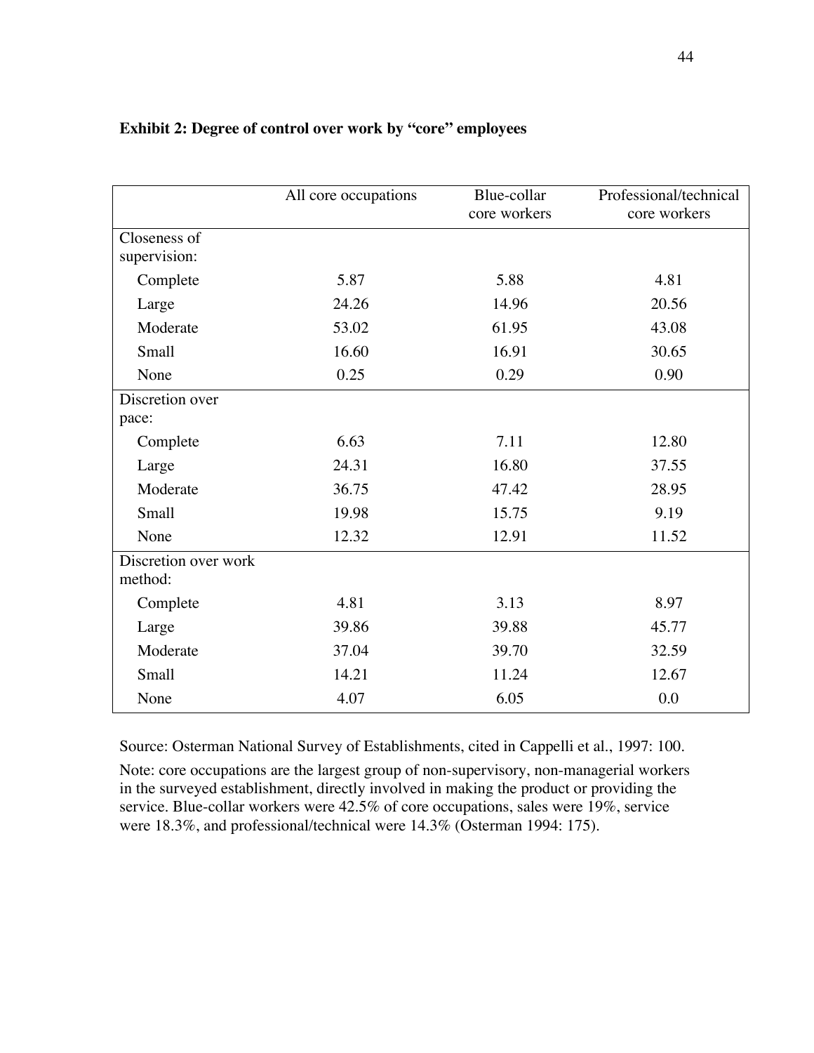**Exhibit 2: Degree of control over work by "core" employees**

| | All core occupations | Blue-collar core workers | Professional/technical core workers |
|---|---|---|---|
| Closeness of supervision: | | | |
| Complete | 5.87 | 5.88 | 4.81 |
| Large | 24.26 | 14.96 | 20.56 |
| Moderate | 53.02 | 61.95 | 43.08 |
| Small | 16.60 | 16.91 | 30.65 |
| None | 0.25 | 0.29 | 0.90 |
| Discretion over pace: | | | |
| Complete | 6.63 | 7.11 | 12.80 |
| Large | 24.31 | 16.80 | 37.55 |
| Moderate | 36.75 | 47.42 | 28.95 |
| Small | 19.98 | 15.75 | 9.19 |
| None | 12.32 | 12.91 | 11.52 |
| Discretion over work method: | | | |
| Complete | 4.81 | 3.13 | 8.97 |
| Large | 39.86 | 39.88 | 45.77 |
| Moderate | 37.04 | 39.70 | 32.59 |
| Small | 14.21 | 11.24 | 12.67 |
| None | 4.07 | 6.05 | 0.0 |

Source: Osterman National Survey of Establishments, cited in Cappelli et al., 1997: 100.

Note: core occupations are the largest group of non-supervisory, non-managerial workers in the surveyed establishment, directly involved in making the product or providing the service. Blue-collar workers were 42.5% of core occupations, sales were 19%, service were 18.3%, and professional/technical were 14.3% (Osterman 1994: 175).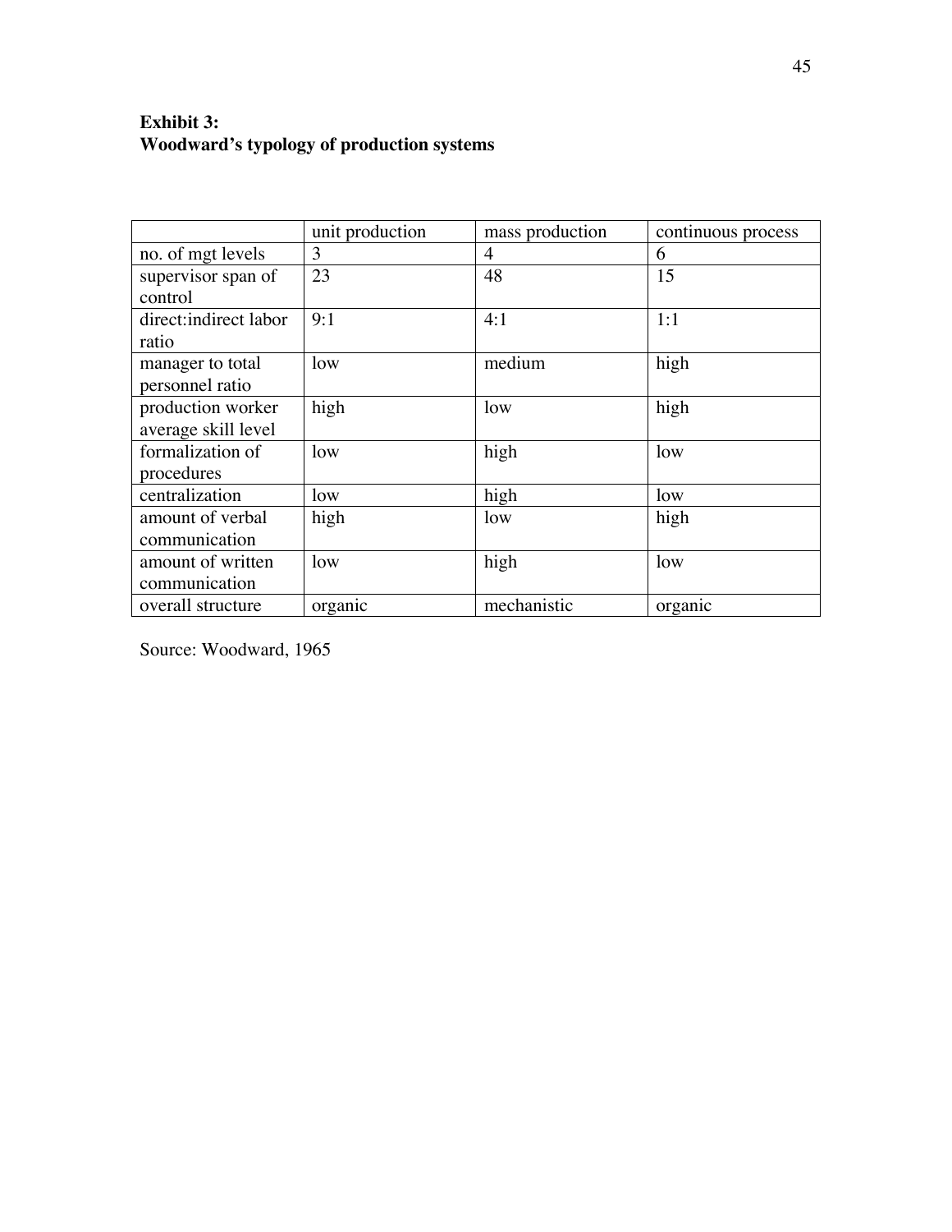**Exhibit 3:**
**Woodward's typology of production systems**

| | unit production | mass production | continuous process |
|---|---|---|---|
| no. of mgt levels | 3 | 4 | 6 |
| supervisor span of control | 23 | 48 | 15 |
| direct:indirect labor ratio | 9:1 | 4:1 | 1:1 |
| manager to total personnel ratio | low | medium | high |
| production worker average skill level | high | low | high |
| formalization of procedures | low | high | low |
| centralization | low | high | low |
| amount of verbal communication | high | low | high |
| amount of written communication | low | high | low |
| overall structure | organic | mechanistic | organic |

Source: Woodward, 1965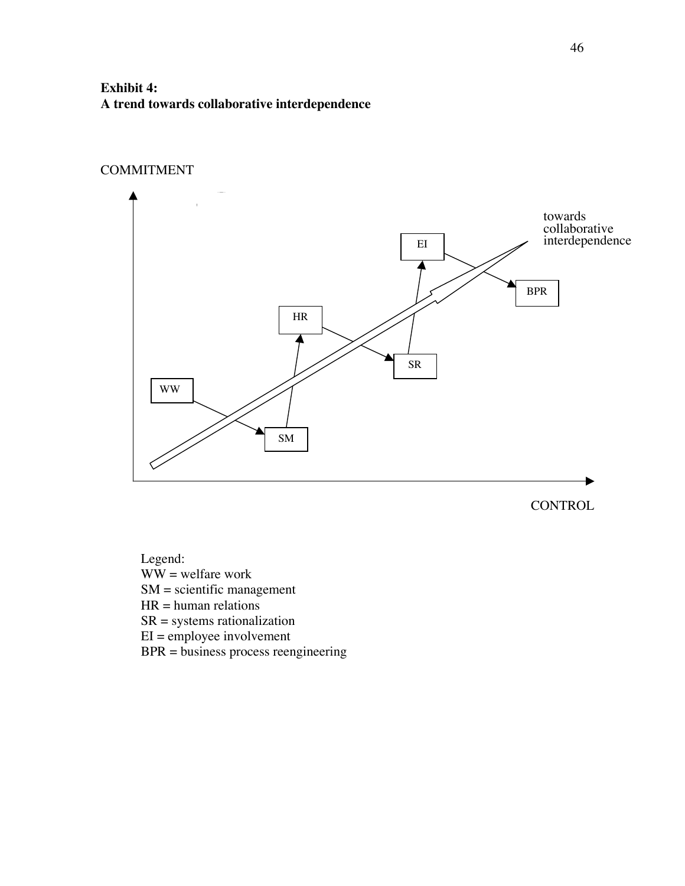**Exhibit 4:**
**A trend towards collaborative interdependence**

COMMITMENT

towards
collaborative
interdependence

EI

BPR

HR

SR

WW

SM

CONTROL

Legend:
WW = welfare work
SM = scientific management
HR = human relations
SR = systems rationalization
EI = employee involvement
BPR = business process reengineering